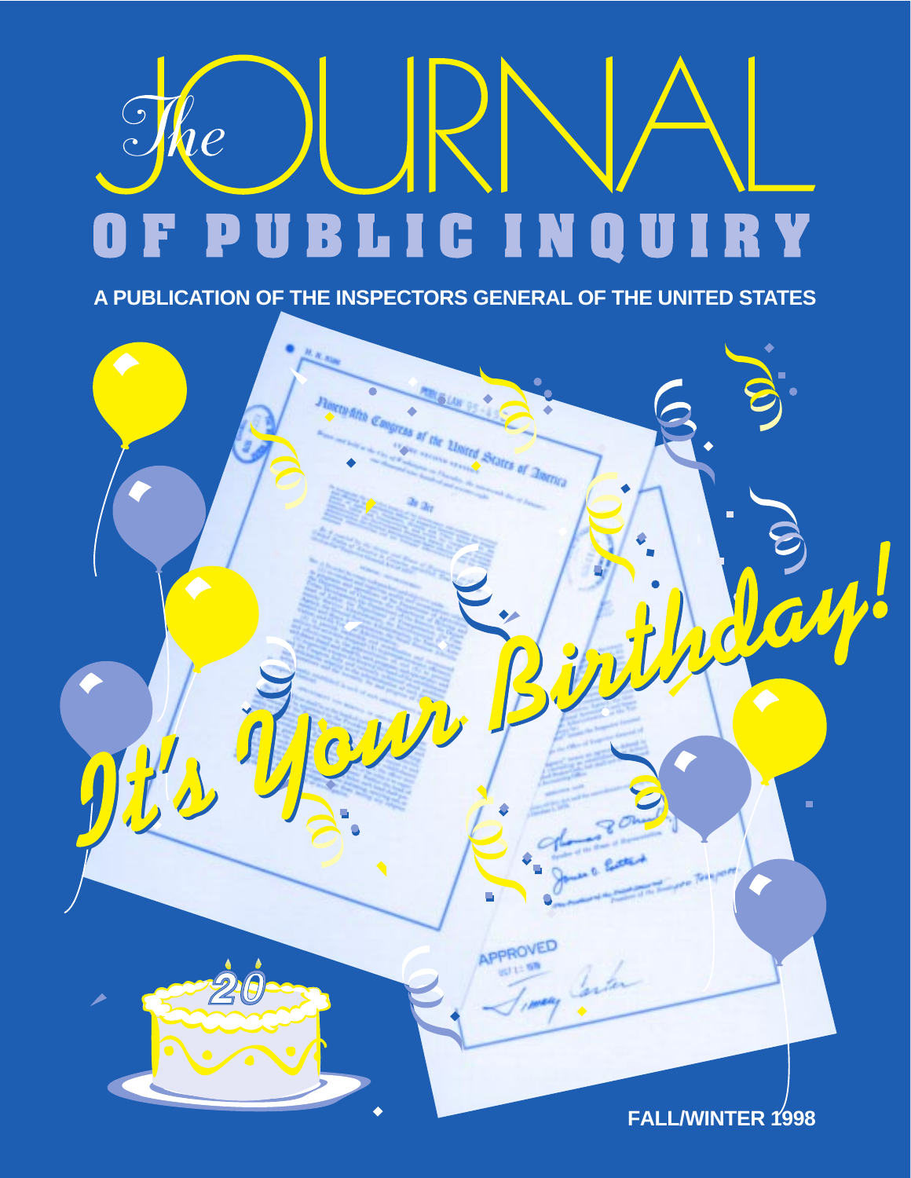# The JOURNAL OF PUBLIC INQUIRY

**A PUBLICATION OF THE INSPECTORS GENERAL OF THE UNITED STATES**

*It's Your Birthday!*

20

**FALL/WINTER 1998**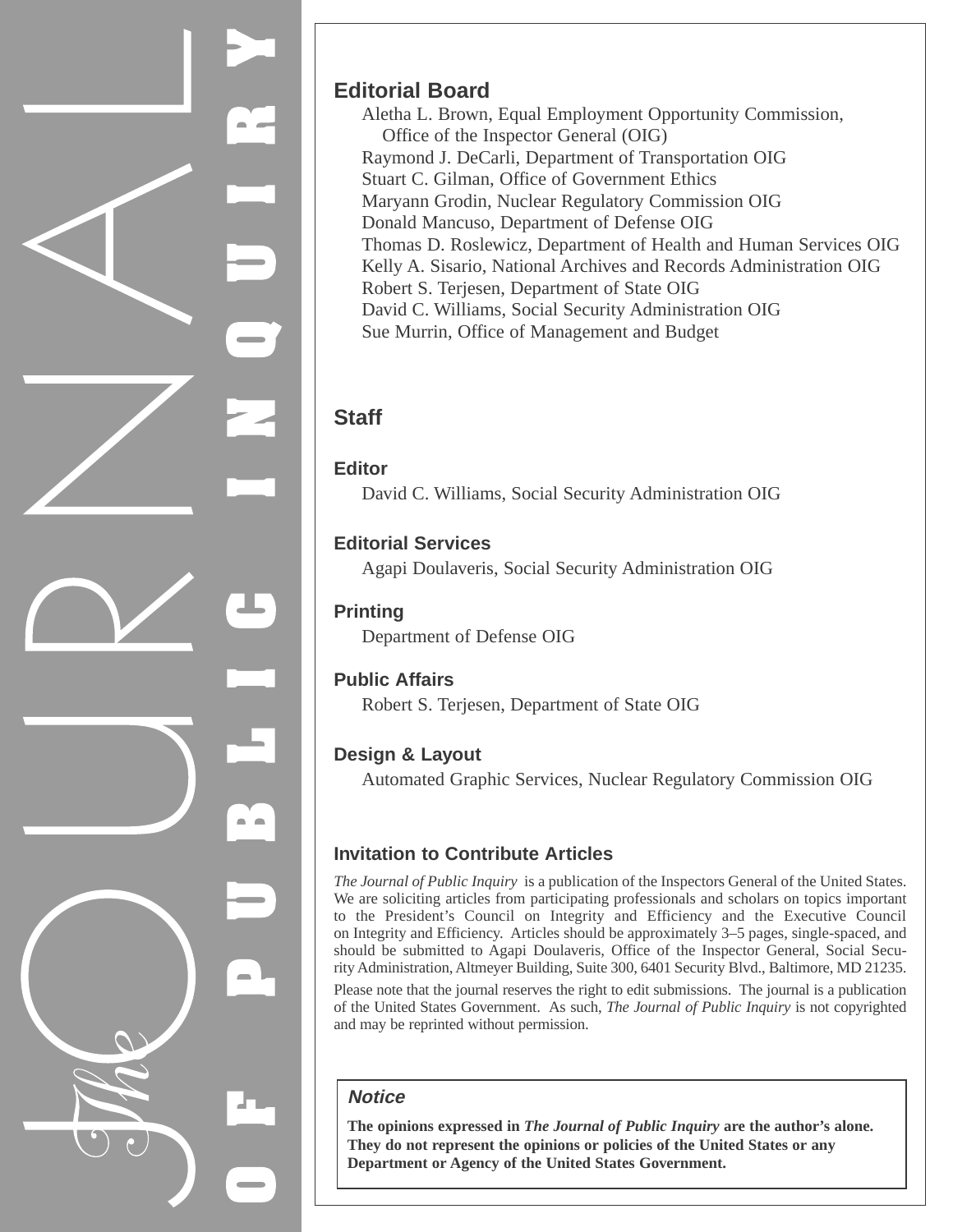## Editorial Board

Aletha L. Brown, Equal Employment Opportunity Commission, Office of the Inspector General (OIG)
Raymond J. DeCarli, Department of Transportation OIG
Stuart C. Gilman, Office of Government Ethics
Maryann Grodin, Nuclear Regulatory Commission OIG
Donald Mancuso, Department of Defense OIG
Thomas D. Roslewicz, Department of Health and Human Services OIG
Kelly A. Sisario, National Archives and Records Administration OIG
Robert S. Terjesen, Department of State OIG
David C. Williams, Social Security Administration OIG
Sue Murrin, Office of Management and Budget

## Staff

### Editor

David C. Williams, Social Security Administration OIG

### Editorial Services

Agapi Doulaveris, Social Security Administration OIG

### Printing

Department of Defense OIG

### Public Affairs

Robert S. Terjesen, Department of State OIG

### Design & Layout

Automated Graphic Services, Nuclear Regulatory Commission OIG

## Invitation to Contribute Articles

*The Journal of Public Inquiry* is a publication of the Inspectors General of the United States. We are soliciting articles from participating professionals and scholars on topics important to the President's Council on Integrity and Efficiency and the Executive Council on Integrity and Efficiency. Articles should be approximately 3–5 pages, single-spaced, and should be submitted to Agapi Doulaveris, Office of the Inspector General, Social Security Administration, Altmeyer Building, Suite 300, 6401 Security Blvd., Baltimore, MD 21235.

Please note that the journal reserves the right to edit submissions. The journal is a publication of the United States Government. As such, *The Journal of Public Inquiry* is not copyrighted and may be reprinted without permission.

### *Notice*

**The opinions expressed in *The Journal of Public Inquiry* are the author's alone. They do not represent the opinions or policies of the United States or any Department or Agency of the United States Government.**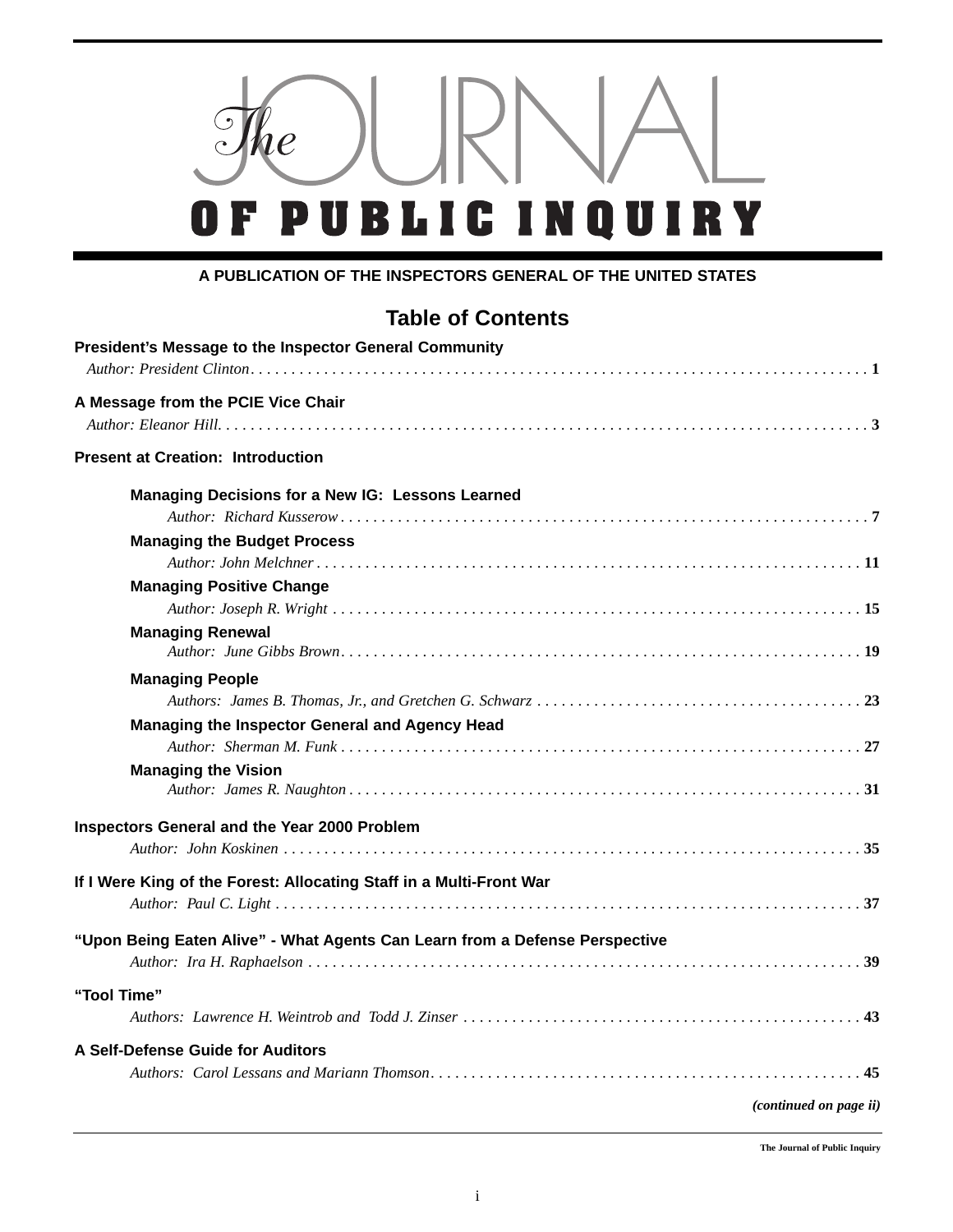# The JOURNAL OF PUBLIC INQUIRY

**A PUBLICATION OF THE INSPECTORS GENERAL OF THE UNITED STATES**

## Table of Contents

**President's Message to the Inspector General Community**
*Author: President Clinton* . . . . . . . . . . **1**

**A Message from the PCIE Vice Chair**
*Author: Eleanor Hill.* . . . . . . . . . . **3**

**Present at Creation: Introduction**

- **Managing Decisions for a New IG: Lessons Learned**
  *Author: Richard Kusserow* . . . . . . . . . . **7**
- **Managing the Budget Process**
  *Author: John Melchner* . . . . . . . . . . **11**
- **Managing Positive Change**
  *Author: Joseph R. Wright* . . . . . . . . . . **15**
- **Managing Renewal**
  *Author: June Gibbs Brown* . . . . . . . . . . **19**
- **Managing People**
  *Authors: James B. Thomas, Jr., and Gretchen G. Schwarz* . . . . . . . . . . **23**
- **Managing the Inspector General and Agency Head**
  *Author: Sherman M. Funk* . . . . . . . . . . **27**
- **Managing the Vision**
  *Author: James R. Naughton* . . . . . . . . . . **31**

**Inspectors General and the Year 2000 Problem**
*Author: John Koskinen* . . . . . . . . . . **35**

**If I Were King of the Forest: Allocating Staff in a Multi-Front War**
*Author: Paul C. Light* . . . . . . . . . . **37**

**"Upon Being Eaten Alive" - What Agents Can Learn from a Defense Perspective**
*Author: Ira H. Raphaelson* . . . . . . . . . . **39**

**"Tool Time"**
*Authors: Lawrence H. Weintrob and Todd J. Zinser* . . . . . . . . . . **43**

**A Self-Defense Guide for Auditors**
*Authors: Carol Lessans and Mariann Thomson* . . . . . . . . . . **45**

***(continued on page ii)***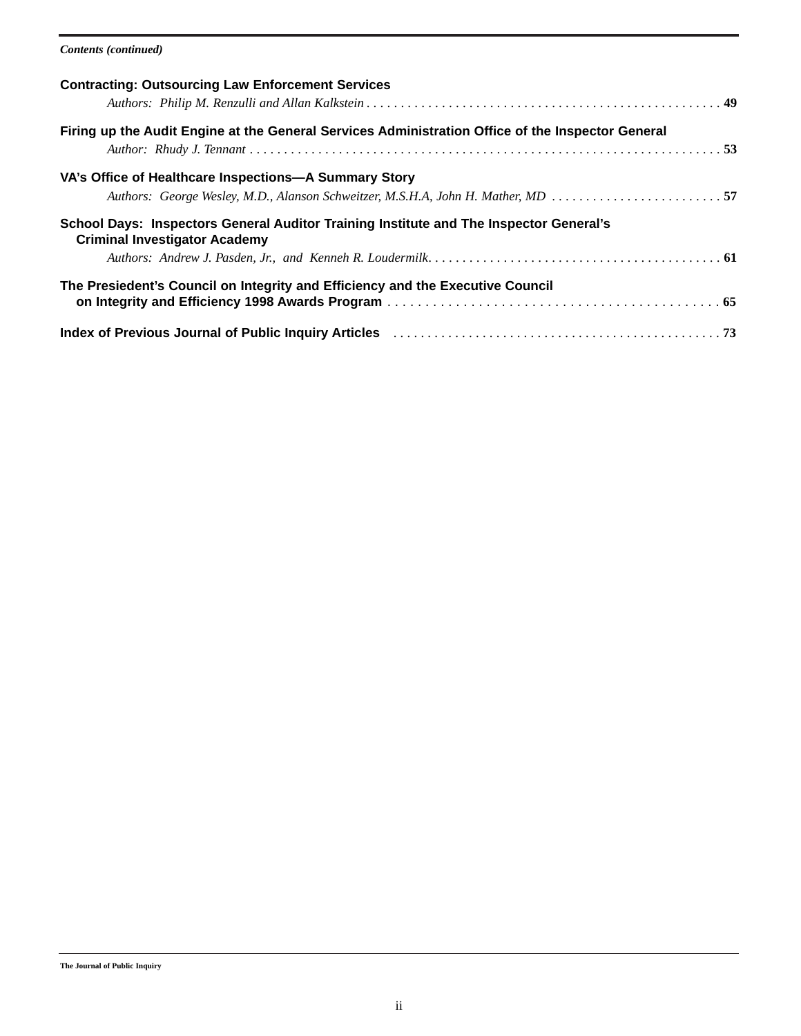*Contents (continued)*

**Contracting: Outsourcing Law Enforcement Services**

*Authors: Philip M. Renzulli and Allan Kalkstein* . . . . . . . . . . . . . . . . . . . . . . . . . . . . . . . . . . . . . . . . . . . . . . . . . . . . **49**

**Firing up the Audit Engine at the General Services Administration Office of the Inspector General**

*Author: Rhudy J. Tennant* . . . . . . . . . . . . . . . . . . . . . . . . . . . . . . . . . . . . . . . . . . . . . . . . . . . . . . . . . . . . . . . . . . . . . **53**

**VA's Office of Healthcare Inspections—A Summary Story**

*Authors: George Wesley, M.D., Alanson Schweitzer, M.S.H.A, John H. Mather, MD* . . . . . . . . . . . . . . . . . . . . . . . . . **57**

**School Days: Inspectors General Auditor Training Institute and The Inspector General's Criminal Investigator Academy**

*Authors: Andrew J. Pasden, Jr., and Kenneh R. Loudermilk*. . . . . . . . . . . . . . . . . . . . . . . . . . . . . . . . . . . . . . . . . . . **61**

**The Presiedent's Council on Integrity and Efficiency and the Executive Council on Integrity and Efficiency 1998 Awards Program** . . . . . . . . . . . . . . . . . . . . . . . . . . . . . . . . . . . . . . . . . . . . . **65**

**Index of Previous Journal of Public Inquiry Articles** . . . . . . . . . . . . . . . . . . . . . . . . . . . . . . . . . . . . . . . . . . . . . . . . **73**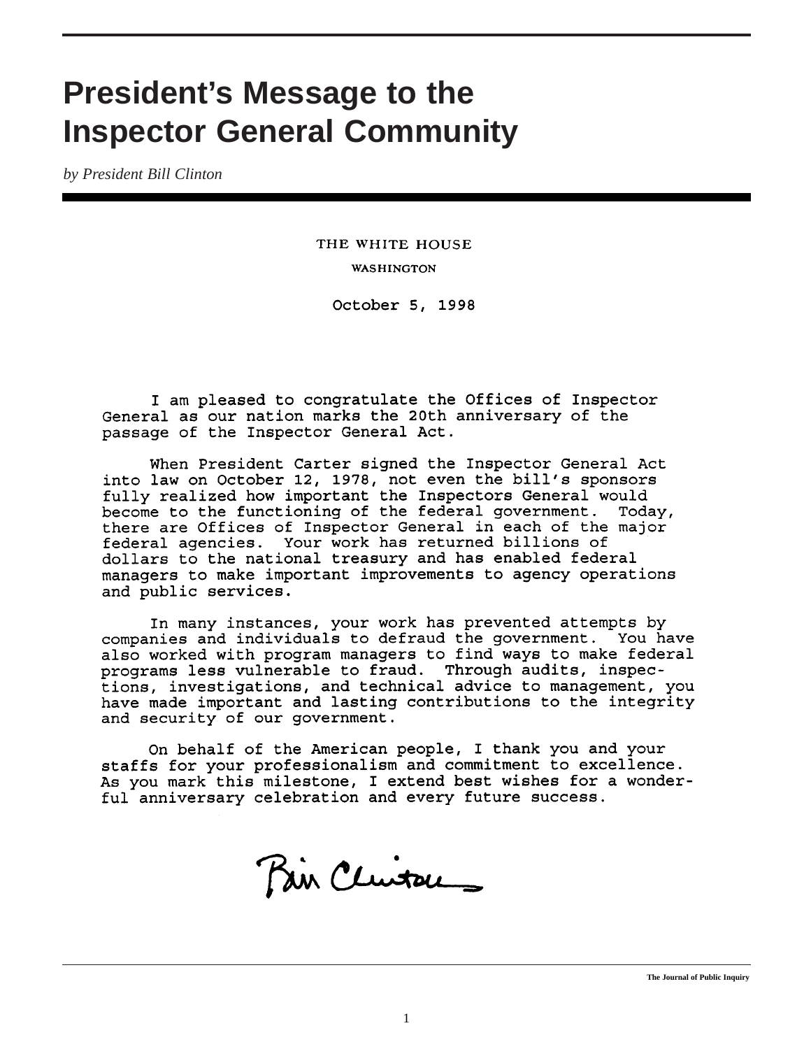# President's Message to the Inspector General Community

*by President Bill Clinton*

THE WHITE HOUSE

WASHINGTON

October 5, 1998

I am pleased to congratulate the Offices of Inspector General as our nation marks the 20th anniversary of the passage of the Inspector General Act.

When President Carter signed the Inspector General Act into law on October 12, 1978, not even the bill's sponsors fully realized how important the Inspectors General would become to the functioning of the federal government. Today, there are Offices of Inspector General in each of the major federal agencies. Your work has returned billions of dollars to the national treasury and has enabled federal managers to make important improvements to agency operations and public services.

In many instances, your work has prevented attempts by companies and individuals to defraud the government. You have also worked with program managers to find ways to make federal programs less vulnerable to fraud. Through audits, inspections, investigations, and technical advice to management, you have made important and lasting contributions to the integrity and security of our government.

On behalf of the American people, I thank you and your staffs for your professionalism and commitment to excellence. As you mark this milestone, I extend best wishes for a wonderful anniversary celebration and every future success.

Bill Clinton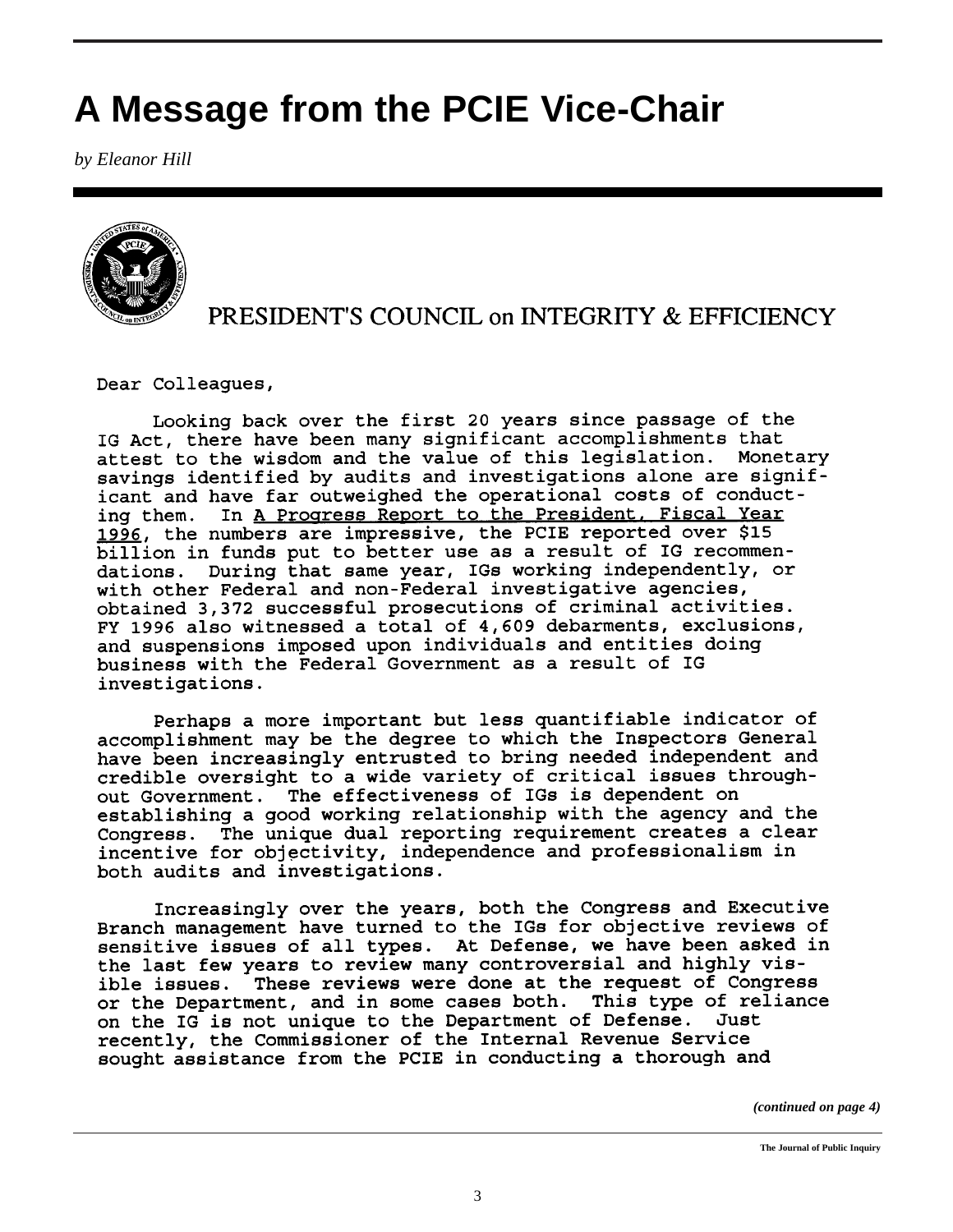# A Message from the PCIE Vice-Chair

*by Eleanor Hill*

PRESIDENT'S COUNCIL on INTEGRITY & EFFICIENCY

Dear Colleagues,

Looking back over the first 20 years since passage of the IG Act, there have been many significant accomplishments that attest to the wisdom and the value of this legislation. Monetary savings identified by audits and investigations alone are significant and have far outweighed the operational costs of conducting them. In A Progress Report to the President, Fiscal Year 1996, the numbers are impressive, the PCIE reported over $15 billion in funds put to better use as a result of IG recommendations. During that same year, IGs working independently, or with other Federal and non-Federal investigative agencies, obtained 3,372 successful prosecutions of criminal activities. FY 1996 also witnessed a total of 4,609 debarments, exclusions, and suspensions imposed upon individuals and entities doing business with the Federal Government as a result of IG investigations.

Perhaps a more important but less quantifiable indicator of accomplishment may be the degree to which the Inspectors General have been increasingly entrusted to bring needed independent and credible oversight to a wide variety of critical issues throughout Government. The effectiveness of IGs is dependent on establishing a good working relationship with the agency and the Congress. The unique dual reporting requirement creates a clear incentive for objectivity, independence and professionalism in both audits and investigations.

Increasingly over the years, both the Congress and Executive Branch management have turned to the IGs for objective reviews of sensitive issues of all types. At Defense, we have been asked in the last few years to review many controversial and highly visible issues. These reviews were done at the request of Congress or the Department, and in some cases both. This type of reliance on the IG is not unique to the Department of Defense. Just recently, the Commissioner of the Internal Revenue Service sought assistance from the PCIE in conducting a thorough and

*(continued on page 4)*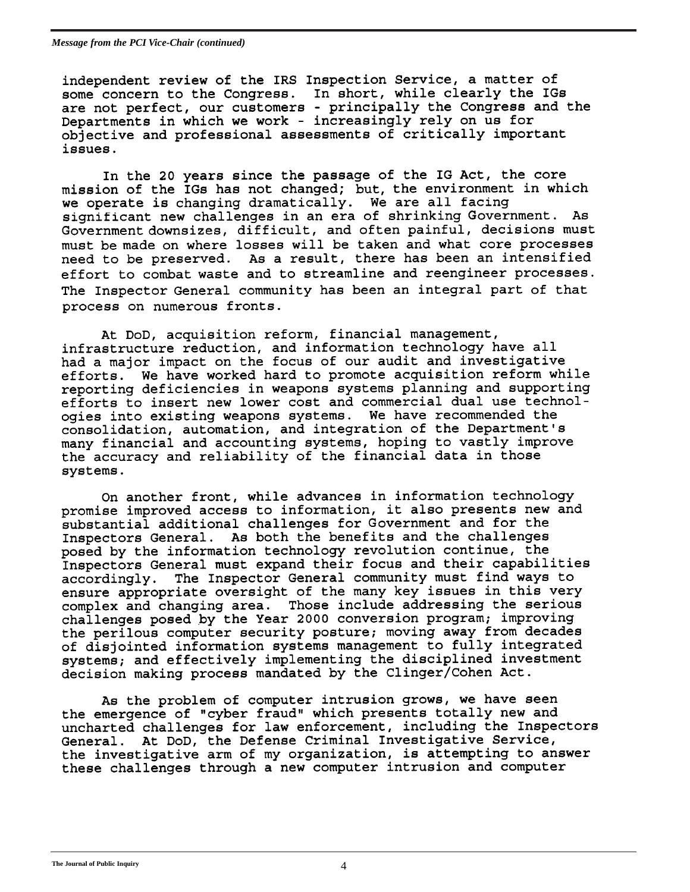independent review of the IRS Inspection Service, a matter of some concern to the Congress. In short, while clearly the IGs are not perfect, our customers - principally the Congress and the Departments in which we work - increasingly rely on us for objective and professional assessments of critically important issues.

In the 20 years since the passage of the IG Act, the core mission of the IGs has not changed; but, the environment in which we operate is changing dramatically. We are all facing significant new challenges in an era of shrinking Government. As Government downsizes, difficult, and often painful, decisions must must be made on where losses will be taken and what core processes need to be preserved. As a result, there has been an intensified effort to combat waste and to streamline and reengineer processes. The Inspector General community has been an integral part of that process on numerous fronts.

At DoD, acquisition reform, financial management, infrastructure reduction, and information technology have all had a major impact on the focus of our audit and investigative efforts. We have worked hard to promote acquisition reform while reporting deficiencies in weapons systems planning and supporting efforts to insert new lower cost and commercial dual use technologies into existing weapons systems. We have recommended the consolidation, automation, and integration of the Department's many financial and accounting systems, hoping to vastly improve the accuracy and reliability of the financial data in those systems.

On another front, while advances in information technology promise improved access to information, it also presents new and substantial additional challenges for Government and for the Inspectors General. As both the benefits and the challenges posed by the information technology revolution continue, the Inspectors General must expand their focus and their capabilities accordingly. The Inspector General community must find ways to ensure appropriate oversight of the many key issues in this very complex and changing area. Those include addressing the serious challenges posed by the Year 2000 conversion program; improving the perilous computer security posture; moving away from decades of disjointed information systems management to fully integrated systems; and effectively implementing the disciplined investment decision making process mandated by the Clinger/Cohen Act.

As the problem of computer intrusion grows, we have seen the emergence of "cyber fraud" which presents totally new and uncharted challenges for law enforcement, including the Inspectors General. At DoD, the Defense Criminal Investigative Service, the investigative arm of my organization, is attempting to answer these challenges through a new computer intrusion and computer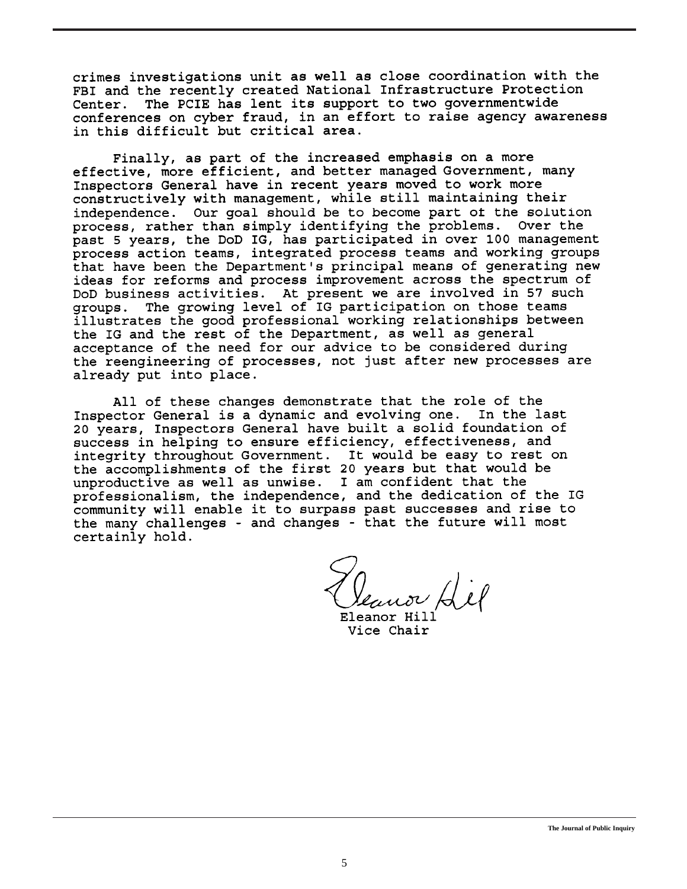crimes investigations unit as well as close coordination with the FBI and the recently created National Infrastructure Protection Center. The PCIE has lent its support to two governmentwide conferences on cyber fraud, in an effort to raise agency awareness in this difficult but critical area.

Finally, as part of the increased emphasis on a more effective, more efficient, and better managed Government, many Inspectors General have in recent years moved to work more constructively with management, while still maintaining their independence. Our goal should be to become part of the solution process, rather than simply identifying the problems. Over the past 5 years, the DoD IG, has participated in over 100 management process action teams, integrated process teams and working groups that have been the Department's principal means of generating new ideas for reforms and process improvement across the spectrum of DoD business activities. At present we are involved in 57 such groups. The growing level of IG participation on those teams illustrates the good professional working relationships between the IG and the rest of the Department, as well as general acceptance of the need for our advice to be considered during the reengineering of processes, not just after new processes are already put into place.

All of these changes demonstrate that the role of the Inspector General is a dynamic and evolving one. In the last 20 years, Inspectors General have built a solid foundation of success in helping to ensure efficiency, effectiveness, and integrity throughout Government. It would be easy to rest on the accomplishments of the first 20 years but that would be unproductive as well as unwise. I am confident that the professionalism, the independence, and the dedication of the IG community will enable it to surpass past successes and rise to the many challenges - and changes - that the future will most certainly hold.

Eleanor Hill
Vice Chair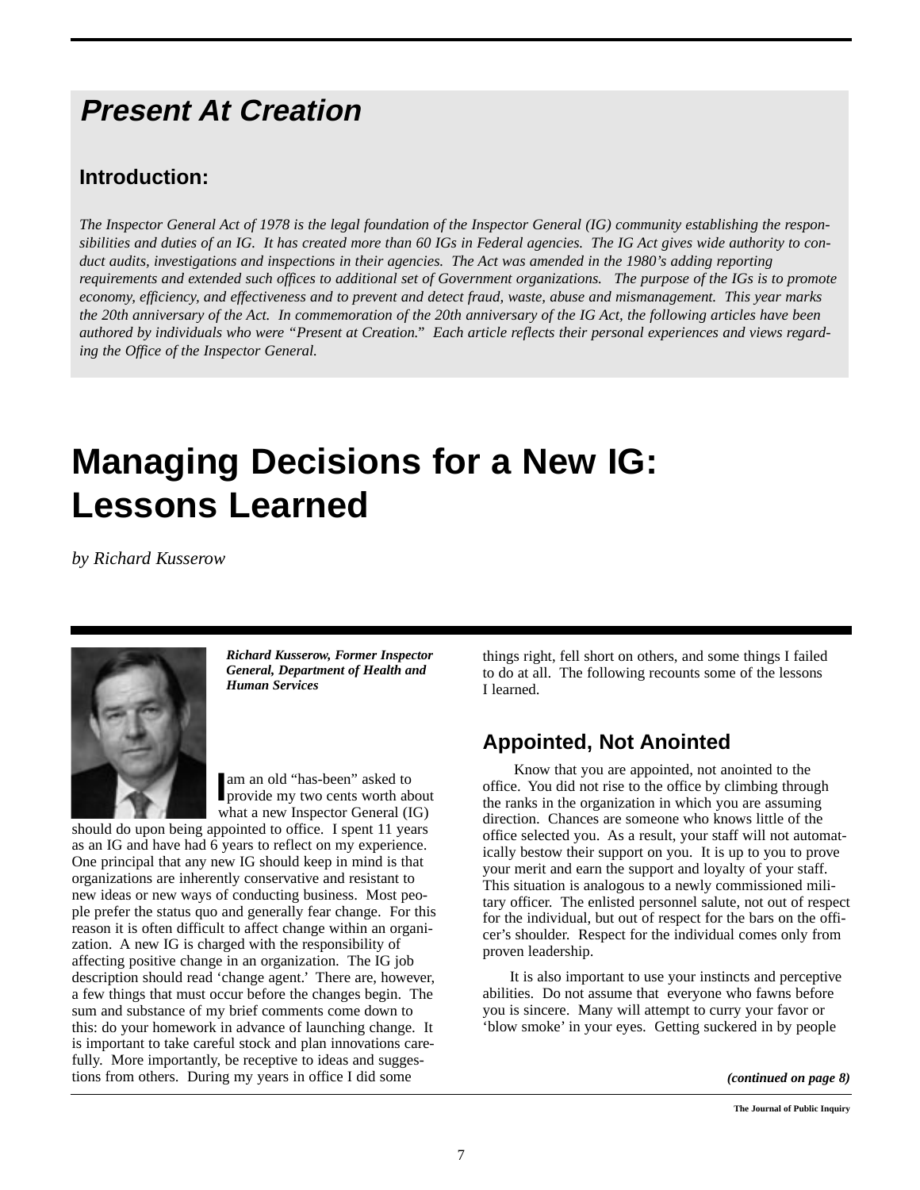## *Present At Creation*

### Introduction:

*The Inspector General Act of 1978 is the legal foundation of the Inspector General (IG) community establishing the responsibilities and duties of an IG. It has created more than 60 IGs in Federal agencies. The IG Act gives wide authority to conduct audits, investigations and inspections in their agencies. The Act was amended in the 1980's adding reporting requirements and extended such offices to additional set of Government organizations. The purpose of the IGs is to promote economy, efficiency, and effectiveness and to prevent and detect fraud, waste, abuse and mismanagement. This year marks the 20th anniversary of the Act. In commemoration of the 20th anniversary of the IG Act, the following articles have been authored by individuals who were "Present at Creation." Each article reflects their personal experiences and views regarding the Office of the Inspector General.*

# Managing Decisions for a New IG: Lessons Learned

*by Richard Kusserow*

***Richard Kusserow, Former Inspector General, Department of Health and Human Services***

I am an old "has-been" asked to provide my two cents worth about what a new Inspector General (IG) should do upon being appointed to office. I spent 11 years as an IG and have had 6 years to reflect on my experience. One principal that any new IG should keep in mind is that organizations are inherently conservative and resistant to new ideas or new ways of conducting business. Most people prefer the status quo and generally fear change. For this reason it is often difficult to affect change within an organization. A new IG is charged with the responsibility of affecting positive change in an organization. The IG job description should read 'change agent.' There are, however, a few things that must occur before the changes begin. The sum and substance of my brief comments come down to this: do your homework in advance of launching change. It is important to take careful stock and plan innovations carefully. More importantly, be receptive to ideas and suggestions from others. During my years in office I did some things right, fell short on others, and some things I failed to do at all. The following recounts some of the lessons I learned.

## Appointed, Not Anointed

Know that you are appointed, not anointed to the office. You did not rise to the office by climbing through the ranks in the organization in which you are assuming direction. Chances are someone who knows little of the office selected you. As a result, your staff will not automatically bestow their support on you. It is up to you to prove your merit and earn the support and loyalty of your staff. This situation is analogous to a newly commissioned military officer. The enlisted personnel salute, not out of respect for the individual, but out of respect for the bars on the officer's shoulder. Respect for the individual comes only from proven leadership.

It is also important to use your instincts and perceptive abilities. Do not assume that everyone who fawns before you is sincere. Many will attempt to curry your favor or 'blow smoke' in your eyes. Getting suckered in by people

***(continued on page 8)***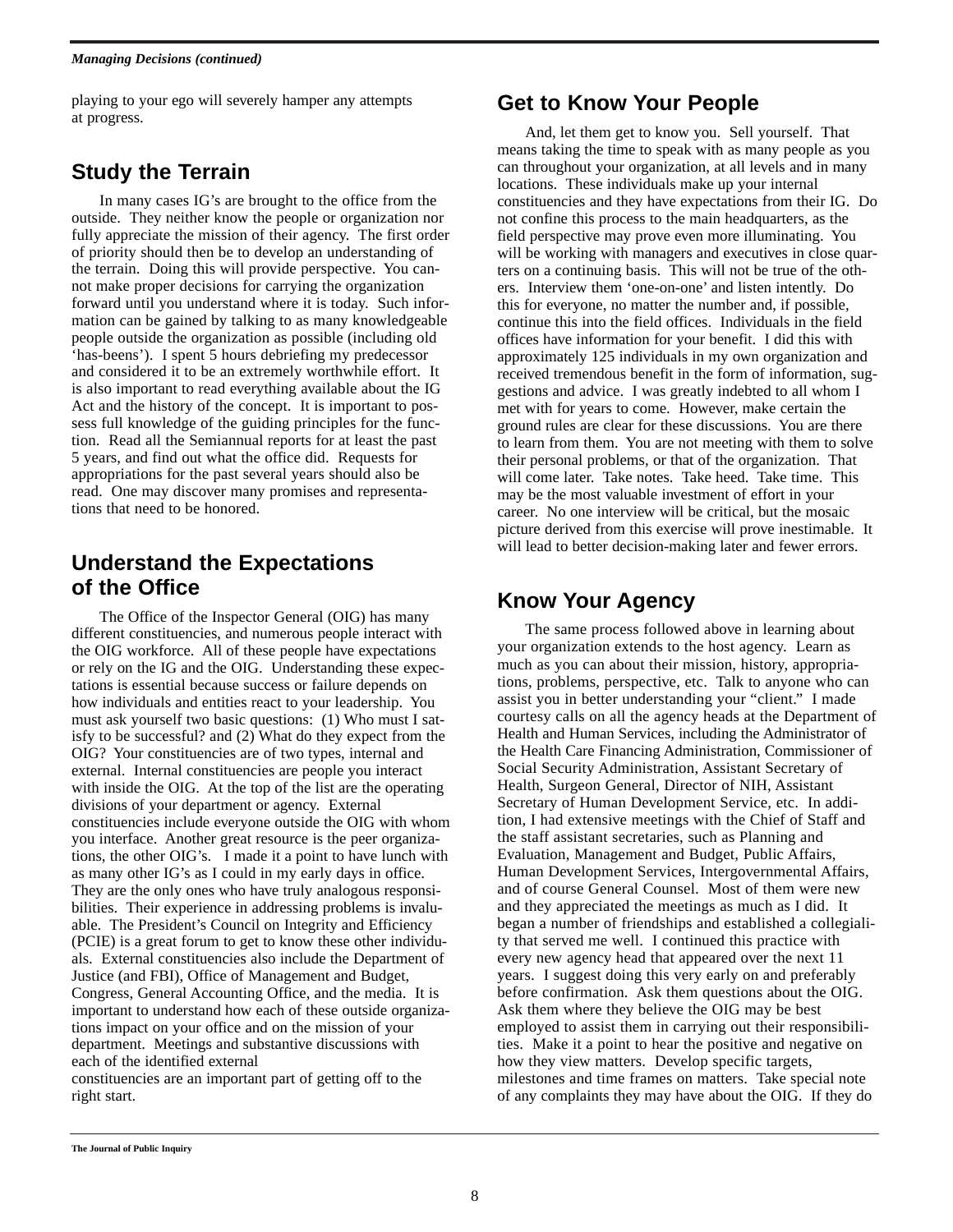playing to your ego will severely hamper any attempts at progress.

## Study the Terrain

In many cases IG's are brought to the office from the outside. They neither know the people or organization nor fully appreciate the mission of their agency. The first order of priority should then be to develop an understanding of the terrain. Doing this will provide perspective. You cannot make proper decisions for carrying the organization forward until you understand where it is today. Such information can be gained by talking to as many knowledgeable people outside the organization as possible (including old 'has-beens'). I spent 5 hours debriefing my predecessor and considered it to be an extremely worthwhile effort. It is also important to read everything available about the IG Act and the history of the concept. It is important to possess full knowledge of the guiding principles for the function. Read all the Semiannual reports for at least the past 5 years, and find out what the office did. Requests for appropriations for the past several years should also be read. One may discover many promises and representations that need to be honored.

## Understand the Expectations of the Office

The Office of the Inspector General (OIG) has many different constituencies, and numerous people interact with the OIG workforce. All of these people have expectations or rely on the IG and the OIG. Understanding these expectations is essential because success or failure depends on how individuals and entities react to your leadership. You must ask yourself two basic questions: (1) Who must I satisfy to be successful? and (2) What do they expect from the OIG? Your constituencies are of two types, internal and external. Internal constituencies are people you interact with inside the OIG. At the top of the list are the operating divisions of your department or agency. External constituencies include everyone outside the OIG with whom you interface. Another great resource is the peer organizations, the other OIG's. I made it a point to have lunch with as many other IG's as I could in my early days in office. They are the only ones who have truly analogous responsibilities. Their experience in addressing problems is invaluable. The President's Council on Integrity and Efficiency (PCIE) is a great forum to get to know these other individuals. External constituencies also include the Department of Justice (and FBI), Office of Management and Budget, Congress, General Accounting Office, and the media. It is important to understand how each of these outside organizations impact on your office and on the mission of your department. Meetings and substantive discussions with each of the identified external constituencies are an important part of getting off to the right start.

## Get to Know Your People

And, let them get to know you. Sell yourself. That means taking the time to speak with as many people as you can throughout your organization, at all levels and in many locations. These individuals make up your internal constituencies and they have expectations from their IG. Do not confine this process to the main headquarters, as the field perspective may prove even more illuminating. You will be working with managers and executives in close quarters on a continuing basis. This will not be true of the others. Interview them 'one-on-one' and listen intently. Do this for everyone, no matter the number and, if possible, continue this into the field offices. Individuals in the field offices have information for your benefit. I did this with approximately 125 individuals in my own organization and received tremendous benefit in the form of information, suggestions and advice. I was greatly indebted to all whom I met with for years to come. However, make certain the ground rules are clear for these discussions. You are there to learn from them. You are not meeting with them to solve their personal problems, or that of the organization. That will come later. Take notes. Take heed. Take time. This may be the most valuable investment of effort in your career. No one interview will be critical, but the mosaic picture derived from this exercise will prove inestimable. It will lead to better decision-making later and fewer errors.

## Know Your Agency

The same process followed above in learning about your organization extends to the host agency. Learn as much as you can about their mission, history, appropriations, problems, perspective, etc. Talk to anyone who can assist you in better understanding your "client." I made courtesy calls on all the agency heads at the Department of Health and Human Services, including the Administrator of the Health Care Financing Administration, Commissioner of Social Security Administration, Assistant Secretary of Health, Surgeon General, Director of NIH, Assistant Secretary of Human Development Service, etc. In addition, I had extensive meetings with the Chief of Staff and the staff assistant secretaries, such as Planning and Evaluation, Management and Budget, Public Affairs, Human Development Services, Intergovernmental Affairs, and of course General Counsel. Most of them were new and they appreciated the meetings as much as I did. It began a number of friendships and established a collegiality that served me well. I continued this practice with every new agency head that appeared over the next 11 years. I suggest doing this very early on and preferably before confirmation. Ask them questions about the OIG. Ask them where they believe the OIG may be best employed to assist them in carrying out their responsibilities. Make it a point to hear the positive and negative on how they view matters. Develop specific targets, milestones and time frames on matters. Take special note of any complaints they may have about the OIG. If they do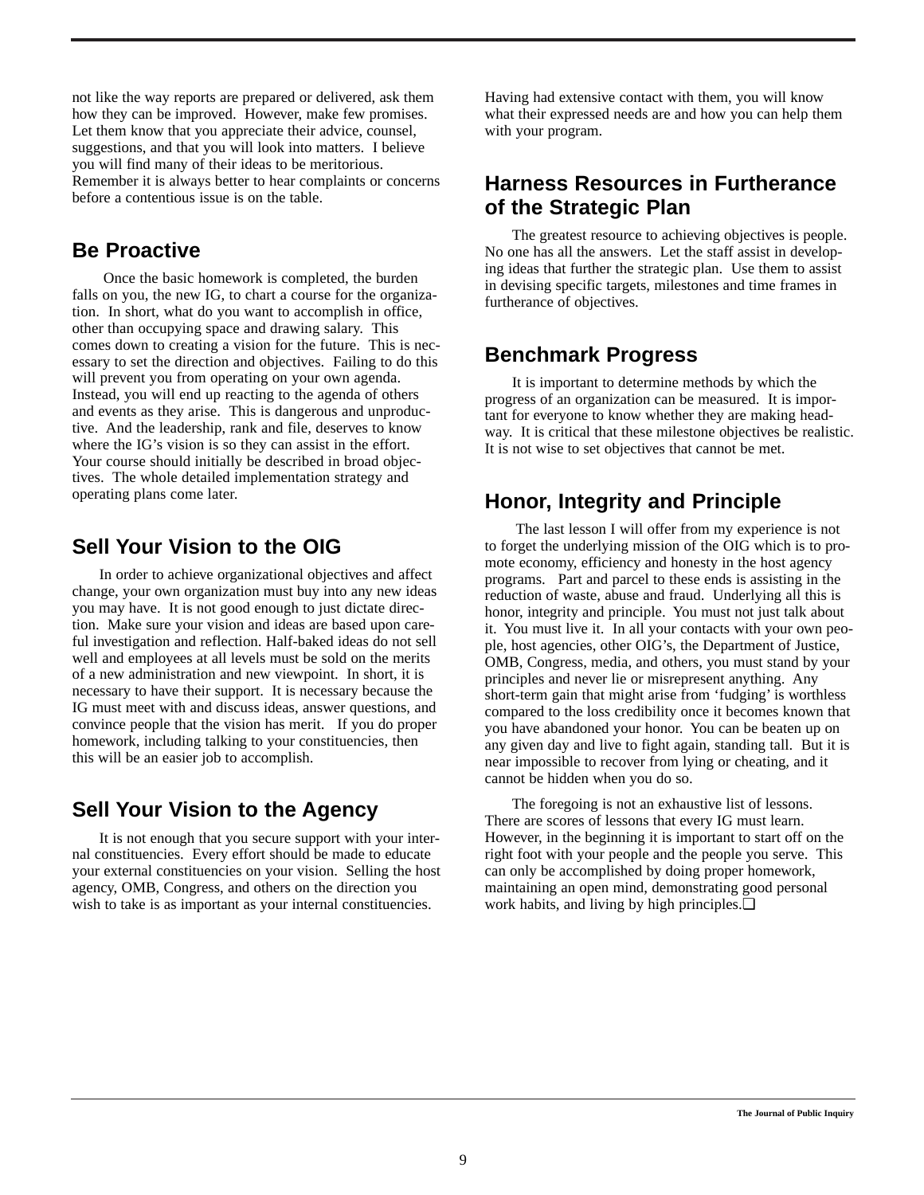not like the way reports are prepared or delivered, ask them how they can be improved. However, make few promises. Let them know that you appreciate their advice, counsel, suggestions, and that you will look into matters. I believe you will find many of their ideas to be meritorious. Remember it is always better to hear complaints or concerns before a contentious issue is on the table.

## Be Proactive

Once the basic homework is completed, the burden falls on you, the new IG, to chart a course for the organization. In short, what do you want to accomplish in office, other than occupying space and drawing salary. This comes down to creating a vision for the future. This is necessary to set the direction and objectives. Failing to do this will prevent you from operating on your own agenda. Instead, you will end up reacting to the agenda of others and events as they arise. This is dangerous and unproductive. And the leadership, rank and file, deserves to know where the IG's vision is so they can assist in the effort. Your course should initially be described in broad objectives. The whole detailed implementation strategy and operating plans come later.

## Sell Your Vision to the OIG

In order to achieve organizational objectives and affect change, your own organization must buy into any new ideas you may have. It is not good enough to just dictate direction. Make sure your vision and ideas are based upon careful investigation and reflection. Half-baked ideas do not sell well and employees at all levels must be sold on the merits of a new administration and new viewpoint. In short, it is necessary to have their support. It is necessary because the IG must meet with and discuss ideas, answer questions, and convince people that the vision has merit. If you do proper homework, including talking to your constituencies, then this will be an easier job to accomplish.

## Sell Your Vision to the Agency

It is not enough that you secure support with your internal constituencies. Every effort should be made to educate your external constituencies on your vision. Selling the host agency, OMB, Congress, and others on the direction you wish to take is as important as your internal constituencies. Having had extensive contact with them, you will know what their expressed needs are and how you can help them with your program.

## Harness Resources in Furtherance of the Strategic Plan

The greatest resource to achieving objectives is people. No one has all the answers. Let the staff assist in developing ideas that further the strategic plan. Use them to assist in devising specific targets, milestones and time frames in furtherance of objectives.

## Benchmark Progress

It is important to determine methods by which the progress of an organization can be measured. It is important for everyone to know whether they are making headway. It is critical that these milestone objectives be realistic. It is not wise to set objectives that cannot be met.

## Honor, Integrity and Principle

The last lesson I will offer from my experience is not to forget the underlying mission of the OIG which is to promote economy, efficiency and honesty in the host agency programs. Part and parcel to these ends is assisting in the reduction of waste, abuse and fraud. Underlying all this is honor, integrity and principle. You must not just talk about it. You must live it. In all your contacts with your own people, host agencies, other OIG's, the Department of Justice, OMB, Congress, media, and others, you must stand by your principles and never lie or misrepresent anything. Any short-term gain that might arise from 'fudging' is worthless compared to the loss credibility once it becomes known that you have abandoned your honor. You can be beaten up on any given day and live to fight again, standing tall. But it is near impossible to recover from lying or cheating, and it cannot be hidden when you do so.

The foregoing is not an exhaustive list of lessons. There are scores of lessons that every IG must learn. However, in the beginning it is important to start off on the right foot with your people and the people you serve. This can only be accomplished by doing proper homework, maintaining an open mind, demonstrating good personal work habits, and living by high principles.❑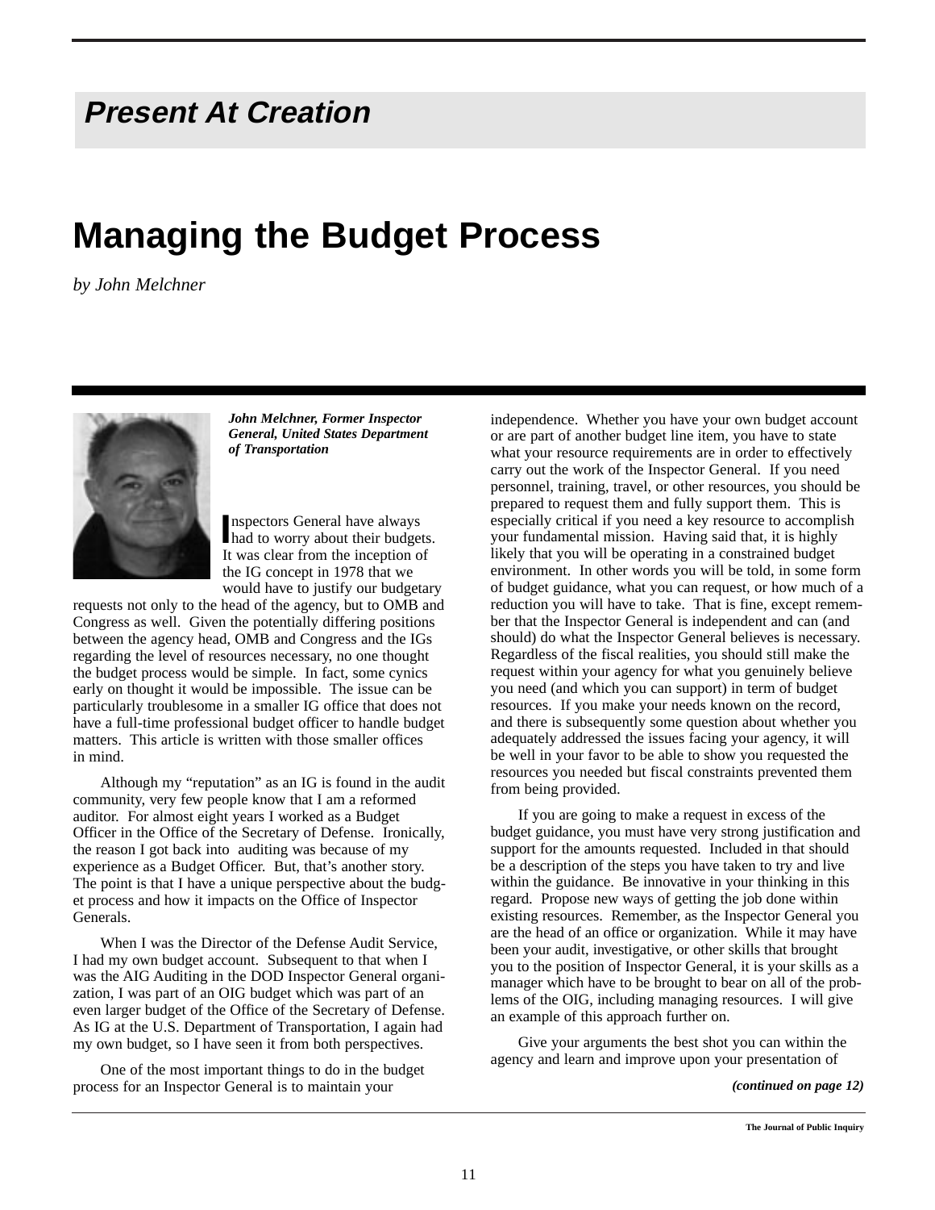## Present At Creation

# Managing the Budget Process

*by John Melchner*

***John Melchner, Former Inspector General, United States Department of Transportation***

Inspectors General have always had to worry about their budgets. It was clear from the inception of the IG concept in 1978 that we would have to justify our budgetary requests not only to the head of the agency, but to OMB and Congress as well. Given the potentially differing positions between the agency head, OMB and Congress and the IGs regarding the level of resources necessary, no one thought the budget process would be simple. In fact, some cynics early on thought it would be impossible. The issue can be particularly troublesome in a smaller IG office that does not have a full-time professional budget officer to handle budget matters. This article is written with those smaller offices in mind.

Although my "reputation" as an IG is found in the audit community, very few people know that I am a reformed auditor. For almost eight years I worked as a Budget Officer in the Office of the Secretary of Defense. Ironically, the reason I got back into auditing was because of my experience as a Budget Officer. But, that's another story. The point is that I have a unique perspective about the budget process and how it impacts on the Office of Inspector Generals.

When I was the Director of the Defense Audit Service, I had my own budget account. Subsequent to that when I was the AIG Auditing in the DOD Inspector General organization, I was part of an OIG budget which was part of an even larger budget of the Office of the Secretary of Defense. As IG at the U.S. Department of Transportation, I again had my own budget, so I have seen it from both perspectives.

One of the most important things to do in the budget process for an Inspector General is to maintain your independence. Whether you have your own budget account or are part of another budget line item, you have to state what your resource requirements are in order to effectively carry out the work of the Inspector General. If you need personnel, training, travel, or other resources, you should be prepared to request them and fully support them. This is especially critical if you need a key resource to accomplish your fundamental mission. Having said that, it is highly likely that you will be operating in a constrained budget environment. In other words you will be told, in some form of budget guidance, what you can request, or how much of a reduction you will have to take. That is fine, except remember that the Inspector General is independent and can (and should) do what the Inspector General believes is necessary. Regardless of the fiscal realities, you should still make the request within your agency for what you genuinely believe you need (and which you can support) in term of budget resources. If you make your needs known on the record, and there is subsequently some question about whether you adequately addressed the issues facing your agency, it will be well in your favor to be able to show you requested the resources you needed but fiscal constraints prevented them from being provided.

If you are going to make a request in excess of the budget guidance, you must have very strong justification and support for the amounts requested. Included in that should be a description of the steps you have taken to try and live within the guidance. Be innovative in your thinking in this regard. Propose new ways of getting the job done within existing resources. Remember, as the Inspector General you are the head of an office or organization. While it may have been your audit, investigative, or other skills that brought you to the position of Inspector General, it is your skills as a manager which have to be brought to bear on all of the problems of the OIG, including managing resources. I will give an example of this approach further on.

Give your arguments the best shot you can within the agency and learn and improve upon your presentation of

***(continued on page 12)***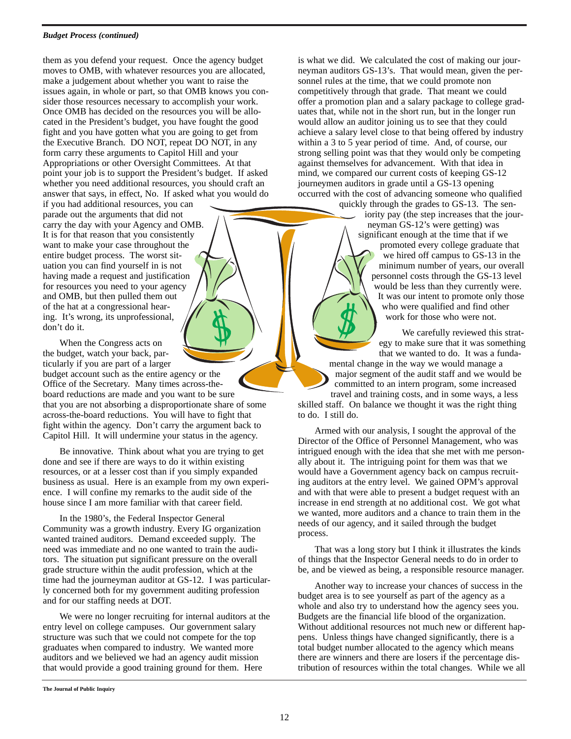them as you defend your request. Once the agency budget moves to OMB, with whatever resources you are allocated, make a judgement about whether you want to raise the issues again, in whole or part, so that OMB knows you consider those resources necessary to accomplish your work. Once OMB has decided on the resources you will be allocated in the President's budget, you have fought the good fight and you have gotten what you are going to get from the Executive Branch. DO NOT, repeat DO NOT, in any form carry these arguments to Capitol Hill and your Appropriations or other Oversight Committees. At that point your job is to support the President's budget. If asked whether you need additional resources, you should craft an answer that says, in effect, No. If asked what you would do if you had additional resources, you can parade out the arguments that did not carry the day with your Agency and OMB. It is for that reason that you consistently want to make your case throughout the entire budget process. The worst situation you can find yourself in is not having made a request and justification for resources you need to your agency and OMB, but then pulled them out of the hat at a congressional hearing. It's wrong, its unprofessional, don't do it.

When the Congress acts on the budget, watch your back, particularly if you are part of a larger budget account such as the entire agency or the Office of the Secretary. Many times across-the-board reductions are made and you want to be sure that you are not absorbing a disproportionate share of some across-the-board reductions. You will have to fight that fight within the agency. Don't carry the argument back to Capitol Hill. It will undermine your status in the agency.

Be innovative. Think about what you are trying to get done and see if there are ways to do it within existing resources, or at a lesser cost than if you simply expanded business as usual. Here is an example from my own experience. I will confine my remarks to the audit side of the house since I am more familiar with that career field.

In the 1980's, the Federal Inspector General Community was a growth industry. Every IG organization wanted trained auditors. Demand exceeded supply. The need was immediate and no one wanted to train the auditors. The situation put significant pressure on the overall grade structure within the audit profession, which at the time had the journeyman auditor at GS-12. I was particularly concerned both for my government auditing profession and for our staffing needs at DOT.

We were no longer recruiting for internal auditors at the entry level on college campuses. Our government salary structure was such that we could not compete for the top graduates when compared to industry. We wanted more auditors and we believed we had an agency audit mission that would provide a good training ground for them. Here is what we did. We calculated the cost of making our journeyman auditors GS-13's. That would mean, given the personnel rules at the time, that we could promote non competitively through that grade. That meant we could offer a promotion plan and a salary package to college graduates that, while not in the short run, but in the longer run would allow an auditor joining us to see that they could achieve a salary level close to that being offered by industry within a 3 to 5 year period of time. And, of course, our strong selling point was that they would only be competing against themselves for advancement. With that idea in mind, we compared our current costs of keeping GS-12 journeymen auditors in grade until a GS-13 opening occurred with the cost of advancing someone who qualified quickly through the grades to GS-13. The seniority pay (the step increases that the journeyman GS-12's were getting) was significant enough at the time that if we promoted every college graduate that we hired off campus to GS-13 in the minimum number of years, our overall personnel costs through the GS-13 level would be less than they currently were. It was our intent to promote only those who were qualified and find other work for those who were not.

We carefully reviewed this strategy to make sure that it was something that we wanted to do. It was a fundamental change in the way we would manage a major segment of the audit staff and we would be committed to an intern program, some increased travel and training costs, and in some ways, a less skilled staff. On balance we thought it was the right thing to do. I still do.

Armed with our analysis, I sought the approval of the Director of the Office of Personnel Management, who was intrigued enough with the idea that she met with me personally about it. The intriguing point for them was that we would have a Government agency back on campus recruiting auditors at the entry level. We gained OPM's approval and with that were able to present a budget request with an increase in end strength at no additional cost. We got what we wanted, more auditors and a chance to train them in the needs of our agency, and it sailed through the budget process.

That was a long story but I think it illustrates the kinds of things that the Inspector General needs to do in order to be, and be viewed as being, a responsible resource manager.

Another way to increase your chances of success in the budget area is to see yourself as part of the agency as a whole and also try to understand how the agency sees you. Budgets are the financial life blood of the organization. Without additional resources not much new or different happens. Unless things have changed significantly, there is a total budget number allocated to the agency which means there are winners and there are losers if the percentage distribution of resources within the total changes. While we all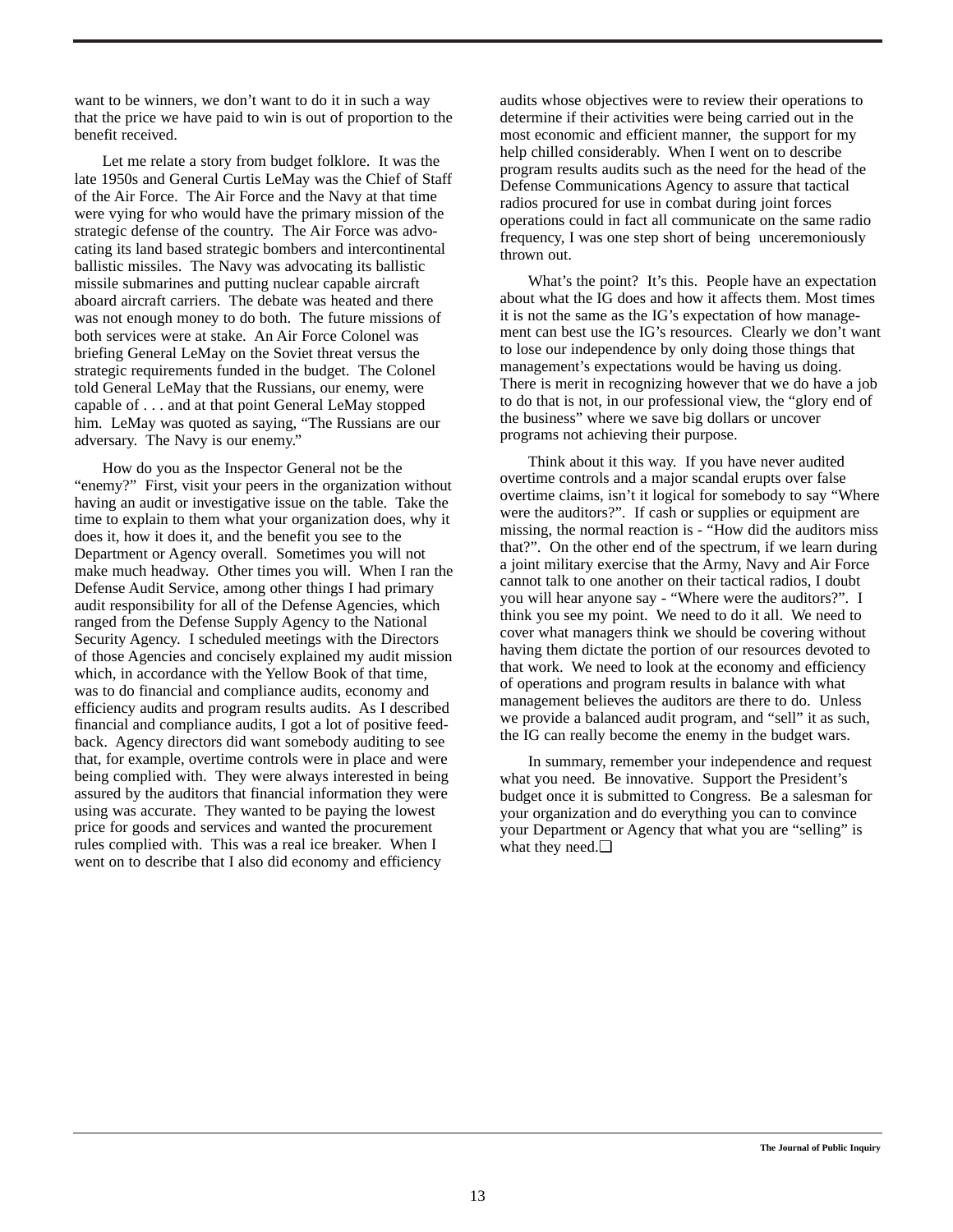want to be winners, we don't want to do it in such a way that the price we have paid to win is out of proportion to the benefit received.

Let me relate a story from budget folklore. It was the late 1950s and General Curtis LeMay was the Chief of Staff of the Air Force. The Air Force and the Navy at that time were vying for who would have the primary mission of the strategic defense of the country. The Air Force was advocating its land based strategic bombers and intercontinental ballistic missiles. The Navy was advocating its ballistic missile submarines and putting nuclear capable aircraft aboard aircraft carriers. The debate was heated and there was not enough money to do both. The future missions of both services were at stake. An Air Force Colonel was briefing General LeMay on the Soviet threat versus the strategic requirements funded in the budget. The Colonel told General LeMay that the Russians, our enemy, were capable of . . . and at that point General LeMay stopped him. LeMay was quoted as saying, "The Russians are our adversary. The Navy is our enemy."

How do you as the Inspector General not be the "enemy?" First, visit your peers in the organization without having an audit or investigative issue on the table. Take the time to explain to them what your organization does, why it does it, how it does it, and the benefit you see to the Department or Agency overall. Sometimes you will not make much headway. Other times you will. When I ran the Defense Audit Service, among other things I had primary audit responsibility for all of the Defense Agencies, which ranged from the Defense Supply Agency to the National Security Agency. I scheduled meetings with the Directors of those Agencies and concisely explained my audit mission which, in accordance with the Yellow Book of that time, was to do financial and compliance audits, economy and efficiency audits and program results audits. As I described financial and compliance audits, I got a lot of positive feedback. Agency directors did want somebody auditing to see that, for example, overtime controls were in place and were being complied with. They were always interested in being assured by the auditors that financial information they were using was accurate. They wanted to be paying the lowest price for goods and services and wanted the procurement rules complied with. This was a real ice breaker. When I went on to describe that I also did economy and efficiency audits whose objectives were to review their operations to determine if their activities were being carried out in the most economic and efficient manner, the support for my help chilled considerably. When I went on to describe program results audits such as the need for the head of the Defense Communications Agency to assure that tactical radios procured for use in combat during joint forces operations could in fact all communicate on the same radio frequency, I was one step short of being unceremoniously thrown out.

What's the point? It's this. People have an expectation about what the IG does and how it affects them. Most times it is not the same as the IG's expectation of how management can best use the IG's resources. Clearly we don't want to lose our independence by only doing those things that management's expectations would be having us doing. There is merit in recognizing however that we do have a job to do that is not, in our professional view, the "glory end of the business" where we save big dollars or uncover programs not achieving their purpose.

Think about it this way. If you have never audited overtime controls and a major scandal erupts over false overtime claims, isn't it logical for somebody to say "Where were the auditors?". If cash or supplies or equipment are missing, the normal reaction is - "How did the auditors miss that?". On the other end of the spectrum, if we learn during a joint military exercise that the Army, Navy and Air Force cannot talk to one another on their tactical radios, I doubt you will hear anyone say - "Where were the auditors?". I think you see my point. We need to do it all. We need to cover what managers think we should be covering without having them dictate the portion of our resources devoted to that work. We need to look at the economy and efficiency of operations and program results in balance with what management believes the auditors are there to do. Unless we provide a balanced audit program, and "sell" it as such, the IG can really become the enemy in the budget wars.

In summary, remember your independence and request what you need. Be innovative. Support the President's budget once it is submitted to Congress. Be a salesman for your organization and do everything you can to convince your Department or Agency that what you are "selling" is what they need.❑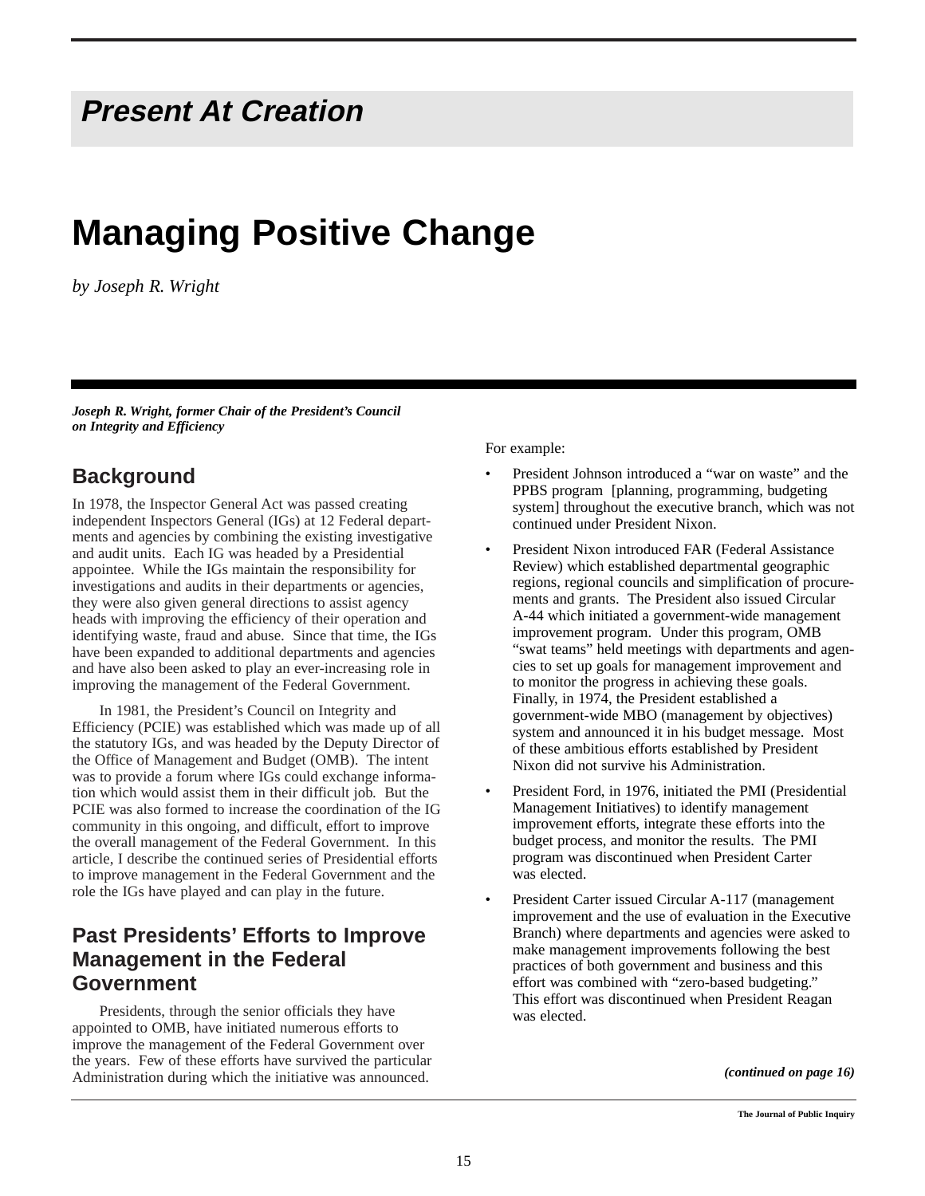## Present At Creation

# Managing Positive Change

*by Joseph R. Wright*

***Joseph R. Wright, former Chair of the President's Council on Integrity and Efficiency***

## Background

In 1978, the Inspector General Act was passed creating independent Inspectors General (IGs) at 12 Federal departments and agencies by combining the existing investigative and audit units. Each IG was headed by a Presidential appointee. While the IGs maintain the responsibility for investigations and audits in their departments or agencies, they were also given general directions to assist agency heads with improving the efficiency of their operation and identifying waste, fraud and abuse. Since that time, the IGs have been expanded to additional departments and agencies and have also been asked to play an ever-increasing role in improving the management of the Federal Government.

In 1981, the President's Council on Integrity and Efficiency (PCIE) was established which was made up of all the statutory IGs, and was headed by the Deputy Director of the Office of Management and Budget (OMB). The intent was to provide a forum where IGs could exchange information which would assist them in their difficult job. But the PCIE was also formed to increase the coordination of the IG community in this ongoing, and difficult, effort to improve the overall management of the Federal Government. In this article, I describe the continued series of Presidential efforts to improve management in the Federal Government and the role the IGs have played and can play in the future.

## Past Presidents' Efforts to Improve Management in the Federal Government

Presidents, through the senior officials they have appointed to OMB, have initiated numerous efforts to improve the management of the Federal Government over the years. Few of these efforts have survived the particular Administration during which the initiative was announced. For example:

- President Johnson introduced a "war on waste" and the PPBS program [planning, programming, budgeting system] throughout the executive branch, which was not continued under President Nixon.
- President Nixon introduced FAR (Federal Assistance Review) which established departmental geographic regions, regional councils and simplification of procurements and grants. The President also issued Circular A-44 which initiated a government-wide management improvement program. Under this program, OMB "swat teams" held meetings with departments and agencies to set up goals for management improvement and to monitor the progress in achieving these goals. Finally, in 1974, the President established a government-wide MBO (management by objectives) system and announced it in his budget message. Most of these ambitious efforts established by President Nixon did not survive his Administration.
- President Ford, in 1976, initiated the PMI (Presidential Management Initiatives) to identify management improvement efforts, integrate these efforts into the budget process, and monitor the results. The PMI program was discontinued when President Carter was elected.
- President Carter issued Circular A-117 (management improvement and the use of evaluation in the Executive Branch) where departments and agencies were asked to make management improvements following the best practices of both government and business and this effort was combined with "zero-based budgeting." This effort was discontinued when President Reagan was elected.

***(continued on page 16)***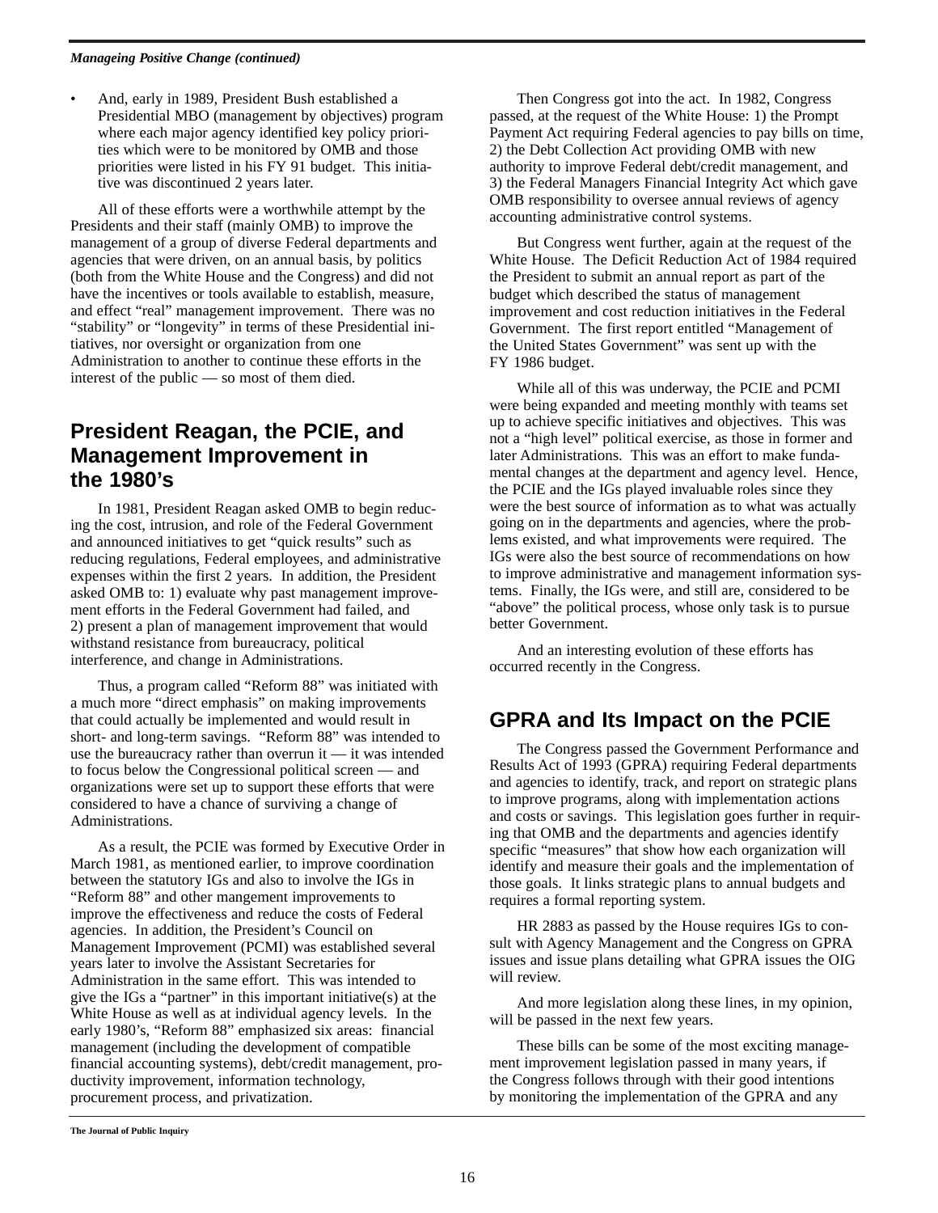- And, early in 1989, President Bush established a Presidential MBO (management by objectives) program where each major agency identified key policy priorities which were to be monitored by OMB and those priorities were listed in his FY 91 budget. This initiative was discontinued 2 years later.

All of these efforts were a worthwhile attempt by the Presidents and their staff (mainly OMB) to improve the management of a group of diverse Federal departments and agencies that were driven, on an annual basis, by politics (both from the White House and the Congress) and did not have the incentives or tools available to establish, measure, and effect "real" management improvement. There was no "stability" or "longevity" in terms of these Presidential initiatives, nor oversight or organization from one Administration to another to continue these efforts in the interest of the public — so most of them died.

## President Reagan, the PCIE, and Management Improvement in the 1980's

In 1981, President Reagan asked OMB to begin reducing the cost, intrusion, and role of the Federal Government and announced initiatives to get "quick results" such as reducing regulations, Federal employees, and administrative expenses within the first 2 years. In addition, the President asked OMB to: 1) evaluate why past management improvement efforts in the Federal Government had failed, and 2) present a plan of management improvement that would withstand resistance from bureaucracy, political interference, and change in Administrations.

Thus, a program called "Reform 88" was initiated with a much more "direct emphasis" on making improvements that could actually be implemented and would result in short- and long-term savings. "Reform 88" was intended to use the bureaucracy rather than overrun it — it was intended to focus below the Congressional political screen — and organizations were set up to support these efforts that were considered to have a chance of surviving a change of Administrations.

As a result, the PCIE was formed by Executive Order in March 1981, as mentioned earlier, to improve coordination between the statutory IGs and also to involve the IGs in "Reform 88" and other mangement improvements to improve the effectiveness and reduce the costs of Federal agencies. In addition, the President's Council on Management Improvement (PCMI) was established several years later to involve the Assistant Secretaries for Administration in the same effort. This was intended to give the IGs a "partner" in this important initiative(s) at the White House as well as at individual agency levels. In the early 1980's, "Reform 88" emphasized six areas: financial management (including the development of compatible financial accounting systems), debt/credit management, productivity improvement, information technology, procurement process, and privatization.

Then Congress got into the act. In 1982, Congress passed, at the request of the White House: 1) the Prompt Payment Act requiring Federal agencies to pay bills on time, 2) the Debt Collection Act providing OMB with new authority to improve Federal debt/credit management, and 3) the Federal Managers Financial Integrity Act which gave OMB responsibility to oversee annual reviews of agency accounting administrative control systems.

But Congress went further, again at the request of the White House. The Deficit Reduction Act of 1984 required the President to submit an annual report as part of the budget which described the status of management improvement and cost reduction initiatives in the Federal Government. The first report entitled "Management of the United States Government" was sent up with the FY 1986 budget.

While all of this was underway, the PCIE and PCMI were being expanded and meeting monthly with teams set up to achieve specific initiatives and objectives. This was not a "high level" political exercise, as those in former and later Administrations. This was an effort to make fundamental changes at the department and agency level. Hence, the PCIE and the IGs played invaluable roles since they were the best source of information as to what was actually going on in the departments and agencies, where the problems existed, and what improvements were required. The IGs were also the best source of recommendations on how to improve administrative and management information systems. Finally, the IGs were, and still are, considered to be "above" the political process, whose only task is to pursue better Government.

And an interesting evolution of these efforts has occurred recently in the Congress.

## GPRA and Its Impact on the PCIE

The Congress passed the Government Performance and Results Act of 1993 (GPRA) requiring Federal departments and agencies to identify, track, and report on strategic plans to improve programs, along with implementation actions and costs or savings. This legislation goes further in requiring that OMB and the departments and agencies identify specific "measures" that show how each organization will identify and measure their goals and the implementation of those goals. It links strategic plans to annual budgets and requires a formal reporting system.

HR 2883 as passed by the House requires IGs to consult with Agency Management and the Congress on GPRA issues and issue plans detailing what GPRA issues the OIG will review.

And more legislation along these lines, in my opinion, will be passed in the next few years.

These bills can be some of the most exciting management improvement legislation passed in many years, if the Congress follows through with their good intentions by monitoring the implementation of the GPRA and any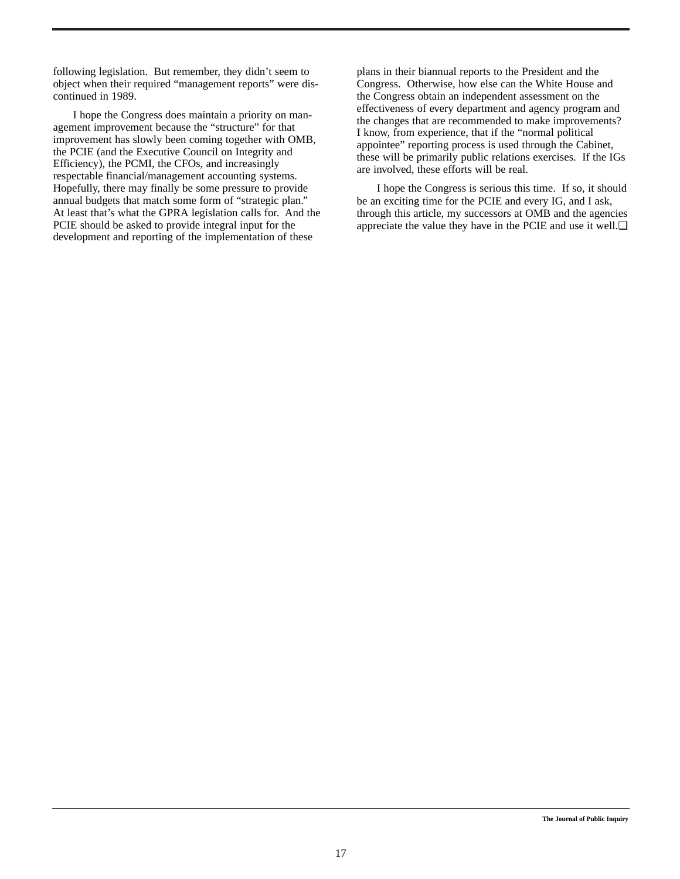following legislation. But remember, they didn't seem to object when their required "management reports" were discontinued in 1989.

I hope the Congress does maintain a priority on management improvement because the "structure" for that improvement has slowly been coming together with OMB, the PCIE (and the Executive Council on Integrity and Efficiency), the PCMI, the CFOs, and increasingly respectable financial/management accounting systems. Hopefully, there may finally be some pressure to provide annual budgets that match some form of "strategic plan." At least that's what the GPRA legislation calls for. And the PCIE should be asked to provide integral input for the development and reporting of the implementation of these plans in their biannual reports to the President and the Congress. Otherwise, how else can the White House and the Congress obtain an independent assessment on the effectiveness of every department and agency program and the changes that are recommended to make improvements? I know, from experience, that if the "normal political appointee" reporting process is used through the Cabinet, these will be primarily public relations exercises. If the IGs are involved, these efforts will be real.

I hope the Congress is serious this time. If so, it should be an exciting time for the PCIE and every IG, and I ask, through this article, my successors at OMB and the agencies appreciate the value they have in the PCIE and use it well.❑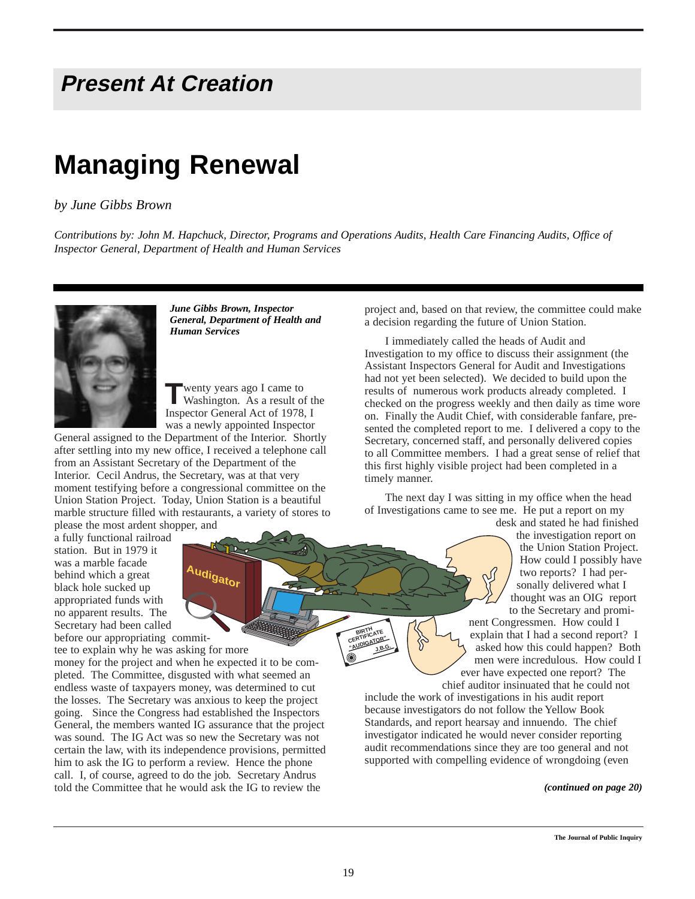## Present At Creation

# Managing Renewal

*by June Gibbs Brown*

*Contributions by: John M. Hapchuck, Director, Programs and Operations Audits, Health Care Financing Audits, Office of Inspector General, Department of Health and Human Services*

***June Gibbs Brown, Inspector General, Department of Health and Human Services***

Twenty years ago I came to Washington. As a result of the Inspector General Act of 1978, I was a newly appointed Inspector General assigned to the Department of the Interior. Shortly after settling into my new office, I received a telephone call from an Assistant Secretary of the Department of the Interior. Cecil Andrus, the Secretary, was at that very moment testifying before a congressional committee on the Union Station Project. Today, Union Station is a beautiful marble structure filled with restaurants, a variety of stores to please the most ardent shopper, and a fully functional railroad station. But in 1979 it was a marble facade behind which a great black hole sucked up appropriated funds with no apparent results. The Secretary had been called before our appropriating committee to explain why he was asking for more money for the project and when he expected it to be completed. The Committee, disgusted with what seemed an endless waste of taxpayers money, was determined to cut the losses. The Secretary was anxious to keep the project going. Since the Congress had established the Inspectors General, the members wanted IG assurance that the project was sound. The IG Act was so new the Secretary was not certain the law, with its independence provisions, permitted him to ask the IG to perform a review. Hence the phone call. I, of course, agreed to do the job. Secretary Andrus told the Committee that he would ask the IG to review the project and, based on that review, the committee could make a decision regarding the future of Union Station.

I immediately called the heads of Audit and Investigation to my office to discuss their assignment (the Assistant Inspectors General for Audit and Investigations had not yet been selected). We decided to build upon the results of numerous work products already completed. I checked on the progress weekly and then daily as time wore on. Finally the Audit Chief, with considerable fanfare, presented the completed report to me. I delivered a copy to the Secretary, concerned staff, and personally delivered copies to all Committee members. I had a great sense of relief that this first highly visible project had been completed in a timely manner.

The next day I was sitting in my office when the head of Investigations came to see me. He put a report on my desk and stated he had finished the investigation report on the Union Station Project. How could I possibly have two reports? I had personally delivered what I thought was an OIG report to the Secretary and prominent Congressmen. How could I explain that I had a second report? I asked how this could happen? Both men were incredulous. How could I ever have expected one report? The chief auditor insinuated that he could not include the work of investigations in his audit report because investigators do not follow the Yellow Book Standards, and report hearsay and innuendo. The chief investigator indicated he would never consider reporting audit recommendations since they are too general and not supported with compelling evidence of wrongdoing (even

*(continued on page 20)*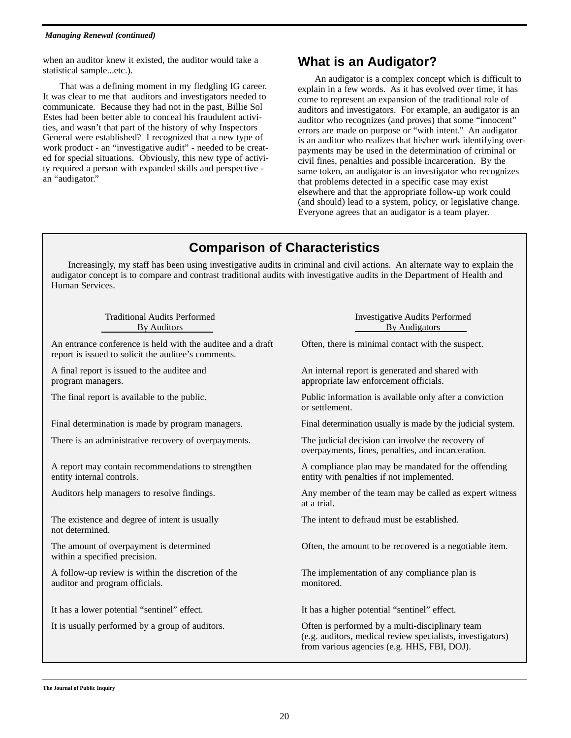when an auditor knew it existed, the auditor would take a statistical sample...etc.).

That was a defining moment in my fledgling IG career. It was clear to me that auditors and investigators needed to communicate. Because they had not in the past, Billie Sol Estes had been better able to conceal his fraudulent activities, and wasn't that part of the history of why Inspectors General were established? I recognized that a new type of work product - an "investigative audit" - needed to be created for special situations. Obviously, this new type of activity required a person with expanded skills and perspective - an "audigator."

## What is an Audigator?

An audigator is a complex concept which is difficult to explain in a few words. As it has evolved over time, it has come to represent an expansion of the traditional role of auditors and investigators. For example, an audigator is an auditor who recognizes (and proves) that some "innocent" errors are made on purpose or "with intent." An audigator is an auditor who realizes that his/her work identifying overpayments may be used in the determination of criminal or civil fines, penalties and possible incarceration. By the same token, an audigator is an investigator who recognizes that problems detected in a specific case may exist elsewhere and that the appropriate follow-up work could (and should) lead to a system, policy, or legislative change. Everyone agrees that an audigator is a team player.

## Comparison of Characteristics

Increasingly, my staff has been using investigative audits in criminal and civil actions. An alternate way to explain the audigator concept is to compare and contrast traditional audits with investigative audits in the Department of Health and Human Services.

| Traditional Audits Performed By Auditors | Investigative Audits Performed By Audigators |
|---|---|
| An entrance conference is held with the auditee and a draft report is issued to solicit the auditee's comments. | Often, there is minimal contact with the suspect. |
| A final report is issued to the auditee and program managers. | An internal report is generated and shared with appropriate law enforcement officials. |
| The final report is available to the public. | Public information is available only after a conviction or settlement. |
| Final determination is made by program managers. | Final determination usually is made by the judicial system. |
| There is an administrative recovery of overpayments. | The judicial decision can involve the recovery of overpayments, fines, penalties, and incarceration. |
| A report may contain recommendations to strengthen entity internal controls. | A compliance plan may be mandated for the offending entity with penalties if not implemented. |
| Auditors help managers to resolve findings. | Any member of the team may be called as expert witness at a trial. |
| The existence and degree of intent is usually not determined. | The intent to defraud must be established. |
| The amount of overpayment is determined within a specified precision. | Often, the amount to be recovered is a negotiable item. |
| A follow-up review is within the discretion of the auditor and program officials. | The implementation of any compliance plan is monitored. |
| It has a lower potential "sentinel" effect. | It has a higher potential "sentinel" effect. |
| It is usually performed by a group of auditors. | Often is performed by a multi-disciplinary team (e.g. auditors, medical review specialists, investigators) from various agencies (e.g. HHS, FBI, DOJ). |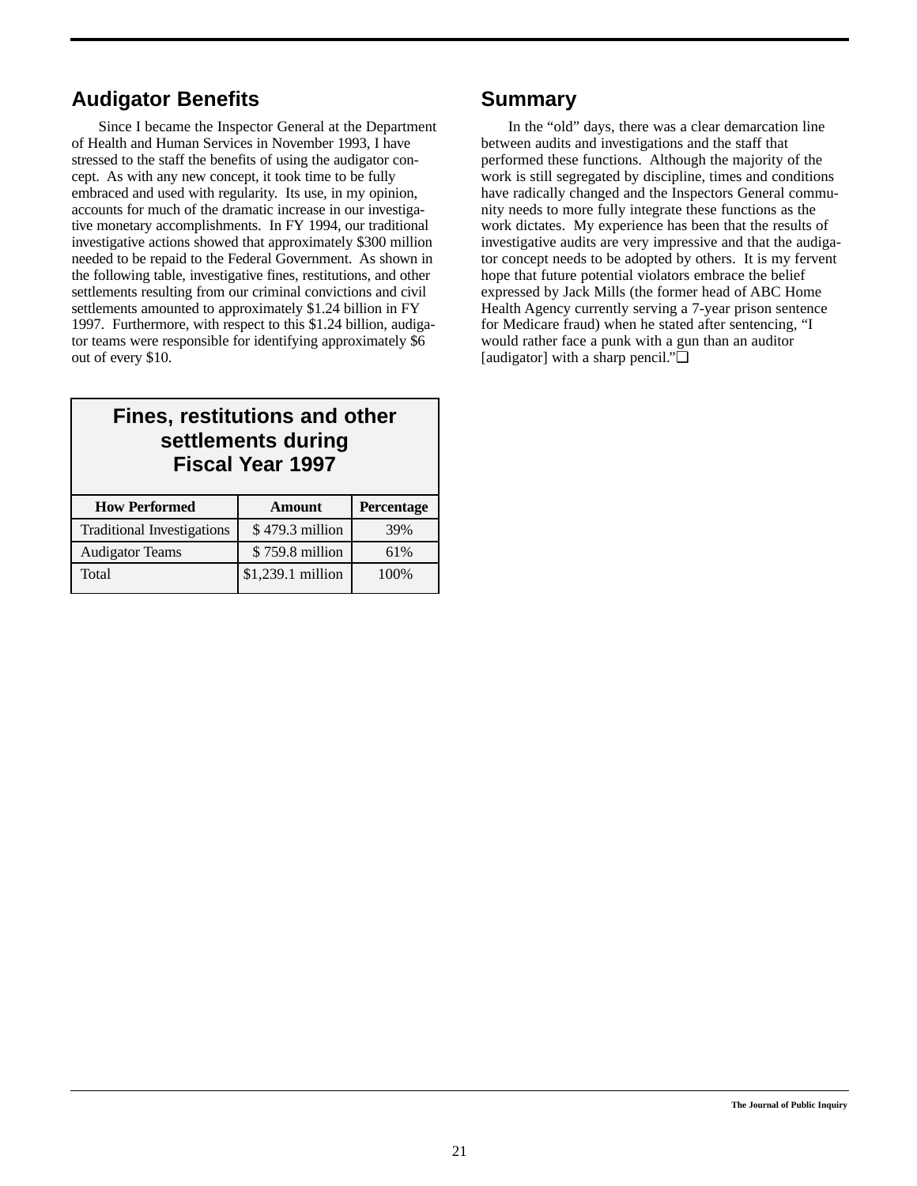## Audigator Benefits

Since I became the Inspector General at the Department of Health and Human Services in November 1993, I have stressed to the staff the benefits of using the audigator concept. As with any new concept, it took time to be fully embraced and used with regularity. Its use, in my opinion, accounts for much of the dramatic increase in our investigative monetary accomplishments. In FY 1994, our traditional investigative actions showed that approximately $300 million needed to be repaid to the Federal Government. As shown in the following table, investigative fines, restitutions, and other settlements resulting from our criminal convictions and civil settlements amounted to approximately $1.24 billion in FY 1997. Furthermore, with respect to this $1.24 billion, audigator teams were responsible for identifying approximately $6 out of every $10.

**Fines, restitutions and other settlements during Fiscal Year 1997**

| How Performed | Amount | Percentage |
|---|---|---|
| Traditional Investigations | $ 479.3 million | 39% |
| Audigator Teams | $ 759.8 million | 61% |
| Total | $1,239.1 million | 100% |

## Summary

In the "old" days, there was a clear demarcation line between audits and investigations and the staff that performed these functions. Although the majority of the work is still segregated by discipline, times and conditions have radically changed and the Inspectors General community needs to more fully integrate these functions as the work dictates. My experience has been that the results of investigative audits are very impressive and that the audigator concept needs to be adopted by others. It is my fervent hope that future potential violators embrace the belief expressed by Jack Mills (the former head of ABC Home Health Agency currently serving a 7-year prison sentence for Medicare fraud) when he stated after sentencing, "I would rather face a punk with a gun than an auditor [audigator] with a sharp pencil."❑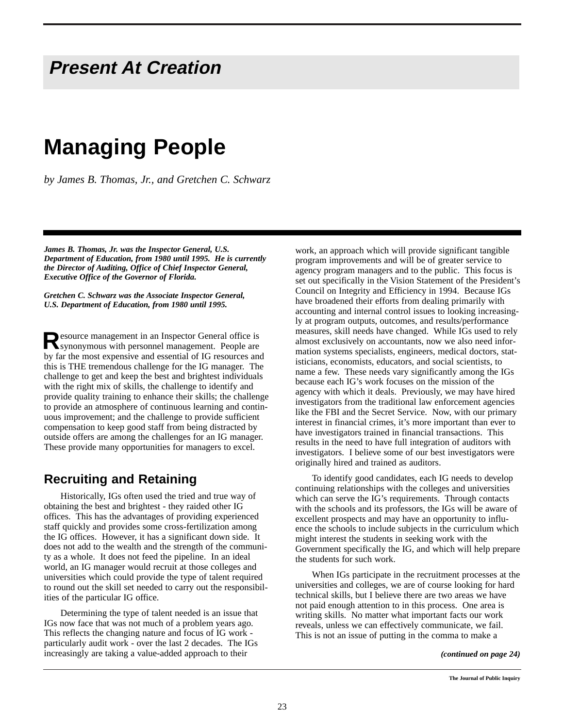## *Present At Creation*

# Managing People

*by James B. Thomas, Jr., and Gretchen C. Schwarz*

***James B. Thomas, Jr. was the Inspector General, U.S. Department of Education, from 1980 until 1995. He is currently the Director of Auditing, Office of Chief Inspector General, Executive Office of the Governor of Florida.***

***Gretchen C. Schwarz was the Associate Inspector General, U.S. Department of Education, from 1980 until 1995.***

Resource management in an Inspector General office is synonymous with personnel management. People are by far the most expensive and essential of IG resources and this is THE tremendous challenge for the IG manager. The challenge to get and keep the best and brightest individuals with the right mix of skills, the challenge to identify and provide quality training to enhance their skills; the challenge to provide an atmosphere of continuous learning and continuous improvement; and the challenge to provide sufficient compensation to keep good staff from being distracted by outside offers are among the challenges for an IG manager. These provide many opportunities for managers to excel.

## Recruiting and Retaining

Historically, IGs often used the tried and true way of obtaining the best and brightest - they raided other IG offices. This has the advantages of providing experienced staff quickly and provides some cross-fertilization among the IG offices. However, it has a significant down side. It does not add to the wealth and the strength of the community as a whole. It does not feed the pipeline. In an ideal world, an IG manager would recruit at those colleges and universities which could provide the type of talent required to round out the skill set needed to carry out the responsibilities of the particular IG office.

Determining the type of talent needed is an issue that IGs now face that was not much of a problem years ago. This reflects the changing nature and focus of IG work - particularly audit work - over the last 2 decades. The IGs increasingly are taking a value-added approach to their work, an approach which will provide significant tangible program improvements and will be of greater service to agency program managers and to the public. This focus is set out specifically in the Vision Statement of the President's Council on Integrity and Efficiency in 1994. Because IGs have broadened their efforts from dealing primarily with accounting and internal control issues to looking increasingly at program outputs, outcomes, and results/performance measures, skill needs have changed. While IGs used to rely almost exclusively on accountants, now we also need information systems specialists, engineers, medical doctors, statisticians, economists, educators, and social scientists, to name a few. These needs vary significantly among the IGs because each IG's work focuses on the mission of the agency with which it deals. Previously, we may have hired investigators from the traditional law enforcement agencies like the FBI and the Secret Service. Now, with our primary interest in financial crimes, it's more important than ever to have investigators trained in financial transactions. This results in the need to have full integration of auditors with investigators. I believe some of our best investigators were originally hired and trained as auditors.

To identify good candidates, each IG needs to develop continuing relationships with the colleges and universities which can serve the IG's requirements. Through contacts with the schools and its professors, the IGs will be aware of excellent prospects and may have an opportunity to influence the schools to include subjects in the curriculum which might interest the students in seeking work with the Government specifically the IG, and which will help prepare the students for such work.

When IGs participate in the recruitment processes at the universities and colleges, we are of course looking for hard technical skills, but I believe there are two areas we have not paid enough attention to in this process. One area is writing skills. No matter what important facts our work reveals, unless we can effectively communicate, we fail. This is not an issue of putting in the comma to make a

***(continued on page 24)***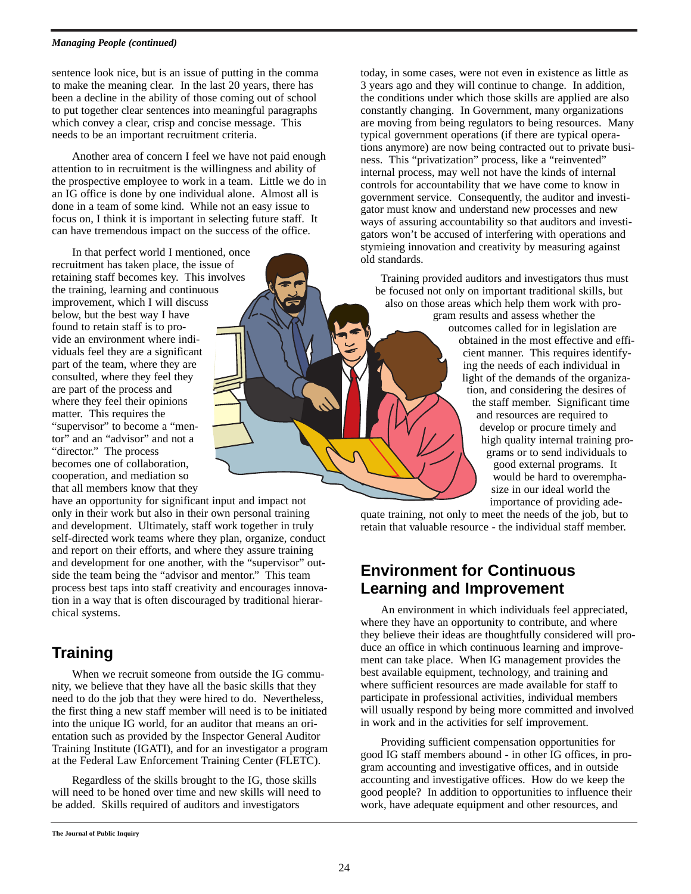sentence look nice, but is an issue of putting in the comma to make the meaning clear. In the last 20 years, there has been a decline in the ability of those coming out of school to put together clear sentences into meaningful paragraphs which convey a clear, crisp and concise message. This needs to be an important recruitment criteria.

Another area of concern I feel we have not paid enough attention to in recruitment is the willingness and ability of the prospective employee to work in a team. Little we do in an IG office is done by one individual alone. Almost all is done in a team of some kind. While not an easy issue to focus on, I think it is important in selecting future staff. It can have tremendous impact on the success of the office.

In that perfect world I mentioned, once recruitment has taken place, the issue of retaining staff becomes key. This involves the training, learning and continuous improvement, which I will discuss below, but the best way I have found to retain staff is to provide an environment where individuals feel they are a significant part of the team, where they are consulted, where they feel they are part of the process and where they feel their opinions matter. This requires the "supervisor" to become a "mentor" and an "advisor" and not a "director." The process becomes one of collaboration, cooperation, and mediation so that all members know that they have an opportunity for significant input and impact not only in their work but also in their own personal training and development. Ultimately, staff work together in truly self-directed work teams where they plan, organize, conduct and report on their efforts, and where they assure training and development for one another, with the "supervisor" outside the team being the "advisor and mentor." This team process best taps into staff creativity and encourages innovation in a way that is often discouraged by traditional hierarchical systems.

## Training

When we recruit someone from outside the IG community, we believe that they have all the basic skills that they need to do the job that they were hired to do. Nevertheless, the first thing a new staff member will need is to be initiated into the unique IG world, for an auditor that means an orientation such as provided by the Inspector General Auditor Training Institute (IGATI), and for an investigator a program at the Federal Law Enforcement Training Center (FLETC).

Regardless of the skills brought to the IG, those skills will need to be honed over time and new skills will need to be added. Skills required of auditors and investigators today, in some cases, were not even in existence as little as 3 years ago and they will continue to change. In addition, the conditions under which those skills are applied are also constantly changing. In Government, many organizations are moving from being regulators to being resources. Many typical government operations (if there are typical operations anymore) are now being contracted out to private business. This "privatization" process, like a "reinvented" internal process, may well not have the kinds of internal controls for accountability that we have come to know in government service. Consequently, the auditor and investigator must know and understand new processes and new ways of assuring accountability so that auditors and investigators won't be accused of interfering with operations and stymieing innovation and creativity by measuring against old standards.

Training provided auditors and investigators thus must be focused not only on important traditional skills, but also on those areas which help them work with program results and assess whether the outcomes called for in legislation are obtained in the most effective and efficient manner. This requires identifying the needs of each individual in light of the demands of the organization, and considering the desires of the staff member. Significant time and resources are required to develop or procure timely and high quality internal training programs or to send individuals to good external programs. It would be hard to overemphasize in our ideal world the importance of providing adequate training, not only to meet the needs of the job, but to retain that valuable resource - the individual staff member.

## Environment for Continuous Learning and Improvement

An environment in which individuals feel appreciated, where they have an opportunity to contribute, and where they believe their ideas are thoughtfully considered will produce an office in which continuous learning and improvement can take place. When IG management provides the best available equipment, technology, and training and where sufficient resources are made available for staff to participate in professional activities, individual members will usually respond by being more committed and involved in work and in the activities for self improvement.

Providing sufficient compensation opportunities for good IG staff members abound - in other IG offices, in program accounting and investigative offices, and in outside accounting and investigative offices. How do we keep the good people? In addition to opportunities to influence their work, have adequate equipment and other resources, and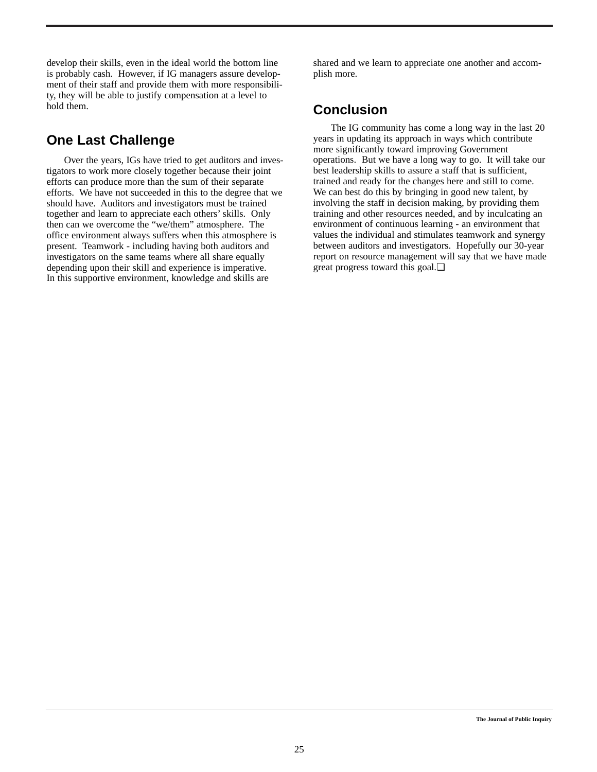develop their skills, even in the ideal world the bottom line is probably cash. However, if IG managers assure development of their staff and provide them with more responsibility, they will be able to justify compensation at a level to hold them.

## One Last Challenge

Over the years, IGs have tried to get auditors and investigators to work more closely together because their joint efforts can produce more than the sum of their separate efforts. We have not succeeded in this to the degree that we should have. Auditors and investigators must be trained together and learn to appreciate each others' skills. Only then can we overcome the "we/them" atmosphere. The office environment always suffers when this atmosphere is present. Teamwork - including having both auditors and investigators on the same teams where all share equally depending upon their skill and experience is imperative. In this supportive environment, knowledge and skills are shared and we learn to appreciate one another and accomplish more.

## Conclusion

The IG community has come a long way in the last 20 years in updating its approach in ways which contribute more significantly toward improving Government operations. But we have a long way to go. It will take our best leadership skills to assure a staff that is sufficient, trained and ready for the changes here and still to come. We can best do this by bringing in good new talent, by involving the staff in decision making, by providing them training and other resources needed, and by inculcating an environment of continuous learning - an environment that values the individual and stimulates teamwork and synergy between auditors and investigators. Hopefully our 30-year report on resource management will say that we have made great progress toward this goal.❑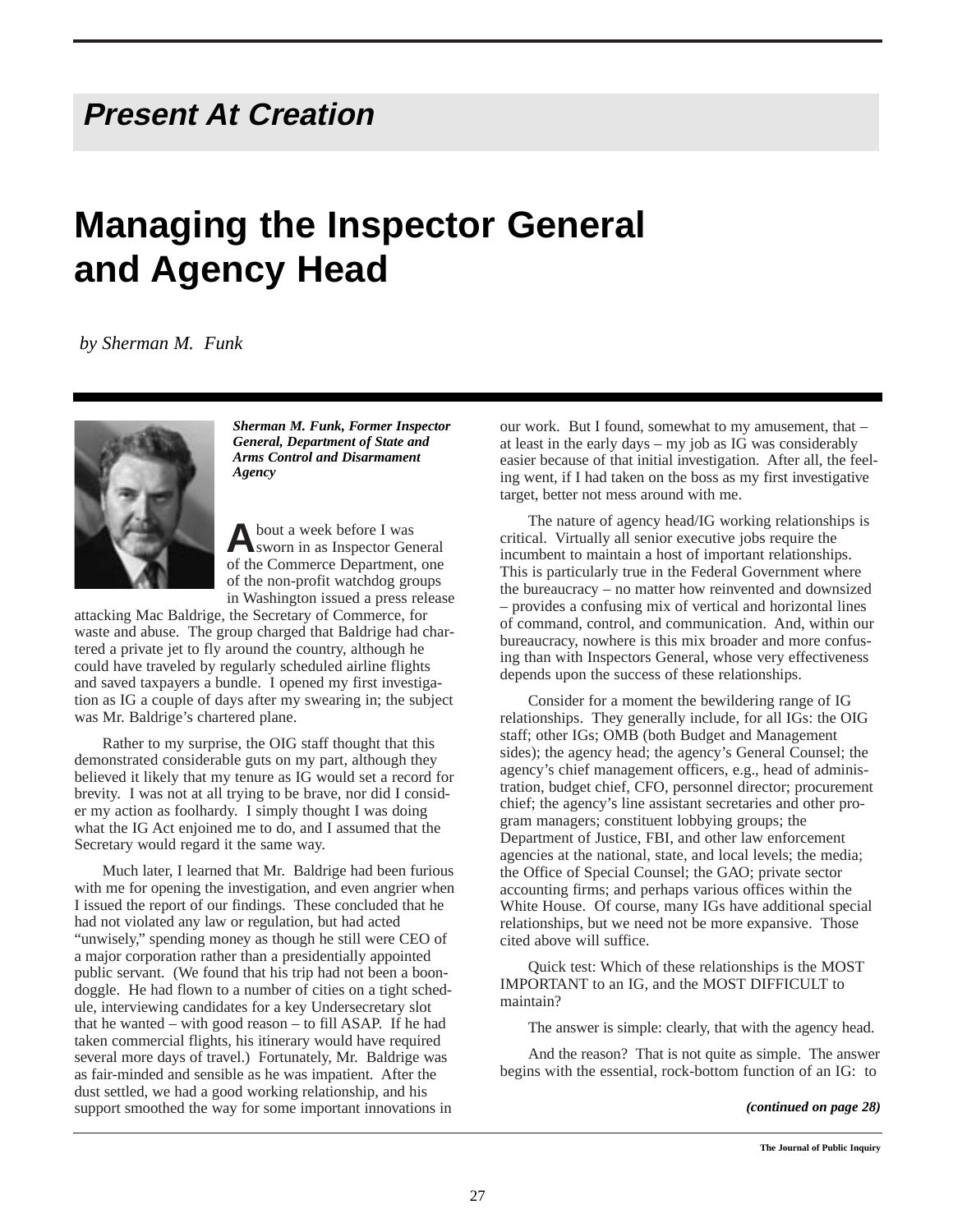## Present At Creation

# Managing the Inspector General and Agency Head

*by Sherman M. Funk*

***Sherman M. Funk, Former Inspector General, Department of State and Arms Control and Disarmament Agency***

About a week before I was sworn in as Inspector General of the Commerce Department, one of the non-profit watchdog groups in Washington issued a press release attacking Mac Baldrige, the Secretary of Commerce, for waste and abuse. The group charged that Baldrige had chartered a private jet to fly around the country, although he could have traveled by regularly scheduled airline flights and saved taxpayers a bundle. I opened my first investigation as IG a couple of days after my swearing in; the subject was Mr. Baldrige's chartered plane.

Rather to my surprise, the OIG staff thought that this demonstrated considerable guts on my part, although they believed it likely that my tenure as IG would set a record for brevity. I was not at all trying to be brave, nor did I consider my action as foolhardy. I simply thought I was doing what the IG Act enjoined me to do, and I assumed that the Secretary would regard it the same way.

Much later, I learned that Mr. Baldrige had been furious with me for opening the investigation, and even angrier when I issued the report of our findings. These concluded that he had not violated any law or regulation, but had acted "unwisely," spending money as though he still were CEO of a major corporation rather than a presidentially appointed public servant. (We found that his trip had not been a boondoggle. He had flown to a number of cities on a tight schedule, interviewing candidates for a key Undersecretary slot that he wanted – with good reason – to fill ASAP. If he had taken commercial flights, his itinerary would have required several more days of travel.) Fortunately, Mr. Baldrige was as fair-minded and sensible as he was impatient. After the dust settled, we had a good working relationship, and his support smoothed the way for some important innovations in our work. But I found, somewhat to my amusement, that – at least in the early days – my job as IG was considerably easier because of that initial investigation. After all, the feeling went, if I had taken on the boss as my first investigative target, better not mess around with me.

The nature of agency head/IG working relationships is critical. Virtually all senior executive jobs require the incumbent to maintain a host of important relationships. This is particularly true in the Federal Government where the bureaucracy – no matter how reinvented and downsized – provides a confusing mix of vertical and horizontal lines of command, control, and communication. And, within our bureaucracy, nowhere is this mix broader and more confusing than with Inspectors General, whose very effectiveness depends upon the success of these relationships.

Consider for a moment the bewildering range of IG relationships. They generally include, for all IGs: the OIG staff; other IGs; OMB (both Budget and Management sides); the agency head; the agency's General Counsel; the agency's chief management officers, e.g., head of administration, budget chief, CFO, personnel director; procurement chief; the agency's line assistant secretaries and other program managers; constituent lobbying groups; the Department of Justice, FBI, and other law enforcement agencies at the national, state, and local levels; the media; the Office of Special Counsel; the GAO; private sector accounting firms; and perhaps various offices within the White House. Of course, many IGs have additional special relationships, but we need not be more expansive. Those cited above will suffice.

Quick test: Which of these relationships is the MOST IMPORTANT to an IG, and the MOST DIFFICULT to maintain?

The answer is simple: clearly, that with the agency head.

And the reason? That is not quite as simple. The answer begins with the essential, rock-bottom function of an IG: to

***(continued on page 28)***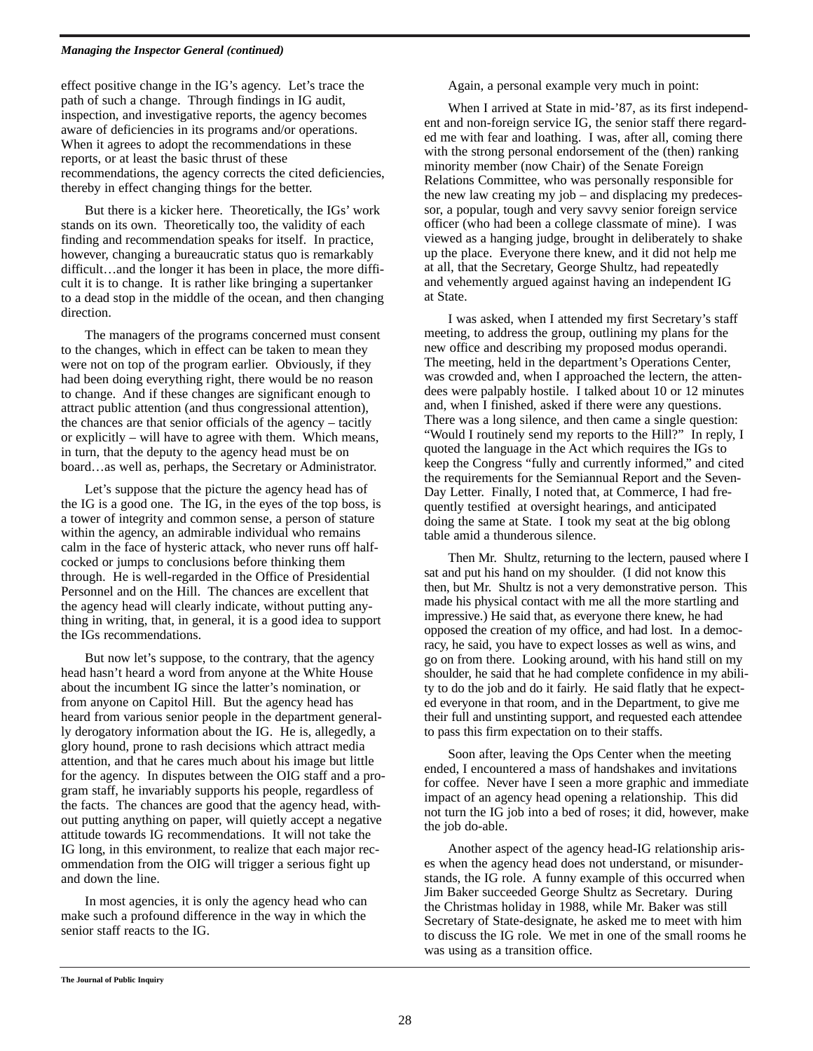effect positive change in the IG's agency. Let's trace the path of such a change. Through findings in IG audit, inspection, and investigative reports, the agency becomes aware of deficiencies in its programs and/or operations. When it agrees to adopt the recommendations in these reports, or at least the basic thrust of these recommendations, the agency corrects the cited deficiencies, thereby in effect changing things for the better.

But there is a kicker here. Theoretically, the IGs' work stands on its own. Theoretically too, the validity of each finding and recommendation speaks for itself. In practice, however, changing a bureaucratic status quo is remarkably difficult…and the longer it has been in place, the more difficult it is to change. It is rather like bringing a supertanker to a dead stop in the middle of the ocean, and then changing direction.

The managers of the programs concerned must consent to the changes, which in effect can be taken to mean they were not on top of the program earlier. Obviously, if they had been doing everything right, there would be no reason to change. And if these changes are significant enough to attract public attention (and thus congressional attention), the chances are that senior officials of the agency – tacitly or explicitly – will have to agree with them. Which means, in turn, that the deputy to the agency head must be on board…as well as, perhaps, the Secretary or Administrator.

Let's suppose that the picture the agency head has of the IG is a good one. The IG, in the eyes of the top boss, is a tower of integrity and common sense, a person of stature within the agency, an admirable individual who remains calm in the face of hysteric attack, who never runs off half-cocked or jumps to conclusions before thinking them through. He is well-regarded in the Office of Presidential Personnel and on the Hill. The chances are excellent that the agency head will clearly indicate, without putting anything in writing, that, in general, it is a good idea to support the IGs recommendations.

But now let's suppose, to the contrary, that the agency head hasn't heard a word from anyone at the White House about the incumbent IG since the latter's nomination, or from anyone on Capitol Hill. But the agency head has heard from various senior people in the department generally derogatory information about the IG. He is, allegedly, a glory hound, prone to rash decisions which attract media attention, and that he cares much about his image but little for the agency. In disputes between the OIG staff and a program staff, he invariably supports his people, regardless of the facts. The chances are good that the agency head, without putting anything on paper, will quietly accept a negative attitude towards IG recommendations. It will not take the IG long, in this environment, to realize that each major recommendation from the OIG will trigger a serious fight up and down the line.

In most agencies, it is only the agency head who can make such a profound difference in the way in which the senior staff reacts to the IG.

Again, a personal example very much in point:

When I arrived at State in mid-'87, as its first independent and non-foreign service IG, the senior staff there regarded me with fear and loathing. I was, after all, coming there with the strong personal endorsement of the (then) ranking minority member (now Chair) of the Senate Foreign Relations Committee, who was personally responsible for the new law creating my job – and displacing my predecessor, a popular, tough and very savvy senior foreign service officer (who had been a college classmate of mine). I was viewed as a hanging judge, brought in deliberately to shake up the place. Everyone there knew, and it did not help me at all, that the Secretary, George Shultz, had repeatedly and vehemently argued against having an independent IG at State.

I was asked, when I attended my first Secretary's staff meeting, to address the group, outlining my plans for the new office and describing my proposed modus operandi. The meeting, held in the department's Operations Center, was crowded and, when I approached the lectern, the attendees were palpably hostile. I talked about 10 or 12 minutes and, when I finished, asked if there were any questions. There was a long silence, and then came a single question: "Would I routinely send my reports to the Hill?" In reply, I quoted the language in the Act which requires the IGs to keep the Congress "fully and currently informed," and cited the requirements for the Semiannual Report and the Seven-Day Letter. Finally, I noted that, at Commerce, I had frequently testified at oversight hearings, and anticipated doing the same at State. I took my seat at the big oblong table amid a thunderous silence.

Then Mr. Shultz, returning to the lectern, paused where I sat and put his hand on my shoulder. (I did not know this then, but Mr. Shultz is not a very demonstrative person. This made his physical contact with me all the more startling and impressive.) He said that, as everyone there knew, he had opposed the creation of my office, and had lost. In a democracy, he said, you have to expect losses as well as wins, and go on from there. Looking around, with his hand still on my shoulder, he said that he had complete confidence in my ability to do the job and do it fairly. He said flatly that he expected everyone in that room, and in the Department, to give me their full and unstinting support, and requested each attendee to pass this firm expectation on to their staffs.

Soon after, leaving the Ops Center when the meeting ended, I encountered a mass of handshakes and invitations for coffee. Never have I seen a more graphic and immediate impact of an agency head opening a relationship. This did not turn the IG job into a bed of roses; it did, however, make the job do-able.

Another aspect of the agency head-IG relationship arises when the agency head does not understand, or misunderstands, the IG role. A funny example of this occurred when Jim Baker succeeded George Shultz as Secretary. During the Christmas holiday in 1988, while Mr. Baker was still Secretary of State-designate, he asked me to meet with him to discuss the IG role. We met in one of the small rooms he was using as a transition office.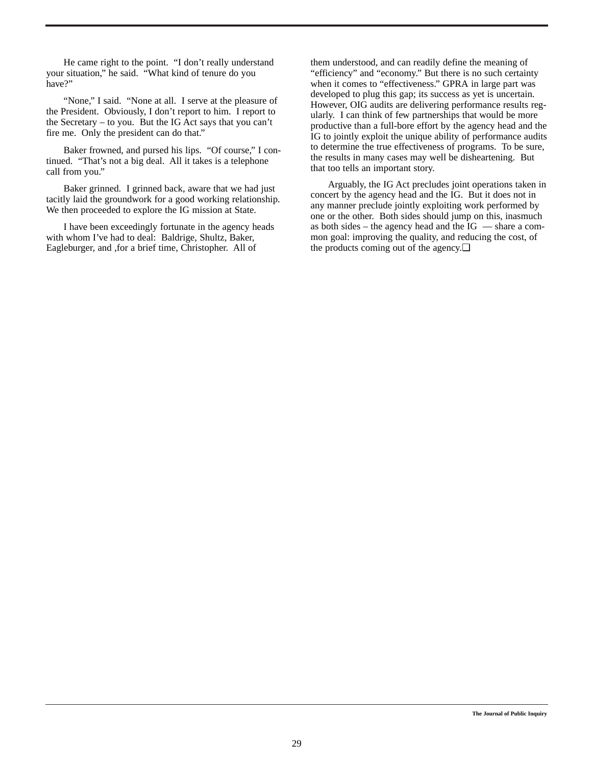He came right to the point. "I don't really understand your situation," he said. "What kind of tenure do you have?"

"None," I said. "None at all. I serve at the pleasure of the President. Obviously, I don't report to him. I report to the Secretary – to you. But the IG Act says that you can't fire me. Only the president can do that."

Baker frowned, and pursed his lips. "Of course," I continued. "That's not a big deal. All it takes is a telephone call from you."

Baker grinned. I grinned back, aware that we had just tacitly laid the groundwork for a good working relationship. We then proceeded to explore the IG mission at State.

I have been exceedingly fortunate in the agency heads with whom I've had to deal: Baldrige, Shultz, Baker, Eagleburger, and ,for a brief time, Christopher. All of them understood, and can readily define the meaning of "efficiency" and "economy." But there is no such certainty when it comes to "effectiveness." GPRA in large part was developed to plug this gap; its success as yet is uncertain. However, OIG audits are delivering performance results regularly. I can think of few partnerships that would be more productive than a full-bore effort by the agency head and the IG to jointly exploit the unique ability of performance audits to determine the true effectiveness of programs. To be sure, the results in many cases may well be disheartening. But that too tells an important story.

Arguably, the IG Act precludes joint operations taken in concert by the agency head and the IG. But it does not in any manner preclude jointly exploiting work performed by one or the other. Both sides should jump on this, inasmuch as both sides – the agency head and the IG — share a common goal: improving the quality, and reducing the cost, of the products coming out of the agency.❑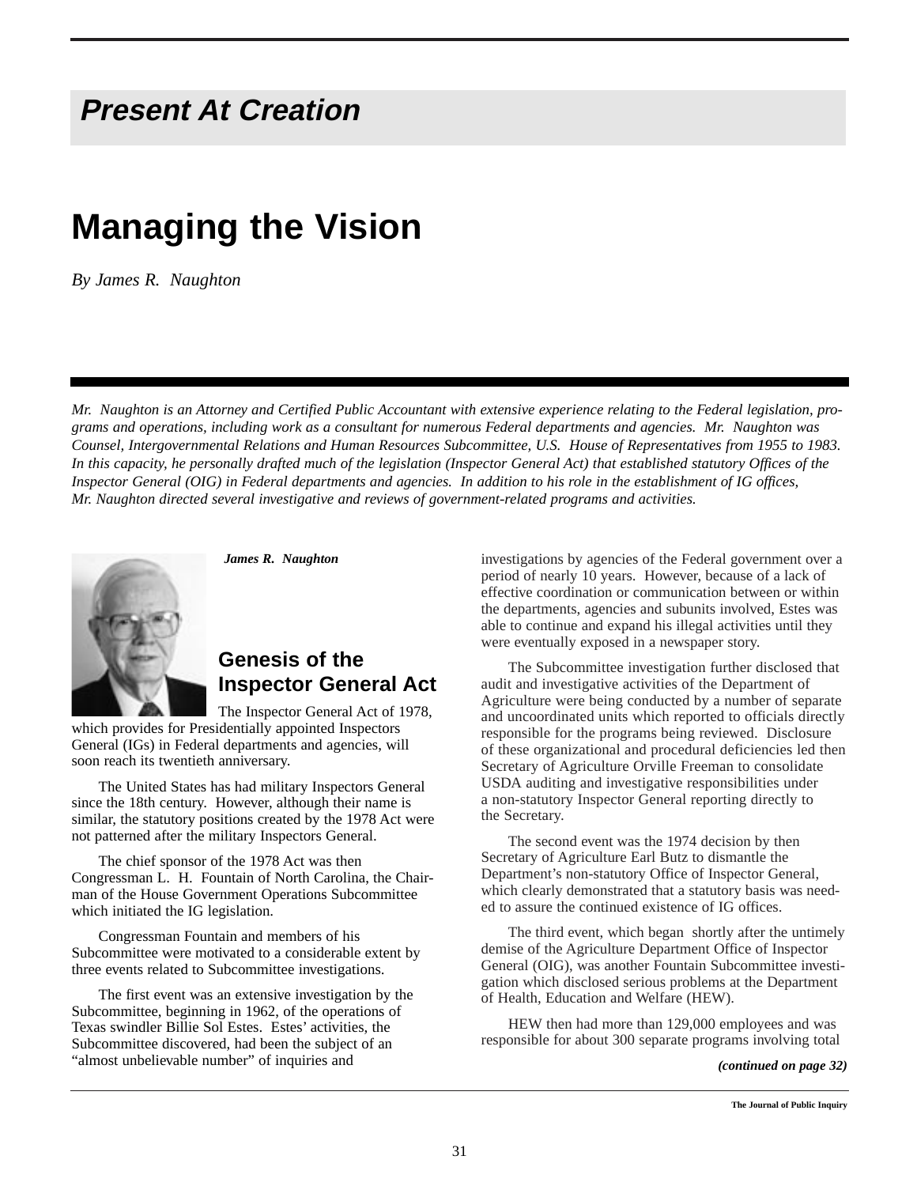## Present At Creation

# Managing the Vision

*By James R. Naughton*

*Mr. Naughton is an Attorney and Certified Public Accountant with extensive experience relating to the Federal legislation, programs and operations, including work as a consultant for numerous Federal departments and agencies. Mr. Naughton was Counsel, Intergovernmental Relations and Human Resources Subcommittee, U.S. House of Representatives from 1955 to 1983. In this capacity, he personally drafted much of the legislation (Inspector General Act) that established statutory Offices of the Inspector General (OIG) in Federal departments and agencies. In addition to his role in the establishment of IG offices, Mr. Naughton directed several investigative and reviews of government-related programs and activities.*

***James R. Naughton***

## Genesis of the Inspector General Act

The Inspector General Act of 1978, which provides for Presidentially appointed Inspectors General (IGs) in Federal departments and agencies, will soon reach its twentieth anniversary.

The United States has had military Inspectors General since the 18th century. However, although their name is similar, the statutory positions created by the 1978 Act were not patterned after the military Inspectors General.

The chief sponsor of the 1978 Act was then Congressman L. H. Fountain of North Carolina, the Chairman of the House Government Operations Subcommittee which initiated the IG legislation.

Congressman Fountain and members of his Subcommittee were motivated to a considerable extent by three events related to Subcommittee investigations.

The first event was an extensive investigation by the Subcommittee, beginning in 1962, of the operations of Texas swindler Billie Sol Estes. Estes' activities, the Subcommittee discovered, had been the subject of an "almost unbelievable number" of inquiries and investigations by agencies of the Federal government over a period of nearly 10 years. However, because of a lack of effective coordination or communication between or within the departments, agencies and subunits involved, Estes was able to continue and expand his illegal activities until they were eventually exposed in a newspaper story.

The Subcommittee investigation further disclosed that audit and investigative activities of the Department of Agriculture were being conducted by a number of separate and uncoordinated units which reported to officials directly responsible for the programs being reviewed. Disclosure of these organizational and procedural deficiencies led then Secretary of Agriculture Orville Freeman to consolidate USDA auditing and investigative responsibilities under a non-statutory Inspector General reporting directly to the Secretary.

The second event was the 1974 decision by then Secretary of Agriculture Earl Butz to dismantle the Department's non-statutory Office of Inspector General, which clearly demonstrated that a statutory basis was needed to assure the continued existence of IG offices.

The third event, which began shortly after the untimely demise of the Agriculture Department Office of Inspector General (OIG), was another Fountain Subcommittee investigation which disclosed serious problems at the Department of Health, Education and Welfare (HEW).

HEW then had more than 129,000 employees and was responsible for about 300 separate programs involving total

***(continued on page 32)***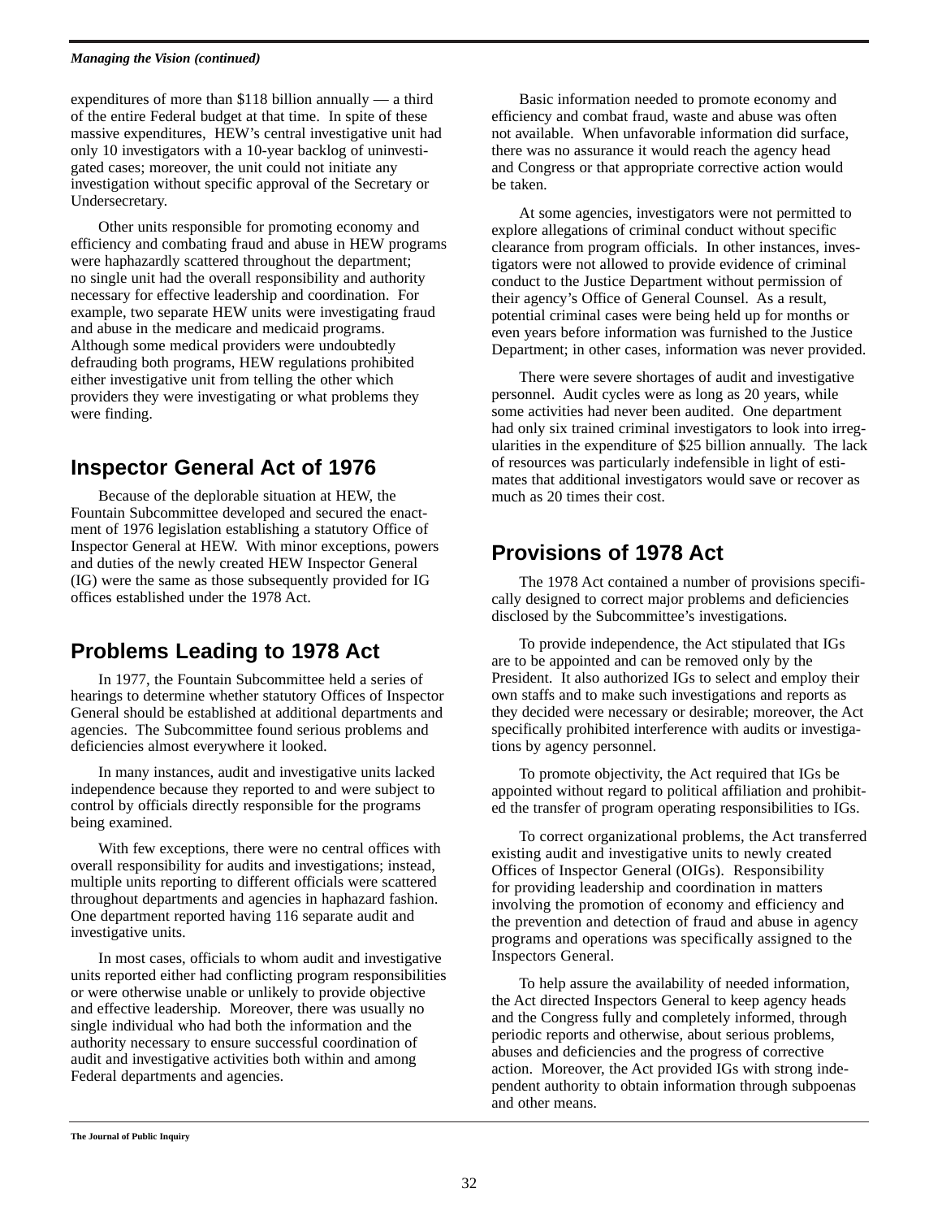expenditures of more than $118 billion annually — a third of the entire Federal budget at that time. In spite of these massive expenditures, HEW's central investigative unit had only 10 investigators with a 10-year backlog of uninvestigated cases; moreover, the unit could not initiate any investigation without specific approval of the Secretary or Undersecretary.

Other units responsible for promoting economy and efficiency and combating fraud and abuse in HEW programs were haphazardly scattered throughout the department; no single unit had the overall responsibility and authority necessary for effective leadership and coordination. For example, two separate HEW units were investigating fraud and abuse in the medicare and medicaid programs. Although some medical providers were undoubtedly defrauding both programs, HEW regulations prohibited either investigative unit from telling the other which providers they were investigating or what problems they were finding.

## Inspector General Act of 1976

Because of the deplorable situation at HEW, the Fountain Subcommittee developed and secured the enactment of 1976 legislation establishing a statutory Office of Inspector General at HEW. With minor exceptions, powers and duties of the newly created HEW Inspector General (IG) were the same as those subsequently provided for IG offices established under the 1978 Act.

## Problems Leading to 1978 Act

In 1977, the Fountain Subcommittee held a series of hearings to determine whether statutory Offices of Inspector General should be established at additional departments and agencies. The Subcommittee found serious problems and deficiencies almost everywhere it looked.

In many instances, audit and investigative units lacked independence because they reported to and were subject to control by officials directly responsible for the programs being examined.

With few exceptions, there were no central offices with overall responsibility for audits and investigations; instead, multiple units reporting to different officials were scattered throughout departments and agencies in haphazard fashion. One department reported having 116 separate audit and investigative units.

In most cases, officials to whom audit and investigative units reported either had conflicting program responsibilities or were otherwise unable or unlikely to provide objective and effective leadership. Moreover, there was usually no single individual who had both the information and the authority necessary to ensure successful coordination of audit and investigative activities both within and among Federal departments and agencies.

Basic information needed to promote economy and efficiency and combat fraud, waste and abuse was often not available. When unfavorable information did surface, there was no assurance it would reach the agency head and Congress or that appropriate corrective action would be taken.

At some agencies, investigators were not permitted to explore allegations of criminal conduct without specific clearance from program officials. In other instances, investigators were not allowed to provide evidence of criminal conduct to the Justice Department without permission of their agency's Office of General Counsel. As a result, potential criminal cases were being held up for months or even years before information was furnished to the Justice Department; in other cases, information was never provided.

There were severe shortages of audit and investigative personnel. Audit cycles were as long as 20 years, while some activities had never been audited. One department had only six trained criminal investigators to look into irregularities in the expenditure of $25 billion annually. The lack of resources was particularly indefensible in light of estimates that additional investigators would save or recover as much as 20 times their cost.

## Provisions of 1978 Act

The 1978 Act contained a number of provisions specifically designed to correct major problems and deficiencies disclosed by the Subcommittee's investigations.

To provide independence, the Act stipulated that IGs are to be appointed and can be removed only by the President. It also authorized IGs to select and employ their own staffs and to make such investigations and reports as they decided were necessary or desirable; moreover, the Act specifically prohibited interference with audits or investigations by agency personnel.

To promote objectivity, the Act required that IGs be appointed without regard to political affiliation and prohibited the transfer of program operating responsibilities to IGs.

To correct organizational problems, the Act transferred existing audit and investigative units to newly created Offices of Inspector General (OIGs). Responsibility for providing leadership and coordination in matters involving the promotion of economy and efficiency and the prevention and detection of fraud and abuse in agency programs and operations was specifically assigned to the Inspectors General.

To help assure the availability of needed information, the Act directed Inspectors General to keep agency heads and the Congress fully and completely informed, through periodic reports and otherwise, about serious problems, abuses and deficiencies and the progress of corrective action. Moreover, the Act provided IGs with strong independent authority to obtain information through subpoenas and other means.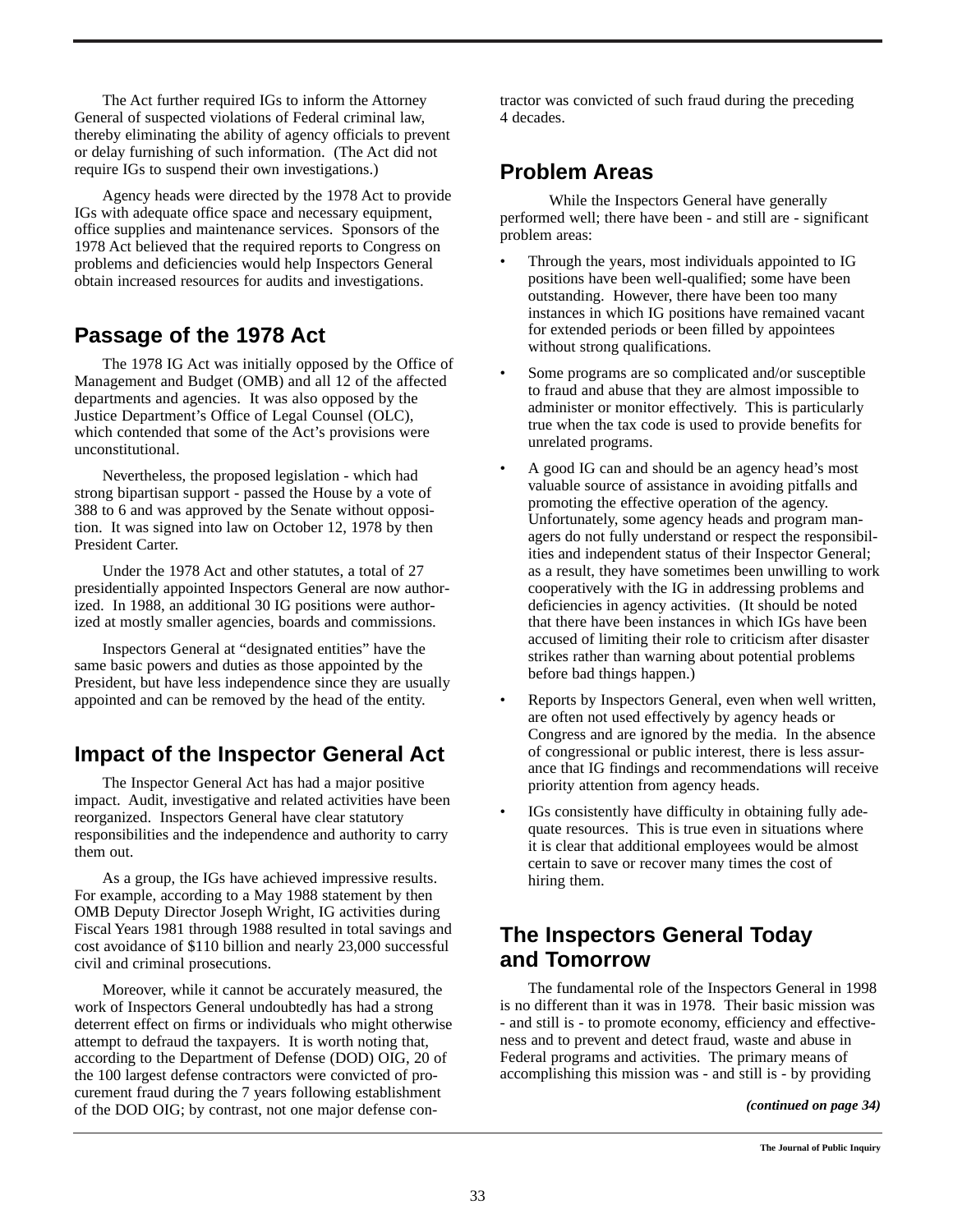The Act further required IGs to inform the Attorney General of suspected violations of Federal criminal law, thereby eliminating the ability of agency officials to prevent or delay furnishing of such information. (The Act did not require IGs to suspend their own investigations.)

Agency heads were directed by the 1978 Act to provide IGs with adequate office space and necessary equipment, office supplies and maintenance services. Sponsors of the 1978 Act believed that the required reports to Congress on problems and deficiencies would help Inspectors General obtain increased resources for audits and investigations.

## Passage of the 1978 Act

The 1978 IG Act was initially opposed by the Office of Management and Budget (OMB) and all 12 of the affected departments and agencies. It was also opposed by the Justice Department's Office of Legal Counsel (OLC), which contended that some of the Act's provisions were unconstitutional.

Nevertheless, the proposed legislation - which had strong bipartisan support - passed the House by a vote of 388 to 6 and was approved by the Senate without opposition. It was signed into law on October 12, 1978 by then President Carter.

Under the 1978 Act and other statutes, a total of 27 presidentially appointed Inspectors General are now authorized. In 1988, an additional 30 IG positions were authorized at mostly smaller agencies, boards and commissions.

Inspectors General at "designated entities" have the same basic powers and duties as those appointed by the President, but have less independence since they are usually appointed and can be removed by the head of the entity.

## Impact of the Inspector General Act

The Inspector General Act has had a major positive impact. Audit, investigative and related activities have been reorganized. Inspectors General have clear statutory responsibilities and the independence and authority to carry them out.

As a group, the IGs have achieved impressive results. For example, according to a May 1988 statement by then OMB Deputy Director Joseph Wright, IG activities during Fiscal Years 1981 through 1988 resulted in total savings and cost avoidance of $110 billion and nearly 23,000 successful civil and criminal prosecutions.

Moreover, while it cannot be accurately measured, the work of Inspectors General undoubtedly has had a strong deterrent effect on firms or individuals who might otherwise attempt to defraud the taxpayers. It is worth noting that, according to the Department of Defense (DOD) OIG, 20 of the 100 largest defense contractors were convicted of procurement fraud during the 7 years following establishment of the DOD OIG; by contrast, not one major defense contractor was convicted of such fraud during the preceding 4 decades.

## Problem Areas

While the Inspectors General have generally performed well; there have been - and still are - significant problem areas:

- Through the years, most individuals appointed to IG positions have been well-qualified; some have been outstanding. However, there have been too many instances in which IG positions have remained vacant for extended periods or been filled by appointees without strong qualifications.
- Some programs are so complicated and/or susceptible to fraud and abuse that they are almost impossible to administer or monitor effectively. This is particularly true when the tax code is used to provide benefits for unrelated programs.
- A good IG can and should be an agency head's most valuable source of assistance in avoiding pitfalls and promoting the effective operation of the agency. Unfortunately, some agency heads and program managers do not fully understand or respect the responsibilities and independent status of their Inspector General; as a result, they have sometimes been unwilling to work cooperatively with the IG in addressing problems and deficiencies in agency activities. (It should be noted that there have been instances in which IGs have been accused of limiting their role to criticism after disaster strikes rather than warning about potential problems before bad things happen.)
- Reports by Inspectors General, even when well written, are often not used effectively by agency heads or Congress and are ignored by the media. In the absence of congressional or public interest, there is less assurance that IG findings and recommendations will receive priority attention from agency heads.
- IGs consistently have difficulty in obtaining fully adequate resources. This is true even in situations where it is clear that additional employees would be almost certain to save or recover many times the cost of hiring them.

## The Inspectors General Today and Tomorrow

The fundamental role of the Inspectors General in 1998 is no different than it was in 1978. Their basic mission was - and still is - to promote economy, efficiency and effectiveness and to prevent and detect fraud, waste and abuse in Federal programs and activities. The primary means of accomplishing this mission was - and still is - by providing

***(continued on page 34)***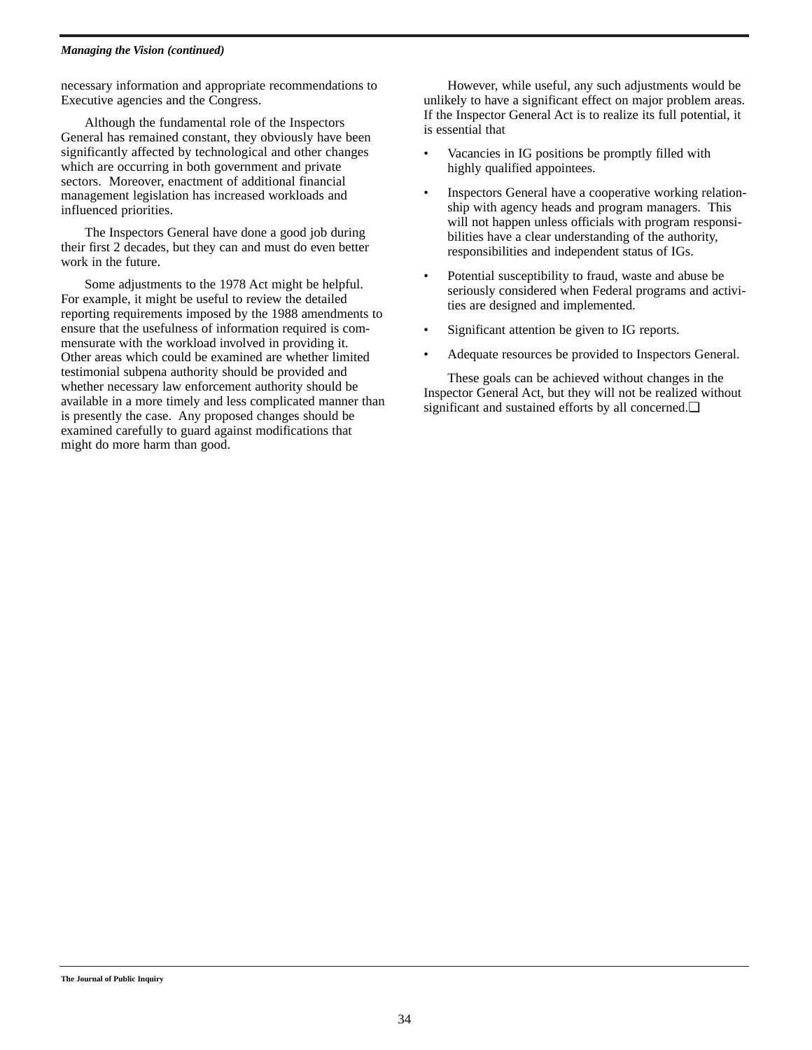necessary information and appropriate recommendations to Executive agencies and the Congress.

Although the fundamental role of the Inspectors General has remained constant, they obviously have been significantly affected by technological and other changes which are occurring in both government and private sectors. Moreover, enactment of additional financial management legislation has increased workloads and influenced priorities.

The Inspectors General have done a good job during their first 2 decades, but they can and must do even better work in the future.

Some adjustments to the 1978 Act might be helpful. For example, it might be useful to review the detailed reporting requirements imposed by the 1988 amendments to ensure that the usefulness of information required is commensurate with the workload involved in providing it. Other areas which could be examined are whether limited testimonial subpena authority should be provided and whether necessary law enforcement authority should be available in a more timely and less complicated manner than is presently the case. Any proposed changes should be examined carefully to guard against modifications that might do more harm than good.

However, while useful, any such adjustments would be unlikely to have a significant effect on major problem areas. If the Inspector General Act is to realize its full potential, it is essential that

- Vacancies in IG positions be promptly filled with highly qualified appointees.
- Inspectors General have a cooperative working relationship with agency heads and program managers. This will not happen unless officials with program responsibilities have a clear understanding of the authority, responsibilities and independent status of IGs.
- Potential susceptibility to fraud, waste and abuse be seriously considered when Federal programs and activities are designed and implemented.
- Significant attention be given to IG reports.
- Adequate resources be provided to Inspectors General.

These goals can be achieved without changes in the Inspector General Act, but they will not be realized without significant and sustained efforts by all concerned.❑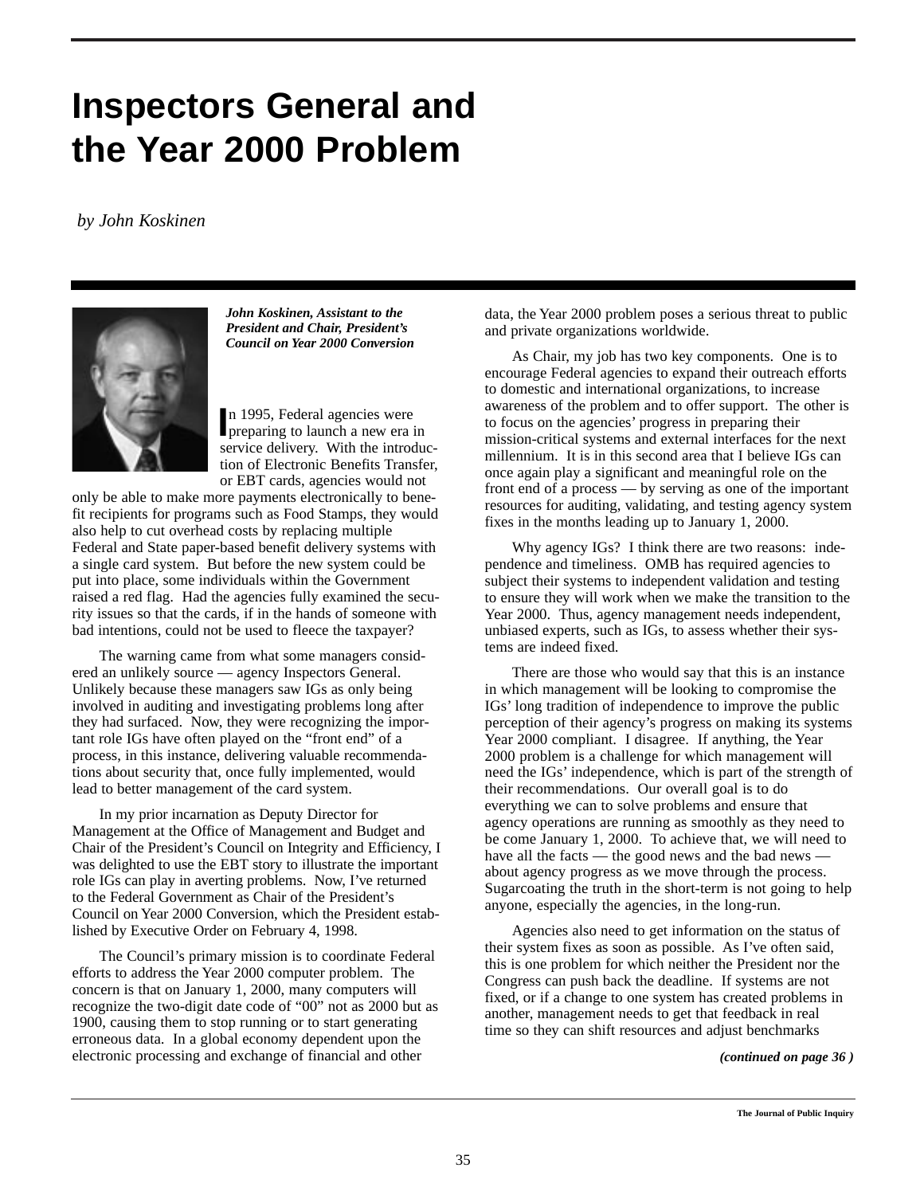# Inspectors General and the Year 2000 Problem

*by John Koskinen*

***John Koskinen, Assistant to the President and Chair, President's Council on Year 2000 Conversion***

In 1995, Federal agencies were preparing to launch a new era in service delivery. With the introduction of Electronic Benefits Transfer, or EBT cards, agencies would not only be able to make more payments electronically to benefit recipients for programs such as Food Stamps, they would also help to cut overhead costs by replacing multiple Federal and State paper-based benefit delivery systems with a single card system. But before the new system could be put into place, some individuals within the Government raised a red flag. Had the agencies fully examined the security issues so that the cards, if in the hands of someone with bad intentions, could not be used to fleece the taxpayer?

The warning came from what some managers considered an unlikely source — agency Inspectors General. Unlikely because these managers saw IGs as only being involved in auditing and investigating problems long after they had surfaced. Now, they were recognizing the important role IGs have often played on the "front end" of a process, in this instance, delivering valuable recommendations about security that, once fully implemented, would lead to better management of the card system.

In my prior incarnation as Deputy Director for Management at the Office of Management and Budget and Chair of the President's Council on Integrity and Efficiency, I was delighted to use the EBT story to illustrate the important role IGs can play in averting problems. Now, I've returned to the Federal Government as Chair of the President's Council on Year 2000 Conversion, which the President established by Executive Order on February 4, 1998.

The Council's primary mission is to coordinate Federal efforts to address the Year 2000 computer problem. The concern is that on January 1, 2000, many computers will recognize the two-digit date code of "00" not as 2000 but as 1900, causing them to stop running or to start generating erroneous data. In a global economy dependent upon the electronic processing and exchange of financial and other data, the Year 2000 problem poses a serious threat to public and private organizations worldwide.

As Chair, my job has two key components. One is to encourage Federal agencies to expand their outreach efforts to domestic and international organizations, to increase awareness of the problem and to offer support. The other is to focus on the agencies' progress in preparing their mission-critical systems and external interfaces for the next millennium. It is in this second area that I believe IGs can once again play a significant and meaningful role on the front end of a process — by serving as one of the important resources for auditing, validating, and testing agency system fixes in the months leading up to January 1, 2000.

Why agency IGs? I think there are two reasons: independence and timeliness. OMB has required agencies to subject their systems to independent validation and testing to ensure they will work when we make the transition to the Year 2000. Thus, agency management needs independent, unbiased experts, such as IGs, to assess whether their systems are indeed fixed.

There are those who would say that this is an instance in which management will be looking to compromise the IGs' long tradition of independence to improve the public perception of their agency's progress on making its systems Year 2000 compliant. I disagree. If anything, the Year 2000 problem is a challenge for which management will need the IGs' independence, which is part of the strength of their recommendations. Our overall goal is to do everything we can to solve problems and ensure that agency operations are running as smoothly as they need to be come January 1, 2000. To achieve that, we will need to have all the facts — the good news and the bad news — about agency progress as we move through the process. Sugarcoating the truth in the short-term is not going to help anyone, especially the agencies, in the long-run.

Agencies also need to get information on the status of their system fixes as soon as possible. As I've often said, this is one problem for which neither the President nor the Congress can push back the deadline. If systems are not fixed, or if a change to one system has created problems in another, management needs to get that feedback in real time so they can shift resources and adjust benchmarks

***(continued on page 36 )***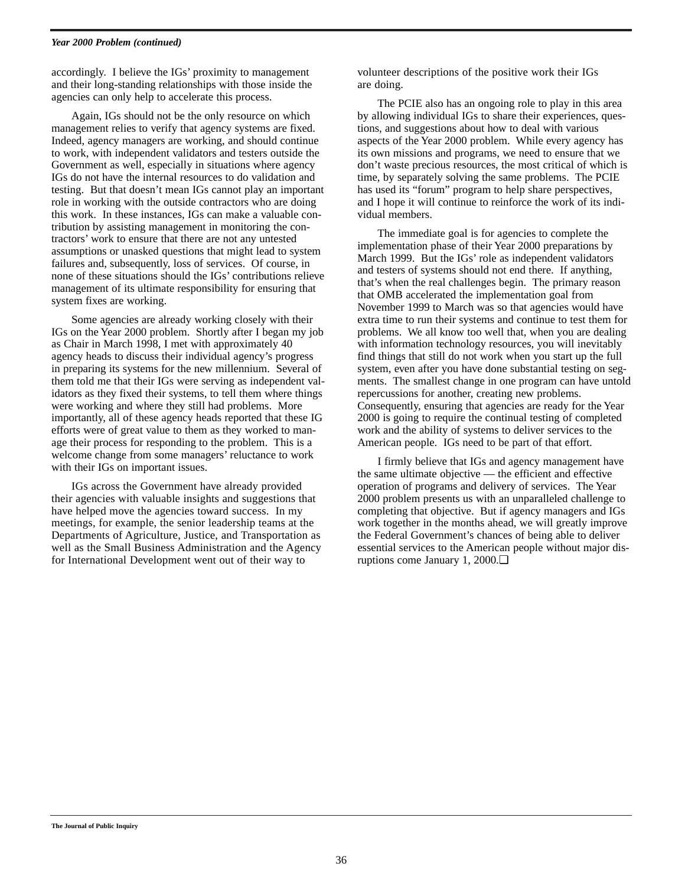accordingly. I believe the IGs' proximity to management and their long-standing relationships with those inside the agencies can only help to accelerate this process.

Again, IGs should not be the only resource on which management relies to verify that agency systems are fixed. Indeed, agency managers are working, and should continue to work, with independent validators and testers outside the Government as well, especially in situations where agency IGs do not have the internal resources to do validation and testing. But that doesn't mean IGs cannot play an important role in working with the outside contractors who are doing this work. In these instances, IGs can make a valuable contribution by assisting management in monitoring the contractors' work to ensure that there are not any untested assumptions or unasked questions that might lead to system failures and, subsequently, loss of services. Of course, in none of these situations should the IGs' contributions relieve management of its ultimate responsibility for ensuring that system fixes are working.

Some agencies are already working closely with their IGs on the Year 2000 problem. Shortly after I began my job as Chair in March 1998, I met with approximately 40 agency heads to discuss their individual agency's progress in preparing its systems for the new millennium. Several of them told me that their IGs were serving as independent validators as they fixed their systems, to tell them where things were working and where they still had problems. More importantly, all of these agency heads reported that these IG efforts were of great value to them as they worked to manage their process for responding to the problem. This is a welcome change from some managers' reluctance to work with their IGs on important issues.

IGs across the Government have already provided their agencies with valuable insights and suggestions that have helped move the agencies toward success. In my meetings, for example, the senior leadership teams at the Departments of Agriculture, Justice, and Transportation as well as the Small Business Administration and the Agency for International Development went out of their way to volunteer descriptions of the positive work their IGs are doing.

The PCIE also has an ongoing role to play in this area by allowing individual IGs to share their experiences, questions, and suggestions about how to deal with various aspects of the Year 2000 problem. While every agency has its own missions and programs, we need to ensure that we don't waste precious resources, the most critical of which is time, by separately solving the same problems. The PCIE has used its "forum" program to help share perspectives, and I hope it will continue to reinforce the work of its individual members.

The immediate goal is for agencies to complete the implementation phase of their Year 2000 preparations by March 1999. But the IGs' role as independent validators and testers of systems should not end there. If anything, that's when the real challenges begin. The primary reason that OMB accelerated the implementation goal from November 1999 to March was so that agencies would have extra time to run their systems and continue to test them for problems. We all know too well that, when you are dealing with information technology resources, you will inevitably find things that still do not work when you start up the full system, even after you have done substantial testing on segments. The smallest change in one program can have untold repercussions for another, creating new problems. Consequently, ensuring that agencies are ready for the Year 2000 is going to require the continual testing of completed work and the ability of systems to deliver services to the American people. IGs need to be part of that effort.

I firmly believe that IGs and agency management have the same ultimate objective — the efficient and effective operation of programs and delivery of services. The Year 2000 problem presents us with an unparalleled challenge to completing that objective. But if agency managers and IGs work together in the months ahead, we will greatly improve the Federal Government's chances of being able to deliver essential services to the American people without major disruptions come January 1, 2000.❑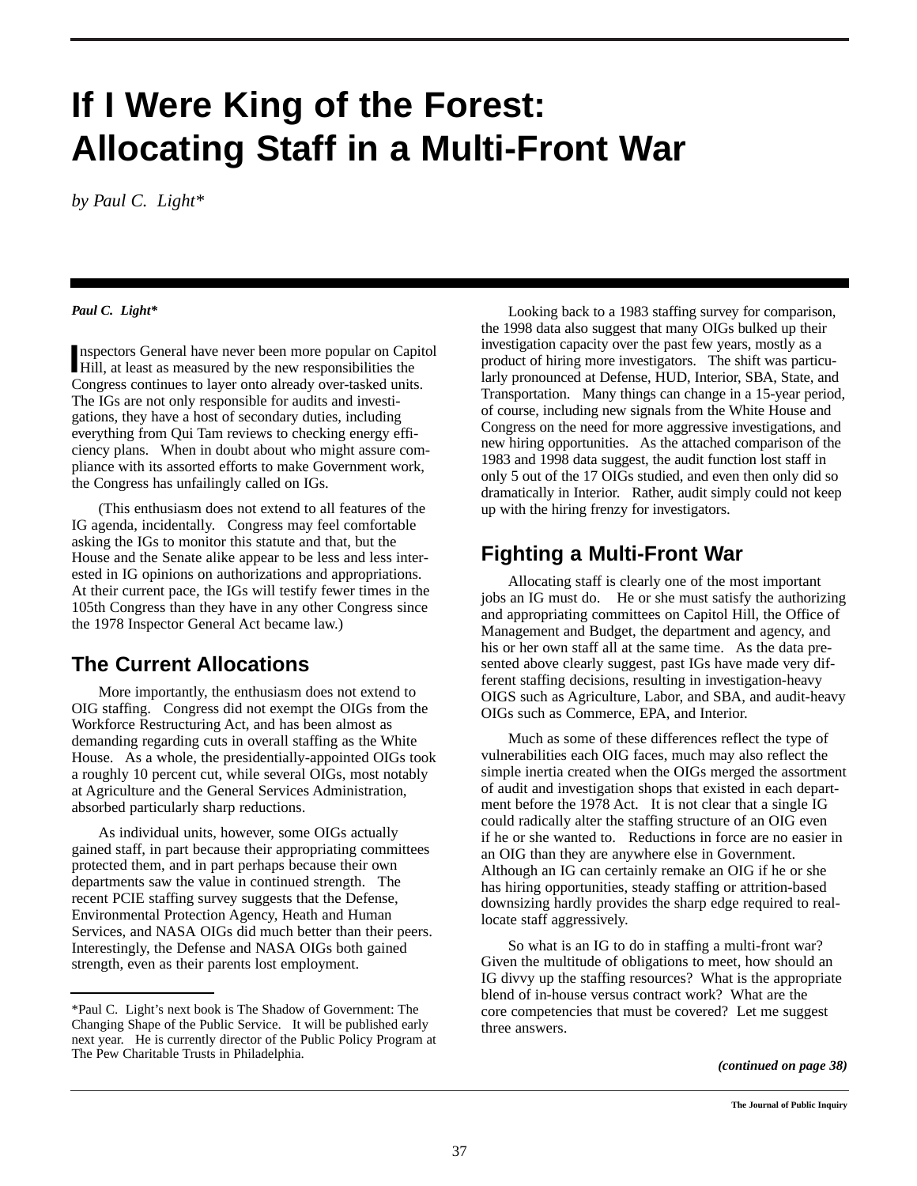# If I Were King of the Forest: Allocating Staff in a Multi-Front War

*by Paul C. Light**

***Paul C. Light****

Inspectors General have never been more popular on Capitol Hill, at least as measured by the new responsibilities the Congress continues to layer onto already over-tasked units. The IGs are not only responsible for audits and investigations, they have a host of secondary duties, including everything from Qui Tam reviews to checking energy efficiency plans. When in doubt about who might assure compliance with its assorted efforts to make Government work, the Congress has unfailingly called on IGs.

(This enthusiasm does not extend to all features of the IG agenda, incidentally. Congress may feel comfortable asking the IGs to monitor this statute and that, but the House and the Senate alike appear to be less and less interested in IG opinions on authorizations and appropriations. At their current pace, the IGs will testify fewer times in the 105th Congress than they have in any other Congress since the 1978 Inspector General Act became law.)

## The Current Allocations

More importantly, the enthusiasm does not extend to OIG staffing. Congress did not exempt the OIGs from the Workforce Restructuring Act, and has been almost as demanding regarding cuts in overall staffing as the White House. As a whole, the presidentially-appointed OIGs took a roughly 10 percent cut, while several OIGs, most notably at Agriculture and the General Services Administration, absorbed particularly sharp reductions.

As individual units, however, some OIGs actually gained staff, in part because their appropriating committees protected them, and in part perhaps because their own departments saw the value in continued strength. The recent PCIE staffing survey suggests that the Defense, Environmental Protection Agency, Heath and Human Services, and NASA OIGs did much better than their peers. Interestingly, the Defense and NASA OIGs both gained strength, even as their parents lost employment.

Looking back to a 1983 staffing survey for comparison, the 1998 data also suggest that many OIGs bulked up their investigation capacity over the past few years, mostly as a product of hiring more investigators. The shift was particularly pronounced at Defense, HUD, Interior, SBA, State, and Transportation. Many things can change in a 15-year period, of course, including new signals from the White House and Congress on the need for more aggressive investigations, and new hiring opportunities. As the attached comparison of the 1983 and 1998 data suggest, the audit function lost staff in only 5 out of the 17 OIGs studied, and even then only did so dramatically in Interior. Rather, audit simply could not keep up with the hiring frenzy for investigators.

## Fighting a Multi-Front War

Allocating staff is clearly one of the most important jobs an IG must do. He or she must satisfy the authorizing and appropriating committees on Capitol Hill, the Office of Management and Budget, the department and agency, and his or her own staff all at the same time. As the data presented above clearly suggest, past IGs have made very different staffing decisions, resulting in investigation-heavy OIGS such as Agriculture, Labor, and SBA, and audit-heavy OIGs such as Commerce, EPA, and Interior.

Much as some of these differences reflect the type of vulnerabilities each OIG faces, much may also reflect the simple inertia created when the OIGs merged the assortment of audit and investigation shops that existed in each department before the 1978 Act. It is not clear that a single IG could radically alter the staffing structure of an OIG even if he or she wanted to. Reductions in force are no easier in an OIG than they are anywhere else in Government. Although an IG can certainly remake an OIG if he or she has hiring opportunities, steady staffing or attrition-based downsizing hardly provides the sharp edge required to reallocate staff aggressively.

So what is an IG to do in staffing a multi-front war? Given the multitude of obligations to meet, how should an IG divvy up the staffing resources? What is the appropriate blend of in-house versus contract work? What are the core competencies that must be covered? Let me suggest three answers.

***(continued on page 38)***

---

*Paul C. Light's next book is The Shadow of Government: The Changing Shape of the Public Service. It will be published early next year. He is currently director of the Public Policy Program at The Pew Charitable Trusts in Philadelphia.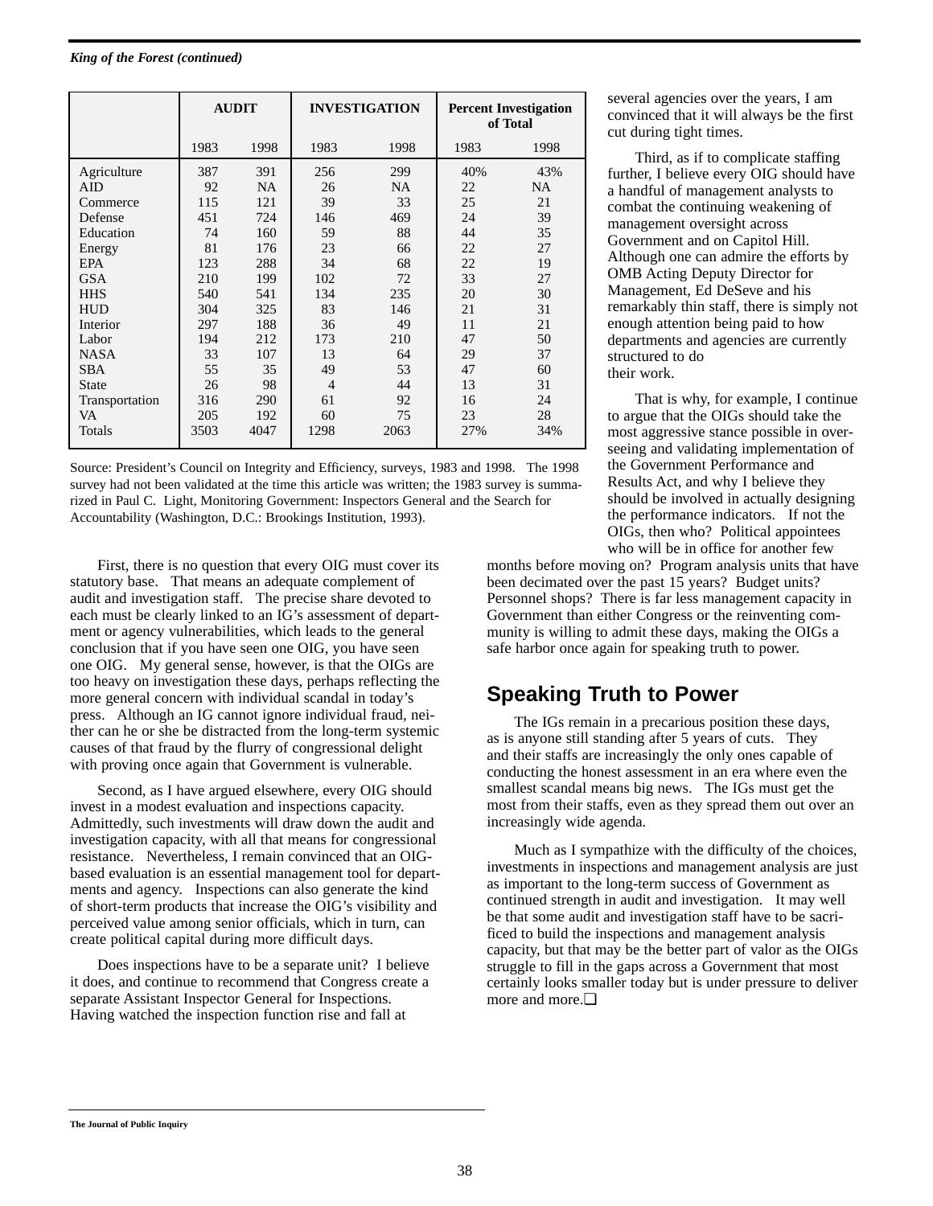*King of the Forest (continued)*

| | AUDIT | | INVESTIGATION | | Percent Investigation of Total | |
|---|---|---|---|---|---|---|
| | 1983 | 1998 | 1983 | 1998 | 1983 | 1998 |
| Agriculture | 387 | 391 | 256 | 299 | 40% | 43% |
| AID | 92 | NA | 26 | NA | 22 | NA |
| Commerce | 115 | 121 | 39 | 33 | 25 | 21 |
| Defense | 451 | 724 | 146 | 469 | 24 | 39 |
| Education | 74 | 160 | 59 | 88 | 44 | 35 |
| Energy | 81 | 176 | 23 | 66 | 22 | 27 |
| EPA | 123 | 288 | 34 | 68 | 22 | 19 |
| GSA | 210 | 199 | 102 | 72 | 33 | 27 |
| HHS | 540 | 541 | 134 | 235 | 20 | 30 |
| HUD | 304 | 325 | 83 | 146 | 21 | 31 |
| Interior | 297 | 188 | 36 | 49 | 11 | 21 |
| Labor | 194 | 212 | 173 | 210 | 47 | 50 |
| NASA | 33 | 107 | 13 | 64 | 29 | 37 |
| SBA | 55 | 35 | 49 | 53 | 47 | 60 |
| State | 26 | 98 | 4 | 44 | 13 | 31 |
| Transportation | 316 | 290 | 61 | 92 | 16 | 24 |
| VA | 205 | 192 | 60 | 75 | 23 | 28 |
| Totals | 3503 | 4047 | 1298 | 2063 | 27% | 34% |

Source: President's Council on Integrity and Efficiency, surveys, 1983 and 1998. The 1998 survey had not been validated at the time this article was written; the 1983 survey is summarized in Paul C. Light, Monitoring Government: Inspectors General and the Search for Accountability (Washington, D.C.: Brookings Institution, 1993).

First, there is no question that every OIG must cover its statutory base. That means an adequate complement of audit and investigation staff. The precise share devoted to each must be clearly linked to an IG's assessment of department or agency vulnerabilities, which leads to the general conclusion that if you have seen one OIG, you have seen one OIG. My general sense, however, is that the OIGs are too heavy on investigation these days, perhaps reflecting the more general concern with individual scandal in today's press. Although an IG cannot ignore individual fraud, neither can he or she be distracted from the long-term systemic causes of that fraud by the flurry of congressional delight with proving once again that Government is vulnerable.

Second, as I have argued elsewhere, every OIG should invest in a modest evaluation and inspections capacity. Admittedly, such investments will draw down the audit and investigation capacity, with all that means for congressional resistance. Nevertheless, I remain convinced that an OIG-based evaluation is an essential management tool for departments and agency. Inspections can also generate the kind of short-term products that increase the OIG's visibility and perceived value among senior officials, which in turn, can create political capital during more difficult days.

Does inspections have to be a separate unit? I believe it does, and continue to recommend that Congress create a separate Assistant Inspector General for Inspections. Having watched the inspection function rise and fall at several agencies over the years, I am convinced that it will always be the first cut during tight times.

Third, as if to complicate staffing further, I believe every OIG should have a handful of management analysts to combat the continuing weakening of management oversight across Government and on Capitol Hill. Although one can admire the efforts by OMB Acting Deputy Director for Management, Ed DeSeve and his remarkably thin staff, there is simply not enough attention being paid to how departments and agencies are currently structured to do their work.

That is why, for example, I continue to argue that the OIGs should take the most aggressive stance possible in overseeing and validating implementation of the Government Performance and Results Act, and why I believe they should be involved in actually designing the performance indicators. If not the OIGs, then who? Political appointees who will be in office for another few months before moving on? Program analysis units that have been decimated over the past 15 years? Budget units? Personnel shops? There is far less management capacity in Government than either Congress or the reinventing community is willing to admit these days, making the OIGs a safe harbor once again for speaking truth to power.

## Speaking Truth to Power

The IGs remain in a precarious position these days, as is anyone still standing after 5 years of cuts. They and their staffs are increasingly the only ones capable of conducting the honest assessment in an era where even the smallest scandal means big news. The IGs must get the most from their staffs, even as they spread them out over an increasingly wide agenda.

Much as I sympathize with the difficulty of the choices, investments in inspections and management analysis are just as important to the long-term success of Government as continued strength in audit and investigation. It may well be that some audit and investigation staff have to be sacrificed to build the inspections and management analysis capacity, but that may be the better part of valor as the OIGs struggle to fill in the gaps across a Government that most certainly looks smaller today but is under pressure to deliver more and more.❑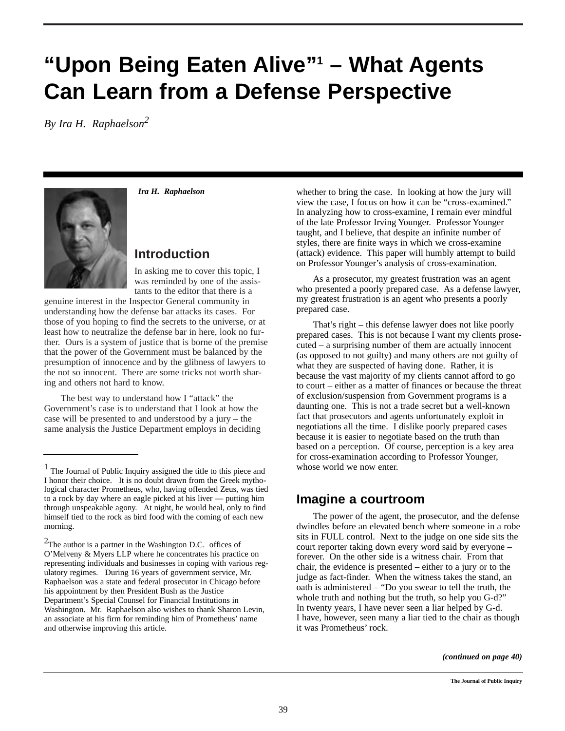# "Upon Being Eaten Alive"[1] – What Agents Can Learn from a Defense Perspective

*By Ira H. Raphaelson[2]*

***Ira H. Raphaelson***

## Introduction

In asking me to cover this topic, I was reminded by one of the assistants to the editor that there is a genuine interest in the Inspector General community in understanding how the defense bar attacks its cases. For those of you hoping to find the secrets to the universe, or at least how to neutralize the defense bar in here, look no further. Ours is a system of justice that is borne of the premise that the power of the Government must be balanced by the presumption of innocence and by the glibness of lawyers to the not so innocent. There are some tricks not worth sharing and others not hard to know.

The best way to understand how I "attack" the Government's case is to understand that I look at how the case will be presented to and understood by a jury – the same analysis the Justice Department employs in deciding whether to bring the case. In looking at how the jury will view the case, I focus on how it can be "cross-examined." In analyzing how to cross-examine, I remain ever mindful of the late Professor Irving Younger. Professor Younger taught, and I believe, that despite an infinite number of styles, there are finite ways in which we cross-examine (attack) evidence. This paper will humbly attempt to build on Professor Younger's analysis of cross-examination.

As a prosecutor, my greatest frustration was an agent who presented a poorly prepared case. As a defense lawyer, my greatest frustration is an agent who presents a poorly prepared case.

That's right – this defense lawyer does not like poorly prepared cases. This is not because I want my clients prosecuted – a surprising number of them are actually innocent (as opposed to not guilty) and many others are not guilty of what they are suspected of having done. Rather, it is because the vast majority of my clients cannot afford to go to court – either as a matter of finances or because the threat of exclusion/suspension from Government programs is a daunting one. This is not a trade secret but a well-known fact that prosecutors and agents unfortunately exploit in negotiations all the time. I dislike poorly prepared cases because it is easier to negotiate based on the truth than based on a perception. Of course, perception is a key area for cross-examination according to Professor Younger, whose world we now enter.

## Imagine a courtroom

The power of the agent, the prosecutor, and the defense dwindles before an elevated bench where someone in a robe sits in FULL control. Next to the judge on one side sits the court reporter taking down every word said by everyone – forever. On the other side is a witness chair. From that chair, the evidence is presented – either to a jury or to the judge as fact-finder. When the witness takes the stand, an oath is administered – "Do you swear to tell the truth, the whole truth and nothing but the truth, so help you G-d?" In twenty years, I have never seen a liar helped by G-d. I have, however, seen many a liar tied to the chair as though it was Prometheus' rock.

*(continued on page 40)*

---

[1] The Journal of Public Inquiry assigned the title to this piece and I honor their choice. It is no doubt drawn from the Greek mythological character Prometheus, who, having offended Zeus, was tied to a rock by day where an eagle picked at his liver — putting him through unspeakable agony. At night, he would heal, only to find himself tied to the rock as bird food with the coming of each new morning.

[2] The author is a partner in the Washington D.C. offices of O'Melveny & Myers LLP where he concentrates his practice on representing individuals and businesses in coping with various regulatory regimes. During 16 years of government service, Mr. Raphaelson was a state and federal prosecutor in Chicago before his appointment by then President Bush as the Justice Department's Special Counsel for Financial Institutions in Washington. Mr. Raphaelson also wishes to thank Sharon Levin, an associate at his firm for reminding him of Prometheus' name and otherwise improving this article.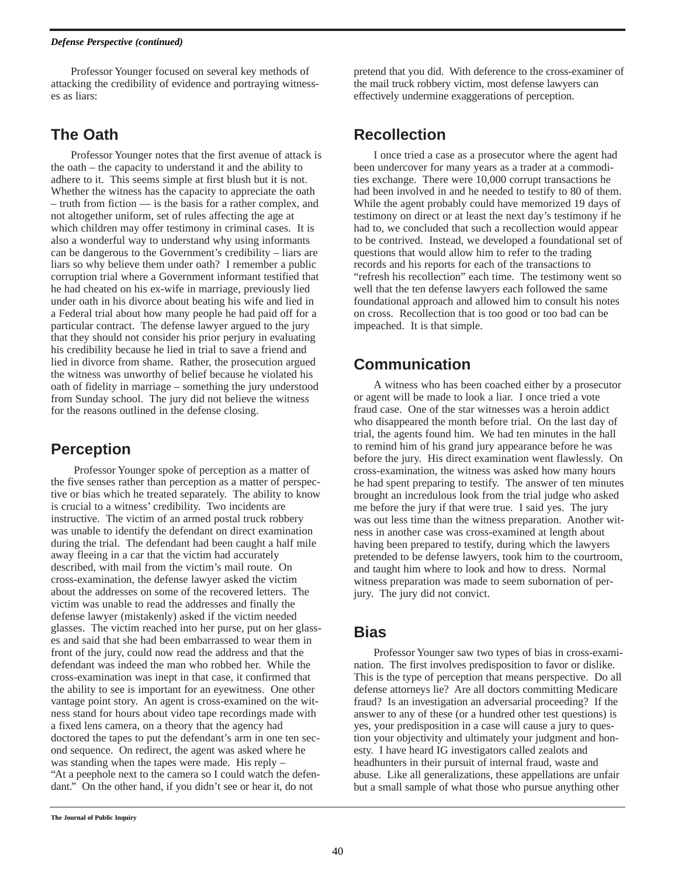*Defense Perspective (continued)*

Professor Younger focused on several key methods of attacking the credibility of evidence and portraying witnesses as liars:

## The Oath

Professor Younger notes that the first avenue of attack is the oath – the capacity to understand it and the ability to adhere to it. This seems simple at first blush but it is not. Whether the witness has the capacity to appreciate the oath – truth from fiction — is the basis for a rather complex, and not altogether uniform, set of rules affecting the age at which children may offer testimony in criminal cases. It is also a wonderful way to understand why using informants can be dangerous to the Government's credibility – liars are liars so why believe them under oath? I remember a public corruption trial where a Government informant testified that he had cheated on his ex-wife in marriage, previously lied under oath in his divorce about beating his wife and lied in a Federal trial about how many people he had paid off for a particular contract. The defense lawyer argued to the jury that they should not consider his prior perjury in evaluating his credibility because he lied in trial to save a friend and lied in divorce from shame. Rather, the prosecution argued the witness was unworthy of belief because he violated his oath of fidelity in marriage – something the jury understood from Sunday school. The jury did not believe the witness for the reasons outlined in the defense closing.

## Perception

Professor Younger spoke of perception as a matter of the five senses rather than perception as a matter of perspective or bias which he treated separately. The ability to know is crucial to a witness' credibility. Two incidents are instructive. The victim of an armed postal truck robbery was unable to identify the defendant on direct examination during the trial. The defendant had been caught a half mile away fleeing in a car that the victim had accurately described, with mail from the victim's mail route. On cross-examination, the defense lawyer asked the victim about the addresses on some of the recovered letters. The victim was unable to read the addresses and finally the defense lawyer (mistakenly) asked if the victim needed glasses. The victim reached into her purse, put on her glasses and said that she had been embarrassed to wear them in front of the jury, could now read the address and that the defendant was indeed the man who robbed her. While the cross-examination was inept in that case, it confirmed that the ability to see is important for an eyewitness. One other vantage point story. An agent is cross-examined on the witness stand for hours about video tape recordings made with a fixed lens camera, on a theory that the agency had doctored the tapes to put the defendant's arm in one ten second sequence. On redirect, the agent was asked where he was standing when the tapes were made. His reply – "At a peephole next to the camera so I could watch the defendant." On the other hand, if you didn't see or hear it, do not pretend that you did. With deference to the cross-examiner of the mail truck robbery victim, most defense lawyers can effectively undermine exaggerations of perception.

## Recollection

I once tried a case as a prosecutor where the agent had been undercover for many years as a trader at a commodities exchange. There were 10,000 corrupt transactions he had been involved in and he needed to testify to 80 of them. While the agent probably could have memorized 19 days of testimony on direct or at least the next day's testimony if he had to, we concluded that such a recollection would appear to be contrived. Instead, we developed a foundational set of questions that would allow him to refer to the trading records and his reports for each of the transactions to "refresh his recollection" each time. The testimony went so well that the ten defense lawyers each followed the same foundational approach and allowed him to consult his notes on cross. Recollection that is too good or too bad can be impeached. It is that simple.

## Communication

A witness who has been coached either by a prosecutor or agent will be made to look a liar. I once tried a vote fraud case. One of the star witnesses was a heroin addict who disappeared the month before trial. On the last day of trial, the agents found him. We had ten minutes in the hall to remind him of his grand jury appearance before he was before the jury. His direct examination went flawlessly. On cross-examination, the witness was asked how many hours he had spent preparing to testify. The answer of ten minutes brought an incredulous look from the trial judge who asked me before the jury if that were true. I said yes. The jury was out less time than the witness preparation. Another witness in another case was cross-examined at length about having been prepared to testify, during which the lawyers pretended to be defense lawyers, took him to the courtroom, and taught him where to look and how to dress. Normal witness preparation was made to seem subornation of perjury. The jury did not convict.

## Bias

Professor Younger saw two types of bias in cross-examination. The first involves predisposition to favor or dislike. This is the type of perception that means perspective. Do all defense attorneys lie? Are all doctors committing Medicare fraud? Is an investigation an adversarial proceeding? If the answer to any of these (or a hundred other test questions) is yes, your predisposition in a case will cause a jury to question your objectivity and ultimately your judgment and honesty. I have heard IG investigators called zealots and headhunters in their pursuit of internal fraud, waste and abuse. Like all generalizations, these appellations are unfair but a small sample of what those who pursue anything other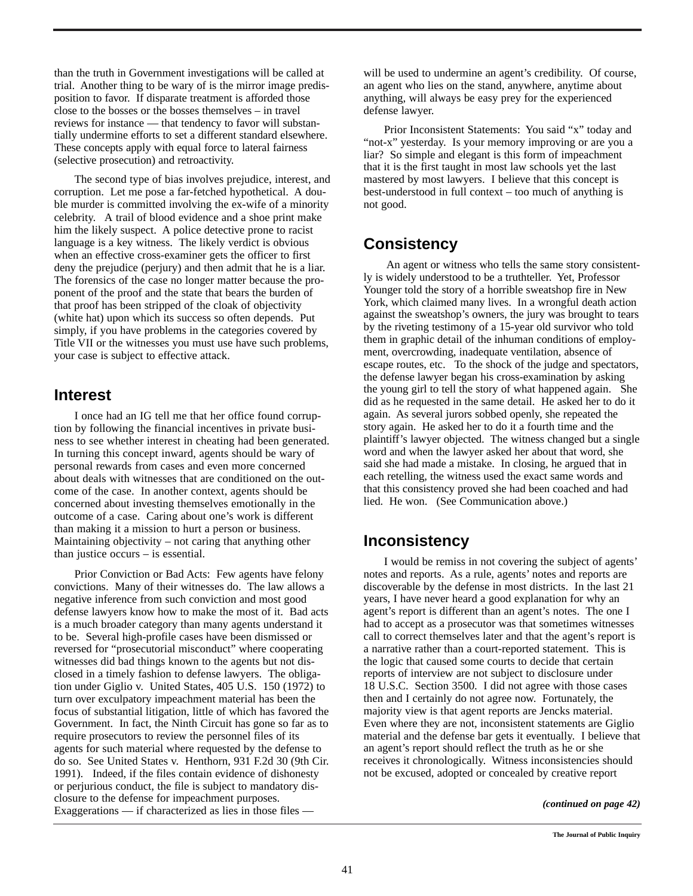than the truth in Government investigations will be called at trial. Another thing to be wary of is the mirror image predisposition to favor. If disparate treatment is afforded those close to the bosses or the bosses themselves – in travel reviews for instance — that tendency to favor will substantially undermine efforts to set a different standard elsewhere. These concepts apply with equal force to lateral fairness (selective prosecution) and retroactivity.

The second type of bias involves prejudice, interest, and corruption. Let me pose a far-fetched hypothetical. A double murder is committed involving the ex-wife of a minority celebrity. A trail of blood evidence and a shoe print make him the likely suspect. A police detective prone to racist language is a key witness. The likely verdict is obvious when an effective cross-examiner gets the officer to first deny the prejudice (perjury) and then admit that he is a liar. The forensics of the case no longer matter because the proponent of the proof and the state that bears the burden of that proof has been stripped of the cloak of objectivity (white hat) upon which its success so often depends. Put simply, if you have problems in the categories covered by Title VII or the witnesses you must use have such problems, your case is subject to effective attack.

## Interest

I once had an IG tell me that her office found corruption by following the financial incentives in private business to see whether interest in cheating had been generated. In turning this concept inward, agents should be wary of personal rewards from cases and even more concerned about deals with witnesses that are conditioned on the outcome of the case. In another context, agents should be concerned about investing themselves emotionally in the outcome of a case. Caring about one's work is different than making it a mission to hurt a person or business. Maintaining objectivity – not caring that anything other than justice occurs – is essential.

Prior Conviction or Bad Acts: Few agents have felony convictions. Many of their witnesses do. The law allows a negative inference from such conviction and most good defense lawyers know how to make the most of it. Bad acts is a much broader category than many agents understand it to be. Several high-profile cases have been dismissed or reversed for "prosecutorial misconduct" where cooperating witnesses did bad things known to the agents but not disclosed in a timely fashion to defense lawyers. The obligation under Giglio v. United States, 405 U.S. 150 (1972) to turn over exculpatory impeachment material has been the focus of substantial litigation, little of which has favored the Government. In fact, the Ninth Circuit has gone so far as to require prosecutors to review the personnel files of its agents for such material where requested by the defense to do so. See United States v. Henthorn, 931 F.2d 30 (9th Cir. 1991). Indeed, if the files contain evidence of dishonesty or perjurious conduct, the file is subject to mandatory disclosure to the defense for impeachment purposes. Exaggerations — if characterized as lies in those files — will be used to undermine an agent's credibility. Of course, an agent who lies on the stand, anywhere, anytime about anything, will always be easy prey for the experienced defense lawyer.

Prior Inconsistent Statements: You said "x" today and "not-x" yesterday. Is your memory improving or are you a liar? So simple and elegant is this form of impeachment that it is the first taught in most law schools yet the last mastered by most lawyers. I believe that this concept is best-understood in full context – too much of anything is not good.

## Consistency

An agent or witness who tells the same story consistently is widely understood to be a truthteller. Yet, Professor Younger told the story of a horrible sweatshop fire in New York, which claimed many lives. In a wrongful death action against the sweatshop's owners, the jury was brought to tears by the riveting testimony of a 15-year old survivor who told them in graphic detail of the inhuman conditions of employment, overcrowding, inadequate ventilation, absence of escape routes, etc. To the shock of the judge and spectators, the defense lawyer began his cross-examination by asking the young girl to tell the story of what happened again. She did as he requested in the same detail. He asked her to do it again. As several jurors sobbed openly, she repeated the story again. He asked her to do it a fourth time and the plaintiff's lawyer objected. The witness changed but a single word and when the lawyer asked her about that word, she said she had made a mistake. In closing, he argued that in each retelling, the witness used the exact same words and that this consistency proved she had been coached and had lied. He won. (See Communication above.)

## Inconsistency

I would be remiss in not covering the subject of agents' notes and reports. As a rule, agents' notes and reports are discoverable by the defense in most districts. In the last 21 years, I have never heard a good explanation for why an agent's report is different than an agent's notes. The one I had to accept as a prosecutor was that sometimes witnesses call to correct themselves later and that the agent's report is a narrative rather than a court-reported statement. This is the logic that caused some courts to decide that certain reports of interview are not subject to disclosure under 18 U.S.C. Section 3500. I did not agree with those cases then and I certainly do not agree now. Fortunately, the majority view is that agent reports are Jencks material. Even where they are not, inconsistent statements are Giglio material and the defense bar gets it eventually. I believe that an agent's report should reflect the truth as he or she receives it chronologically. Witness inconsistencies should not be excused, adopted or concealed by creative report

***(continued on page 42)***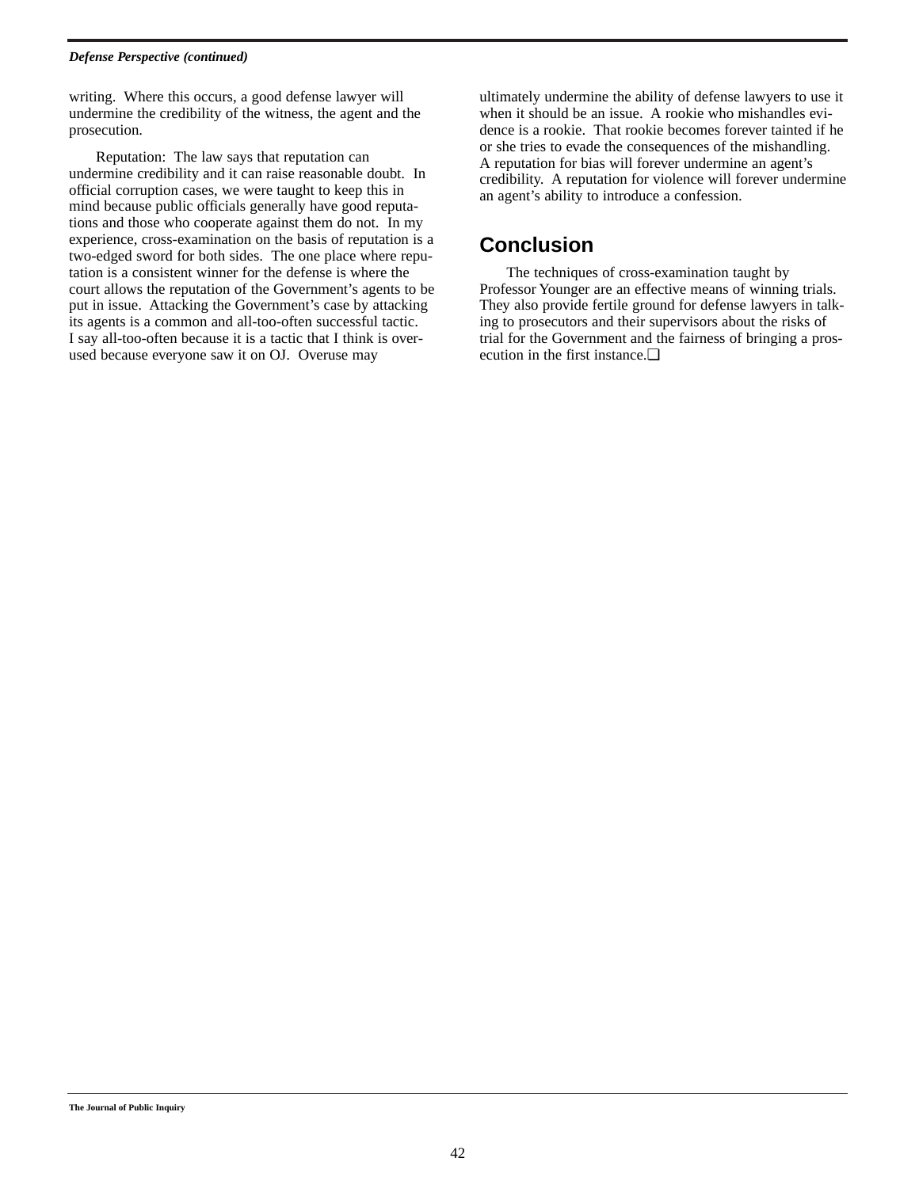writing. Where this occurs, a good defense lawyer will undermine the credibility of the witness, the agent and the prosecution.

Reputation: The law says that reputation can undermine credibility and it can raise reasonable doubt. In official corruption cases, we were taught to keep this in mind because public officials generally have good reputations and those who cooperate against them do not. In my experience, cross-examination on the basis of reputation is a two-edged sword for both sides. The one place where reputation is a consistent winner for the defense is where the court allows the reputation of the Government's agents to be put in issue. Attacking the Government's case by attacking its agents is a common and all-too-often successful tactic. I say all-too-often because it is a tactic that I think is overused because everyone saw it on OJ. Overuse may ultimately undermine the ability of defense lawyers to use it when it should be an issue. A rookie who mishandles evidence is a rookie. That rookie becomes forever tainted if he or she tries to evade the consequences of the mishandling. A reputation for bias will forever undermine an agent's credibility. A reputation for violence will forever undermine an agent's ability to introduce a confession.

## Conclusion

The techniques of cross-examination taught by Professor Younger are an effective means of winning trials. They also provide fertile ground for defense lawyers in talking to prosecutors and their supervisors about the risks of trial for the Government and the fairness of bringing a prosecution in the first instance.❑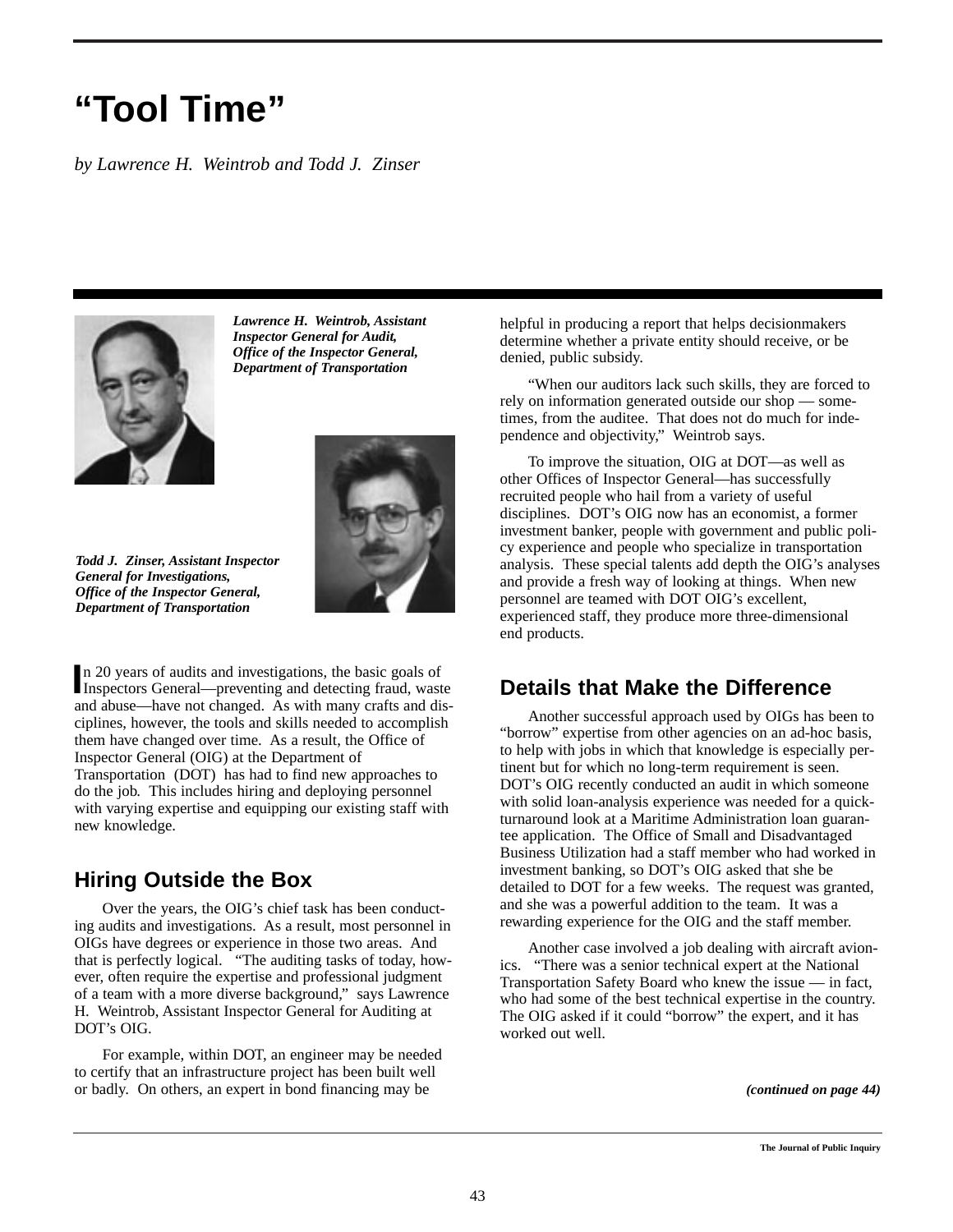# "Tool Time"

*by Lawrence H. Weintrob and Todd J. Zinser*

***Lawrence H. Weintrob, Assistant Inspector General for Audit, Office of the Inspector General, Department of Transportation***

***Todd J. Zinser, Assistant Inspector General for Investigations, Office of the Inspector General, Department of Transportation***

In 20 years of audits and investigations, the basic goals of Inspectors General—preventing and detecting fraud, waste and abuse—have not changed. As with many crafts and disciplines, however, the tools and skills needed to accomplish them have changed over time. As a result, the Office of Inspector General (OIG) at the Department of Transportation (DOT) has had to find new approaches to do the job. This includes hiring and deploying personnel with varying expertise and equipping our existing staff with new knowledge.

## Hiring Outside the Box

Over the years, the OIG's chief task has been conducting audits and investigations. As a result, most personnel in OIGs have degrees or experience in those two areas. And that is perfectly logical. "The auditing tasks of today, however, often require the expertise and professional judgment of a team with a more diverse background," says Lawrence H. Weintrob, Assistant Inspector General for Auditing at DOT's OIG.

For example, within DOT, an engineer may be needed to certify that an infrastructure project has been built well or badly. On others, an expert in bond financing may be helpful in producing a report that helps decisionmakers determine whether a private entity should receive, or be denied, public subsidy.

"When our auditors lack such skills, they are forced to rely on information generated outside our shop — sometimes, from the auditee. That does not do much for independence and objectivity," Weintrob says.

To improve the situation, OIG at DOT—as well as other Offices of Inspector General—has successfully recruited people who hail from a variety of useful disciplines. DOT's OIG now has an economist, a former investment banker, people with government and public policy experience and people who specialize in transportation analysis. These special talents add depth the OIG's analyses and provide a fresh way of looking at things. When new personnel are teamed with DOT OIG's excellent, experienced staff, they produce more three-dimensional end products.

## Details that Make the Difference

Another successful approach used by OIGs has been to "borrow" expertise from other agencies on an ad-hoc basis, to help with jobs in which that knowledge is especially pertinent but for which no long-term requirement is seen. DOT's OIG recently conducted an audit in which someone with solid loan-analysis experience was needed for a quick-turnaround look at a Maritime Administration loan guarantee application. The Office of Small and Disadvantaged Business Utilization had a staff member who had worked in investment banking, so DOT's OIG asked that she be detailed to DOT for a few weeks. The request was granted, and she was a powerful addition to the team. It was a rewarding experience for the OIG and the staff member.

Another case involved a job dealing with aircraft avionics. "There was a senior technical expert at the National Transportation Safety Board who knew the issue — in fact, who had some of the best technical expertise in the country. The OIG asked if it could "borrow" the expert, and it has worked out well.

***(continued on page 44)***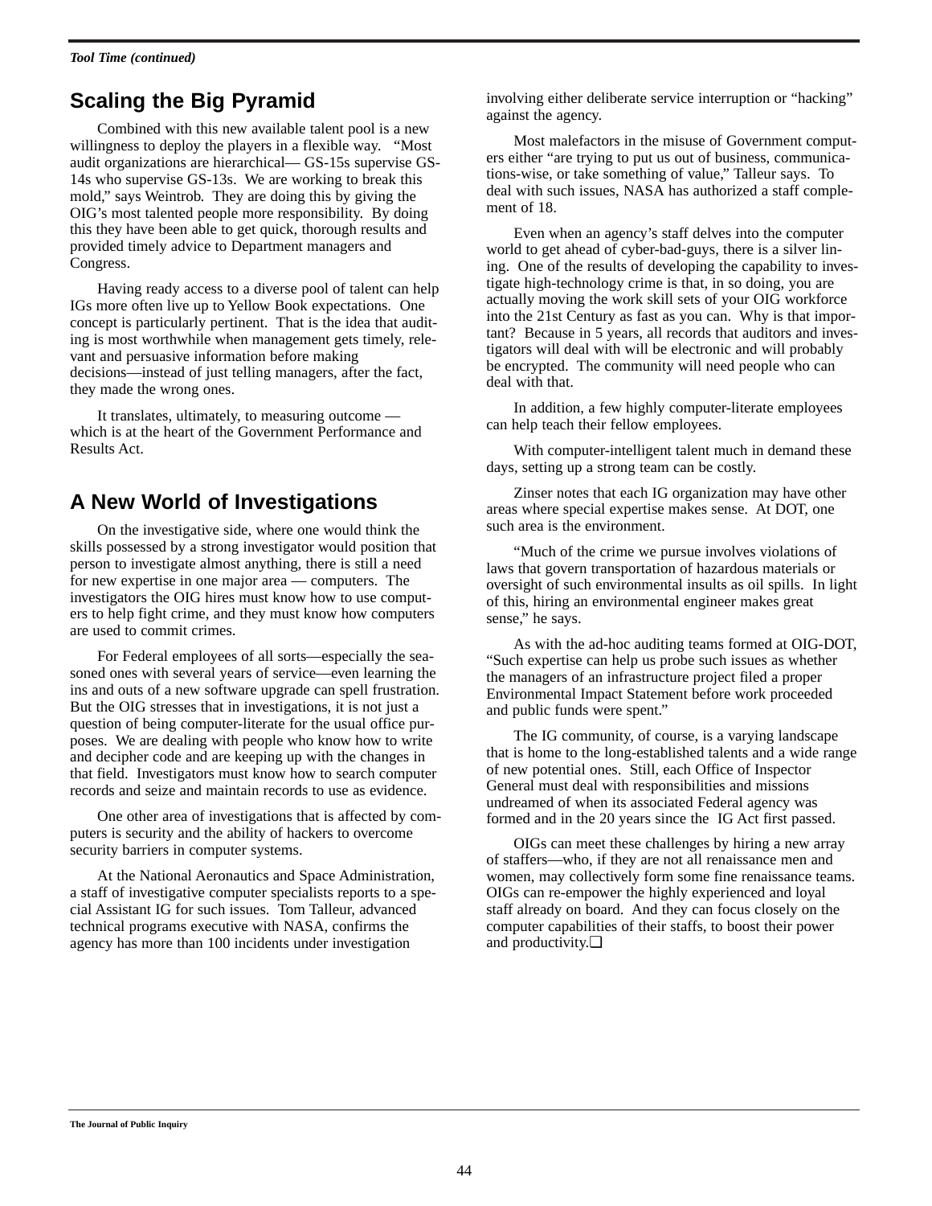*Tool Time (continued)*

## Scaling the Big Pyramid

Combined with this new available talent pool is a new willingness to deploy the players in a flexible way. "Most audit organizations are hierarchical— GS-15s supervise GS-14s who supervise GS-13s. We are working to break this mold," says Weintrob. They are doing this by giving the OIG's most talented people more responsibility. By doing this they have been able to get quick, thorough results and provided timely advice to Department managers and Congress.

Having ready access to a diverse pool of talent can help IGs more often live up to Yellow Book expectations. One concept is particularly pertinent. That is the idea that auditing is most worthwhile when management gets timely, relevant and persuasive information before making decisions—instead of just telling managers, after the fact, they made the wrong ones.

It translates, ultimately, to measuring outcome — which is at the heart of the Government Performance and Results Act.

## A New World of Investigations

On the investigative side, where one would think the skills possessed by a strong investigator would position that person to investigate almost anything, there is still a need for new expertise in one major area — computers. The investigators the OIG hires must know how to use computers to help fight crime, and they must know how computers are used to commit crimes.

For Federal employees of all sorts—especially the seasoned ones with several years of service—even learning the ins and outs of a new software upgrade can spell frustration. But the OIG stresses that in investigations, it is not just a question of being computer-literate for the usual office purposes. We are dealing with people who know how to write and decipher code and are keeping up with the changes in that field. Investigators must know how to search computer records and seize and maintain records to use as evidence.

One other area of investigations that is affected by computers is security and the ability of hackers to overcome security barriers in computer systems.

At the National Aeronautics and Space Administration, a staff of investigative computer specialists reports to a special Assistant IG for such issues. Tom Talleur, advanced technical programs executive with NASA, confirms the agency has more than 100 incidents under investigation involving either deliberate service interruption or "hacking" against the agency.

Most malefactors in the misuse of Government computers either "are trying to put us out of business, communications-wise, or take something of value," Talleur says. To deal with such issues, NASA has authorized a staff complement of 18.

Even when an agency's staff delves into the computer world to get ahead of cyber-bad-guys, there is a silver lining. One of the results of developing the capability to investigate high-technology crime is that, in so doing, you are actually moving the work skill sets of your OIG workforce into the 21st Century as fast as you can. Why is that important? Because in 5 years, all records that auditors and investigators will deal with will be electronic and will probably be encrypted. The community will need people who can deal with that.

In addition, a few highly computer-literate employees can help teach their fellow employees.

With computer-intelligent talent much in demand these days, setting up a strong team can be costly.

Zinser notes that each IG organization may have other areas where special expertise makes sense. At DOT, one such area is the environment.

"Much of the crime we pursue involves violations of laws that govern transportation of hazardous materials or oversight of such environmental insults as oil spills. In light of this, hiring an environmental engineer makes great sense," he says.

As with the ad-hoc auditing teams formed at OIG-DOT, "Such expertise can help us probe such issues as whether the managers of an infrastructure project filed a proper Environmental Impact Statement before work proceeded and public funds were spent."

The IG community, of course, is a varying landscape that is home to the long-established talents and a wide range of new potential ones. Still, each Office of Inspector General must deal with responsibilities and missions undreamed of when its associated Federal agency was formed and in the 20 years since the IG Act first passed.

OIGs can meet these challenges by hiring a new array of staffers—who, if they are not all renaissance men and women, may collectively form some fine renaissance teams. OIGs can re-empower the highly experienced and loyal staff already on board. And they can focus closely on the computer capabilities of their staffs, to boost their power and productivity.❑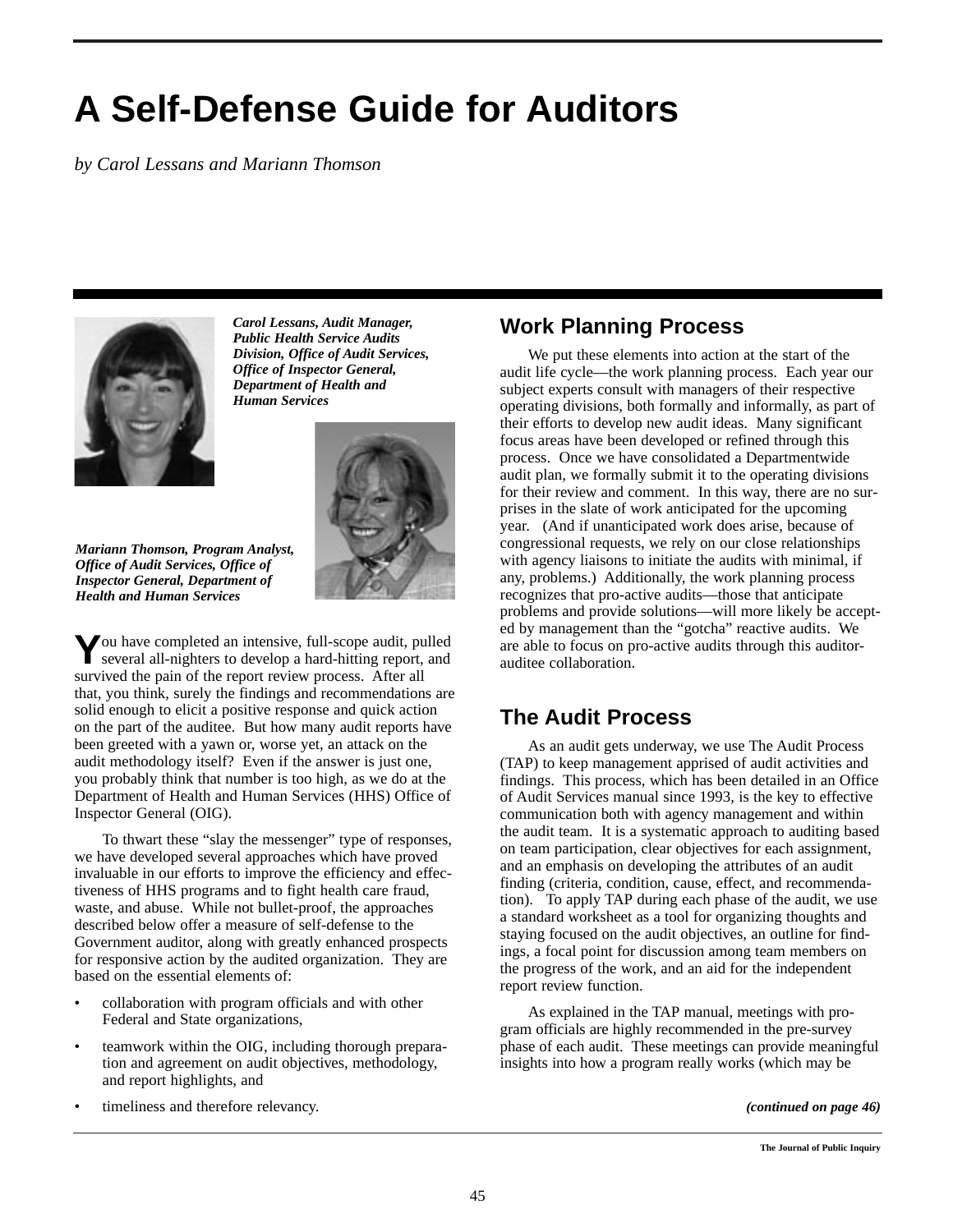# A Self-Defense Guide for Auditors

*by Carol Lessans and Mariann Thomson*

***Carol Lessans, Audit Manager, Public Health Service Audits Division, Office of Audit Services, Office of Inspector General, Department of Health and Human Services***

***Mariann Thomson, Program Analyst, Office of Audit Services, Office of Inspector General, Department of Health and Human Services***

You have completed an intensive, full-scope audit, pulled several all-nighters to develop a hard-hitting report, and survived the pain of the report review process. After all that, you think, surely the findings and recommendations are solid enough to elicit a positive response and quick action on the part of the auditee. But how many audit reports have been greeted with a yawn or, worse yet, an attack on the audit methodology itself? Even if the answer is just one, you probably think that number is too high, as we do at the Department of Health and Human Services (HHS) Office of Inspector General (OIG).

To thwart these "slay the messenger" type of responses, we have developed several approaches which have proved invaluable in our efforts to improve the efficiency and effectiveness of HHS programs and to fight health care fraud, waste, and abuse. While not bullet-proof, the approaches described below offer a measure of self-defense to the Government auditor, along with greatly enhanced prospects for responsive action by the audited organization. They are based on the essential elements of:

- collaboration with program officials and with other Federal and State organizations,
- teamwork within the OIG, including thorough preparation and agreement on audit objectives, methodology, and report highlights, and
- timeliness and therefore relevancy.

## Work Planning Process

We put these elements into action at the start of the audit life cycle—the work planning process. Each year our subject experts consult with managers of their respective operating divisions, both formally and informally, as part of their efforts to develop new audit ideas. Many significant focus areas have been developed or refined through this process. Once we have consolidated a Departmentwide audit plan, we formally submit it to the operating divisions for their review and comment. In this way, there are no surprises in the slate of work anticipated for the upcoming year. (And if unanticipated work does arise, because of congressional requests, we rely on our close relationships with agency liaisons to initiate the audits with minimal, if any, problems.) Additionally, the work planning process recognizes that pro-active audits—those that anticipate problems and provide solutions—will more likely be accepted by management than the "gotcha" reactive audits. We are able to focus on pro-active audits through this auditor-auditee collaboration.

## The Audit Process

As an audit gets underway, we use The Audit Process (TAP) to keep management apprised of audit activities and findings. This process, which has been detailed in an Office of Audit Services manual since 1993, is the key to effective communication both with agency management and within the audit team. It is a systematic approach to auditing based on team participation, clear objectives for each assignment, and an emphasis on developing the attributes of an audit finding (criteria, condition, cause, effect, and recommendation). To apply TAP during each phase of the audit, we use a standard worksheet as a tool for organizing thoughts and staying focused on the audit objectives, an outline for findings, a focal point for discussion among team members on the progress of the work, and an aid for the independent report review function.

As explained in the TAP manual, meetings with program officials are highly recommended in the pre-survey phase of each audit. These meetings can provide meaningful insights into how a program really works (which may be

***(continued on page 46)***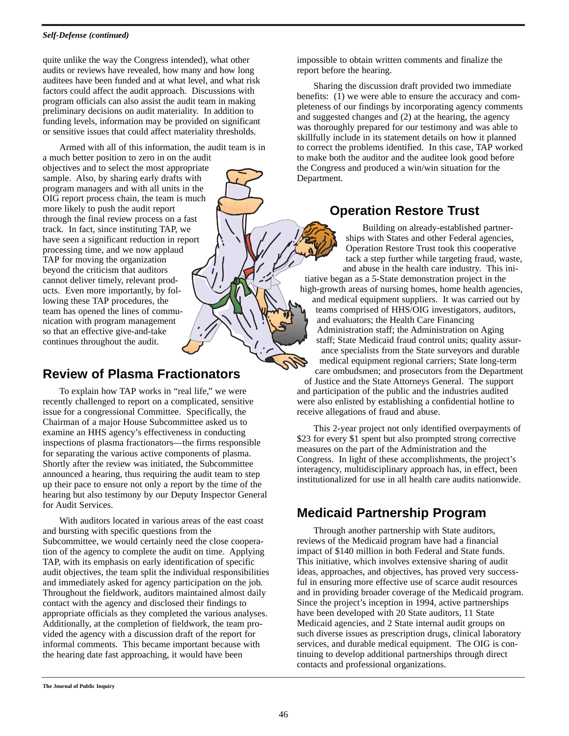*Self-Defense (continued)*

quite unlike the way the Congress intended), what other audits or reviews have revealed, how many and how long auditees have been funded and at what level, and what risk factors could affect the audit approach. Discussions with program officials can also assist the audit team in making preliminary decisions on audit materiality. In addition to funding levels, information may be provided on significant or sensitive issues that could affect materiality thresholds.

Armed with all of this information, the audit team is in a much better position to zero in on the audit objectives and to select the most appropriate sample. Also, by sharing early drafts with program managers and with all units in the OIG report process chain, the team is much more likely to push the audit report through the final review process on a fast track. In fact, since instituting TAP, we have seen a significant reduction in report processing time, and we now applaud TAP for moving the organization beyond the criticism that auditors cannot deliver timely, relevant products. Even more importantly, by following these TAP procedures, the team has opened the lines of communication with program management so that an effective give-and-take continues throughout the audit.

## Review of Plasma Fractionators

To explain how TAP works in "real life," we were recently challenged to report on a complicated, sensitive issue for a congressional Committee. Specifically, the Chairman of a major House Subcommittee asked us to examine an HHS agency's effectiveness in conducting inspections of plasma fractionators—the firms responsible for separating the various active components of plasma. Shortly after the review was initiated, the Subcommittee announced a hearing, thus requiring the audit team to step up their pace to ensure not only a report by the time of the hearing but also testimony by our Deputy Inspector General for Audit Services.

With auditors located in various areas of the east coast and bursting with specific questions from the Subcommittee, we would certainly need the close cooperation of the agency to complete the audit on time. Applying TAP, with its emphasis on early identification of specific audit objectives, the team split the individual responsibilities and immediately asked for agency participation on the job. Throughout the fieldwork, auditors maintained almost daily contact with the agency and disclosed their findings to appropriate officials as they completed the various analyses. Additionally, at the completion of fieldwork, the team provided the agency with a discussion draft of the report for informal comments. This became important because with the hearing date fast approaching, it would have been impossible to obtain written comments and finalize the report before the hearing.

Sharing the discussion draft provided two immediate benefits: (1) we were able to ensure the accuracy and completeness of our findings by incorporating agency comments and suggested changes and (2) at the hearing, the agency was thoroughly prepared for our testimony and was able to skillfully include in its statement details on how it planned to correct the problems identified. In this case, TAP worked to make both the auditor and the auditee look good before the Congress and produced a win/win situation for the Department.

## Operation Restore Trust

Building on already-established partnerships with States and other Federal agencies, Operation Restore Trust took this cooperative tack a step further while targeting fraud, waste, and abuse in the health care industry. This initiative began as a 5-State demonstration project in the high-growth areas of nursing homes, home health agencies, and medical equipment suppliers. It was carried out by teams comprised of HHS/OIG investigators, auditors, and evaluators; the Health Care Financing Administration staff; the Administration on Aging staff; State Medicaid fraud control units; quality assurance specialists from the State surveyors and durable medical equipment regional carriers; State long-term care ombudsmen; and prosecutors from the Department of Justice and the State Attorneys General. The support and participation of the public and the industries audited were also enlisted by establishing a confidential hotline to receive allegations of fraud and abuse.

This 2-year project not only identified overpayments of $23 for every $1 spent but also prompted strong corrective measures on the part of the Administration and the Congress. In light of these accomplishments, the project's interagency, multidisciplinary approach has, in effect, been institutionalized for use in all health care audits nationwide.

## Medicaid Partnership Program

Through another partnership with State auditors, reviews of the Medicaid program have had a financial impact of $140 million in both Federal and State funds. This initiative, which involves extensive sharing of audit ideas, approaches, and objectives, has proved very successful in ensuring more effective use of scarce audit resources and in providing broader coverage of the Medicaid program. Since the project's inception in 1994, active partnerships have been developed with 20 State auditors, 11 State Medicaid agencies, and 2 State internal audit groups on such diverse issues as prescription drugs, clinical laboratory services, and durable medical equipment. The OIG is continuing to develop additional partnerships through direct contacts and professional organizations.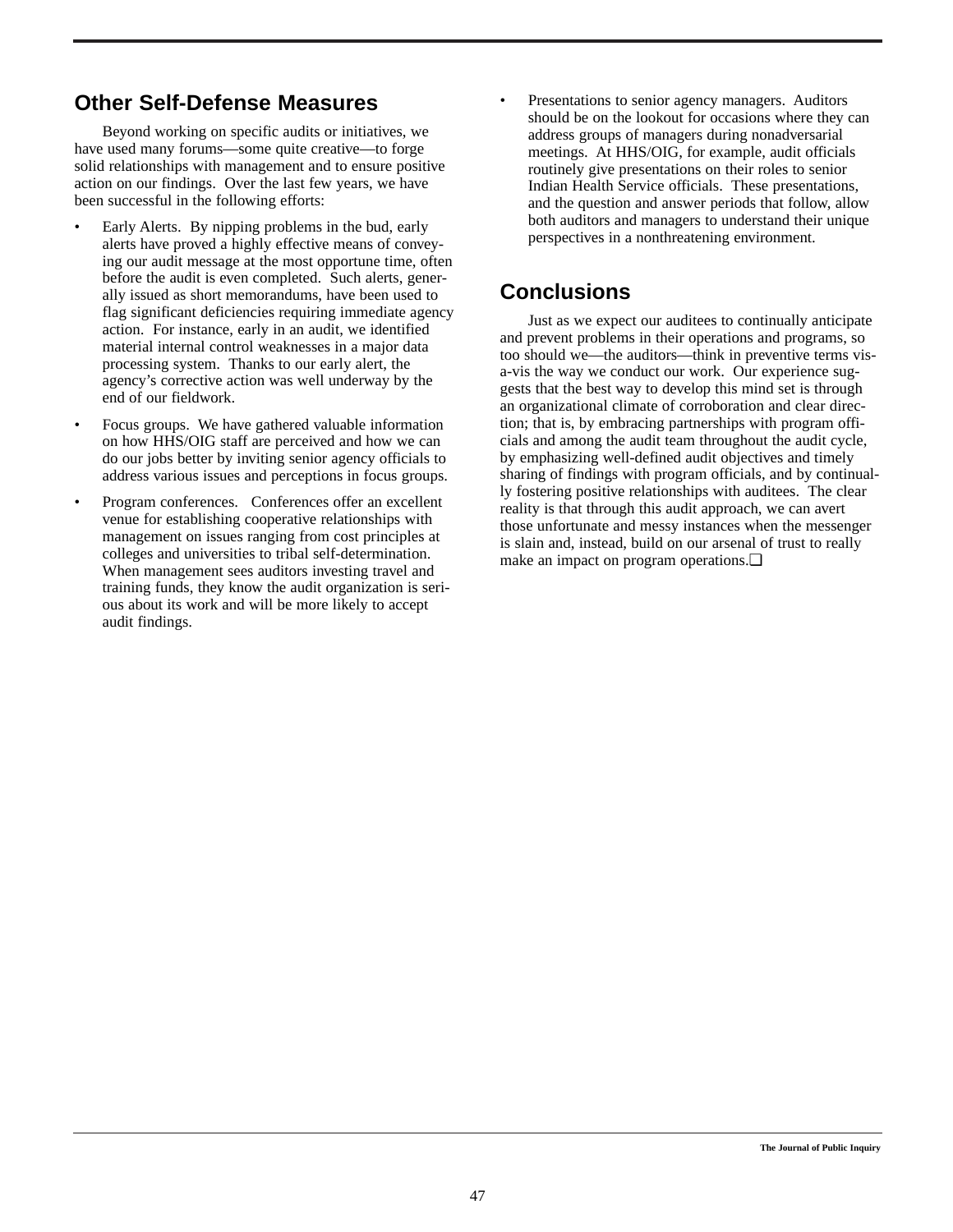## Other Self-Defense Measures

Beyond working on specific audits or initiatives, we have used many forums—some quite creative—to forge solid relationships with management and to ensure positive action on our findings. Over the last few years, we have been successful in the following efforts:

- Early Alerts. By nipping problems in the bud, early alerts have proved a highly effective means of conveying our audit message at the most opportune time, often before the audit is even completed. Such alerts, generally issued as short memorandums, have been used to flag significant deficiencies requiring immediate agency action. For instance, early in an audit, we identified material internal control weaknesses in a major data processing system. Thanks to our early alert, the agency's corrective action was well underway by the end of our fieldwork.
- Focus groups. We have gathered valuable information on how HHS/OIG staff are perceived and how we can do our jobs better by inviting senior agency officials to address various issues and perceptions in focus groups.
- Program conferences. Conferences offer an excellent venue for establishing cooperative relationships with management on issues ranging from cost principles at colleges and universities to tribal self-determination. When management sees auditors investing travel and training funds, they know the audit organization is serious about its work and will be more likely to accept audit findings.
- Presentations to senior agency managers. Auditors should be on the lookout for occasions where they can address groups of managers during nonadversarial meetings. At HHS/OIG, for example, audit officials routinely give presentations on their roles to senior Indian Health Service officials. These presentations, and the question and answer periods that follow, allow both auditors and managers to understand their unique perspectives in a nonthreatening environment.

## Conclusions

Just as we expect our auditees to continually anticipate and prevent problems in their operations and programs, so too should we—the auditors—think in preventive terms vis-a-vis the way we conduct our work. Our experience suggests that the best way to develop this mind set is through an organizational climate of corroboration and clear direction; that is, by embracing partnerships with program officials and among the audit team throughout the audit cycle, by emphasizing well-defined audit objectives and timely sharing of findings with program officials, and by continually fostering positive relationships with auditees. The clear reality is that through this audit approach, we can avert those unfortunate and messy instances when the messenger is slain and, instead, build on our arsenal of trust to really make an impact on program operations.❑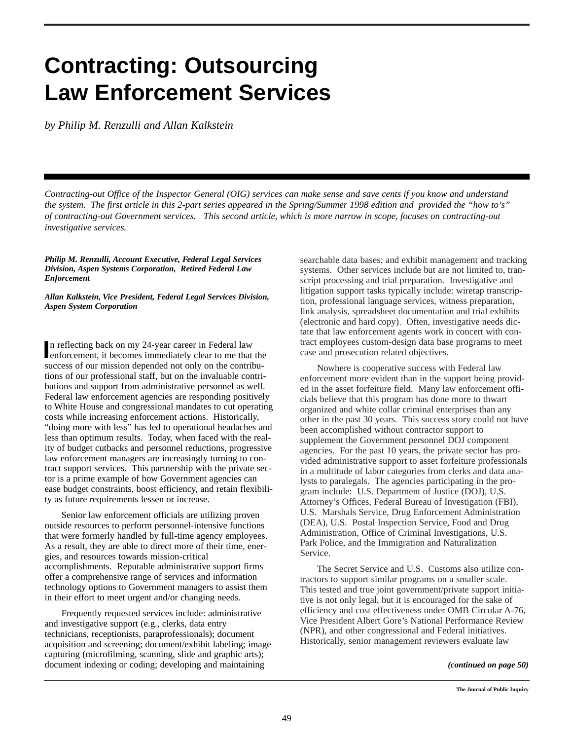# Contracting: Outsourcing Law Enforcement Services

*by Philip M. Renzulli and Allan Kalkstein*

*Contracting-out Office of the Inspector General (OIG) services can make sense and save cents if you know and understand the system. The first article in this 2-part series appeared in the Spring/Summer 1998 edition and provided the "how to's" of contracting-out Government services. This second article, which is more narrow in scope, focuses on contracting-out investigative services.*

***Philip M. Renzulli, Account Executive, Federal Legal Services Division, Aspen Systems Corporation, Retired Federal Law Enforcement***

***Allan Kalkstein, Vice President, Federal Legal Services Division, Aspen System Corporation***

In reflecting back on my 24-year career in Federal law enforcement, it becomes immediately clear to me that the success of our mission depended not only on the contributions of our professional staff, but on the invaluable contributions and support from administrative personnel as well. Federal law enforcement agencies are responding positively to White House and congressional mandates to cut operating costs while increasing enforcement actions. Historically, "doing more with less" has led to operational headaches and less than optimum results. Today, when faced with the reality of budget cutbacks and personnel reductions, progressive law enforcement managers are increasingly turning to contract support services. This partnership with the private sector is a prime example of how Government agencies can ease budget constraints, boost efficiency, and retain flexibility as future requirements lessen or increase.

Senior law enforcement officials are utilizing proven outside resources to perform personnel-intensive functions that were formerly handled by full-time agency employees. As a result, they are able to direct more of their time, energies, and resources towards mission-critical accomplishments. Reputable administrative support firms offer a comprehensive range of services and information technology options to Government managers to assist them in their effort to meet urgent and/or changing needs.

Frequently requested services include: administrative and investigative support (e.g., clerks, data entry technicians, receptionists, paraprofessionals); document acquisition and screening; document/exhibit labeling; image capturing (microfilming, scanning, slide and graphic arts); document indexing or coding; developing and maintaining searchable data bases; and exhibit management and tracking systems. Other services include but are not limited to, transcript processing and trial preparation. Investigative and litigation support tasks typically include: wiretap transcription, professional language services, witness preparation, link analysis, spreadsheet documentation and trial exhibits (electronic and hard copy). Often, investigative needs dictate that law enforcement agents work in concert with contract employees custom-design data base programs to meet case and prosecution related objectives.

Nowhere is cooperative success with Federal law enforcement more evident than in the support being provided in the asset forfeiture field. Many law enforcement officials believe that this program has done more to thwart organized and white collar criminal enterprises than any other in the past 30 years. This success story could not have been accomplished without contractor support to supplement the Government personnel DOJ component agencies. For the past 10 years, the private sector has provided administrative support to asset forfeiture professionals in a multitude of labor categories from clerks and data analysts to paralegals. The agencies participating in the program include: U.S. Department of Justice (DOJ), U.S. Attorney's Offices, Federal Bureau of Investigation (FBI), U.S. Marshals Service, Drug Enforcement Administration (DEA), U.S. Postal Inspection Service, Food and Drug Administration, Office of Criminal Investigations, U.S. Park Police, and the Immigration and Naturalization Service.

The Secret Service and U.S. Customs also utilize contractors to support similar programs on a smaller scale. This tested and true joint government/private support initiative is not only legal, but it is encouraged for the sake of efficiency and cost effectiveness under OMB Circular A-76, Vice President Albert Gore's National Performance Review (NPR), and other congressional and Federal initiatives. Historically, senior management reviewers evaluate law

***(continued on page 50)***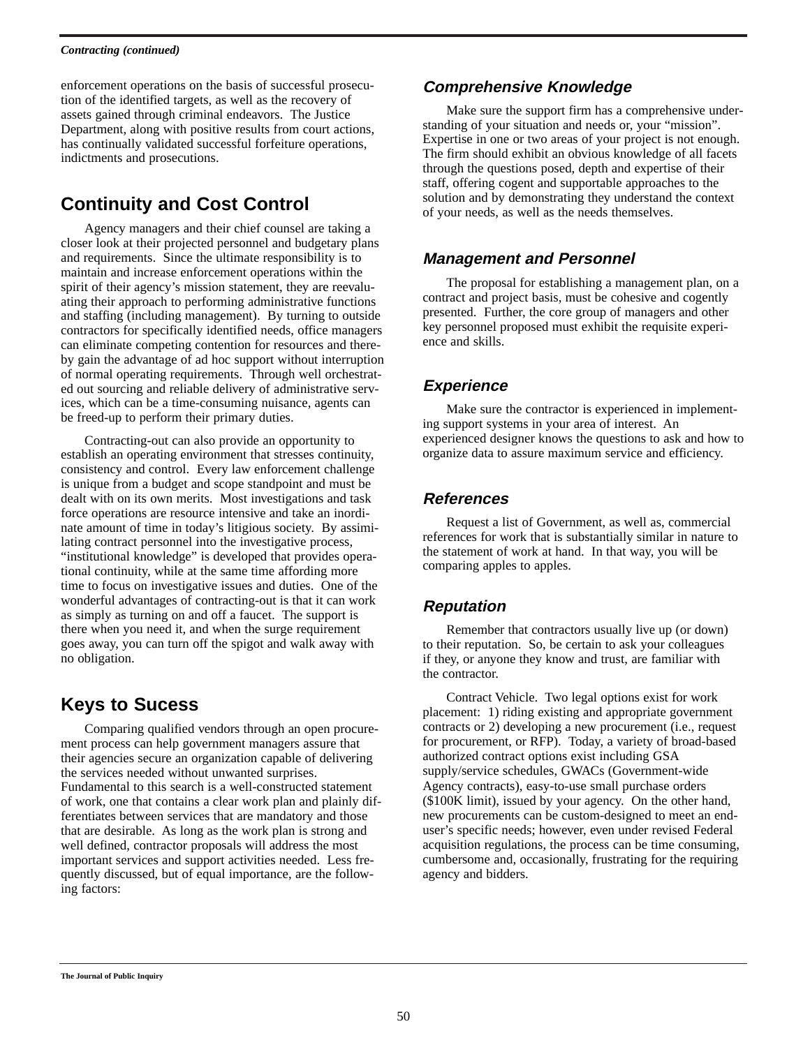*Contracting (continued)*

enforcement operations on the basis of successful prosecution of the identified targets, as well as the recovery of assets gained through criminal endeavors. The Justice Department, along with positive results from court actions, has continually validated successful forfeiture operations, indictments and prosecutions.

## Continuity and Cost Control

Agency managers and their chief counsel are taking a closer look at their projected personnel and budgetary plans and requirements. Since the ultimate responsibility is to maintain and increase enforcement operations within the spirit of their agency's mission statement, they are reevaluating their approach to performing administrative functions and staffing (including management). By turning to outside contractors for specifically identified needs, office managers can eliminate competing contention for resources and thereby gain the advantage of ad hoc support without interruption of normal operating requirements. Through well orchestrated out sourcing and reliable delivery of administrative services, which can be a time-consuming nuisance, agents can be freed-up to perform their primary duties.

Contracting-out can also provide an opportunity to establish an operating environment that stresses continuity, consistency and control. Every law enforcement challenge is unique from a budget and scope standpoint and must be dealt with on its own merits. Most investigations and task force operations are resource intensive and take an inordinate amount of time in today's litigious society. By assimilating contract personnel into the investigative process, "institutional knowledge" is developed that provides operational continuity, while at the same time affording more time to focus on investigative issues and duties. One of the wonderful advantages of contracting-out is that it can work as simply as turning on and off a faucet. The support is there when you need it, and when the surge requirement goes away, you can turn off the spigot and walk away with no obligation.

## Keys to Sucess

Comparing qualified vendors through an open procurement process can help government managers assure that their agencies secure an organization capable of delivering the services needed without unwanted surprises. Fundamental to this search is a well-constructed statement of work, one that contains a clear work plan and plainly differentiates between services that are mandatory and those that are desirable. As long as the work plan is strong and well defined, contractor proposals will address the most important services and support activities needed. Less frequently discussed, but of equal importance, are the following factors:

### *Comprehensive Knowledge*

Make sure the support firm has a comprehensive understanding of your situation and needs or, your "mission". Expertise in one or two areas of your project is not enough. The firm should exhibit an obvious knowledge of all facets through the questions posed, depth and expertise of their staff, offering cogent and supportable approaches to the solution and by demonstrating they understand the context of your needs, as well as the needs themselves.

### *Management and Personnel*

The proposal for establishing a management plan, on a contract and project basis, must be cohesive and cogently presented. Further, the core group of managers and other key personnel proposed must exhibit the requisite experience and skills.

### *Experience*

Make sure the contractor is experienced in implementing support systems in your area of interest. An experienced designer knows the questions to ask and how to organize data to assure maximum service and efficiency.

### *References*

Request a list of Government, as well as, commercial references for work that is substantially similar in nature to the statement of work at hand. In that way, you will be comparing apples to apples.

### *Reputation*

Remember that contractors usually live up (or down) to their reputation. So, be certain to ask your colleagues if they, or anyone they know and trust, are familiar with the contractor.

Contract Vehicle. Two legal options exist for work placement: 1) riding existing and appropriate government contracts or 2) developing a new procurement (i.e., request for procurement, or RFP). Today, a variety of broad-based authorized contract options exist including GSA supply/service schedules, GWACs (Government-wide Agency contracts), easy-to-use small purchase orders ($100K limit), issued by your agency. On the other hand, new procurements can be custom-designed to meet an end-user's specific needs; however, even under revised Federal acquisition regulations, the process can be time consuming, cumbersome and, occasionally, frustrating for the requiring agency and bidders.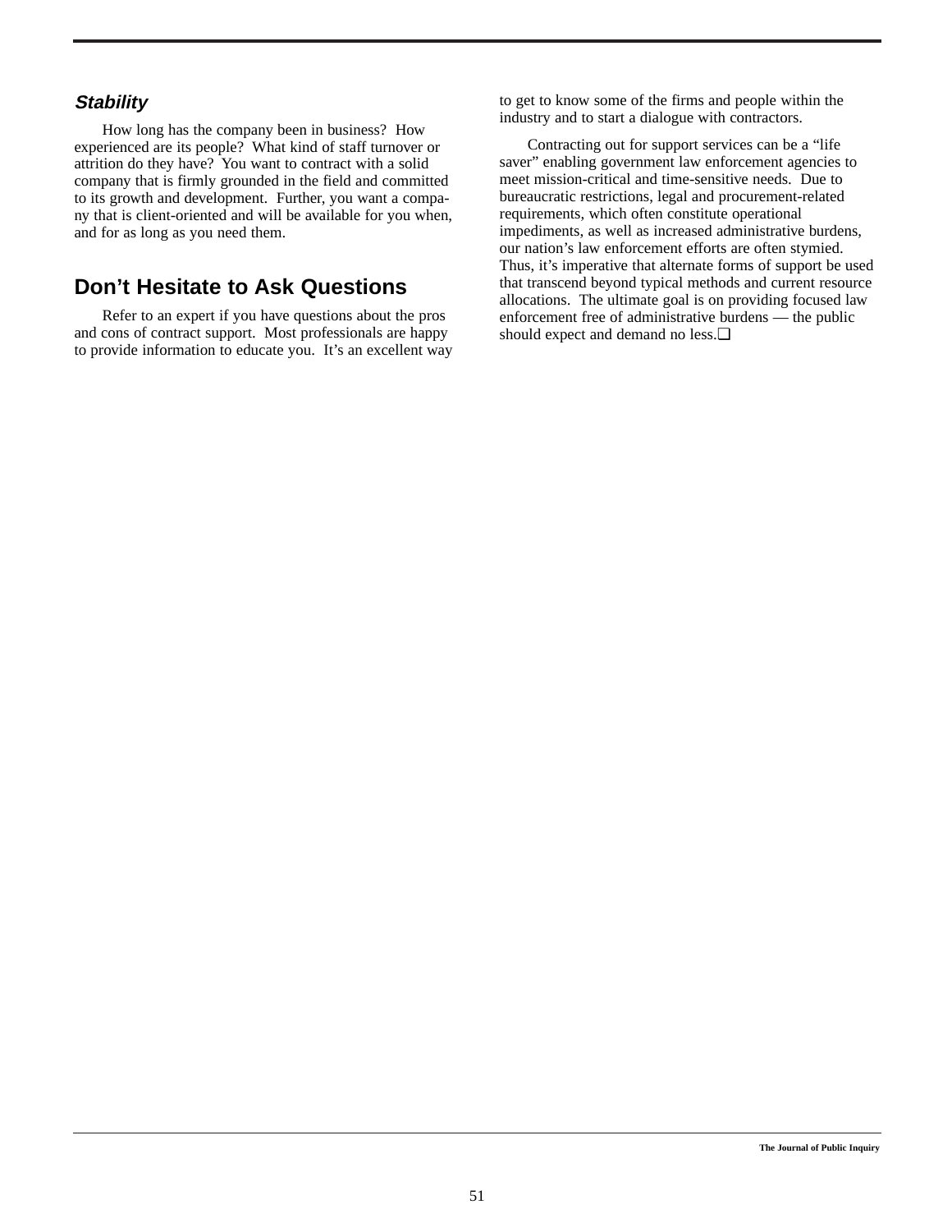### *Stability*

How long has the company been in business? How experienced are its people? What kind of staff turnover or attrition do they have? You want to contract with a solid company that is firmly grounded in the field and committed to its growth and development. Further, you want a company that is client-oriented and will be available for you when, and for as long as you need them.

## Don't Hesitate to Ask Questions

Refer to an expert if you have questions about the pros and cons of contract support. Most professionals are happy to provide information to educate you. It's an excellent way to get to know some of the firms and people within the industry and to start a dialogue with contractors.

Contracting out for support services can be a "life saver" enabling government law enforcement agencies to meet mission-critical and time-sensitive needs. Due to bureaucratic restrictions, legal and procurement-related requirements, which often constitute operational impediments, as well as increased administrative burdens, our nation's law enforcement efforts are often stymied. Thus, it's imperative that alternate forms of support be used that transcend beyond typical methods and current resource allocations. The ultimate goal is on providing focused law enforcement free of administrative burdens — the public should expect and demand no less.❑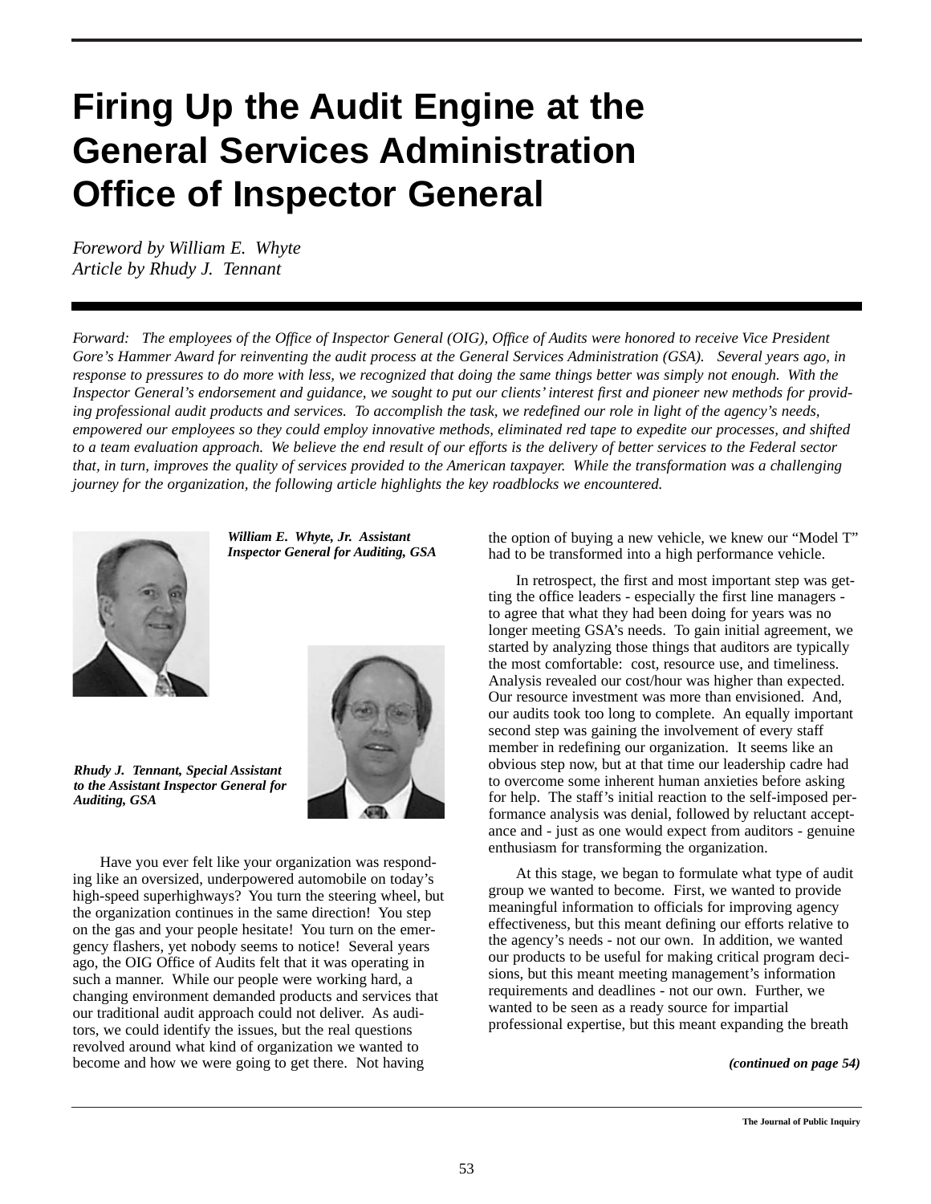# Firing Up the Audit Engine at the General Services Administration Office of Inspector General

*Foreword by William E. Whyte*
*Article by Rhudy J. Tennant*

*Forward: The employees of the Office of Inspector General (OIG), Office of Audits were honored to receive Vice President Gore's Hammer Award for reinventing the audit process at the General Services Administration (GSA). Several years ago, in response to pressures to do more with less, we recognized that doing the same things better was simply not enough. With the Inspector General's endorsement and guidance, we sought to put our clients' interest first and pioneer new methods for providing professional audit products and services. To accomplish the task, we redefined our role in light of the agency's needs, empowered our employees so they could employ innovative methods, eliminated red tape to expedite our processes, and shifted to a team evaluation approach. We believe the end result of our efforts is the delivery of better services to the Federal sector that, in turn, improves the quality of services provided to the American taxpayer. While the transformation was a challenging journey for the organization, the following article highlights the key roadblocks we encountered.*

***William E. Whyte, Jr. Assistant Inspector General for Auditing, GSA***

***Rhudy J. Tennant, Special Assistant to the Assistant Inspector General for Auditing, GSA***

Have you ever felt like your organization was responding like an oversized, underpowered automobile on today's high-speed superhighways? You turn the steering wheel, but the organization continues in the same direction! You step on the gas and your people hesitate! You turn on the emergency flashers, yet nobody seems to notice! Several years ago, the OIG Office of Audits felt that it was operating in such a manner. While our people were working hard, a changing environment demanded products and services that our traditional audit approach could not deliver. As auditors, we could identify the issues, but the real questions revolved around what kind of organization we wanted to become and how we were going to get there. Not having the option of buying a new vehicle, we knew our "Model T" had to be transformed into a high performance vehicle.

In retrospect, the first and most important step was getting the office leaders - especially the first line managers - to agree that what they had been doing for years was no longer meeting GSA's needs. To gain initial agreement, we started by analyzing those things that auditors are typically the most comfortable: cost, resource use, and timeliness. Analysis revealed our cost/hour was higher than expected. Our resource investment was more than envisioned. And, our audits took too long to complete. An equally important second step was gaining the involvement of every staff member in redefining our organization. It seems like an obvious step now, but at that time our leadership cadre had to overcome some inherent human anxieties before asking for help. The staff's initial reaction to the self-imposed performance analysis was denial, followed by reluctant acceptance and - just as one would expect from auditors - genuine enthusiasm for transforming the organization.

At this stage, we began to formulate what type of audit group we wanted to become. First, we wanted to provide meaningful information to officials for improving agency effectiveness, but this meant defining our efforts relative to the agency's needs - not our own. In addition, we wanted our products to be useful for making critical program decisions, but this meant meeting management's information requirements and deadlines - not our own. Further, we wanted to be seen as a ready source for impartial professional expertise, but this meant expanding the breath

***(continued on page 54)***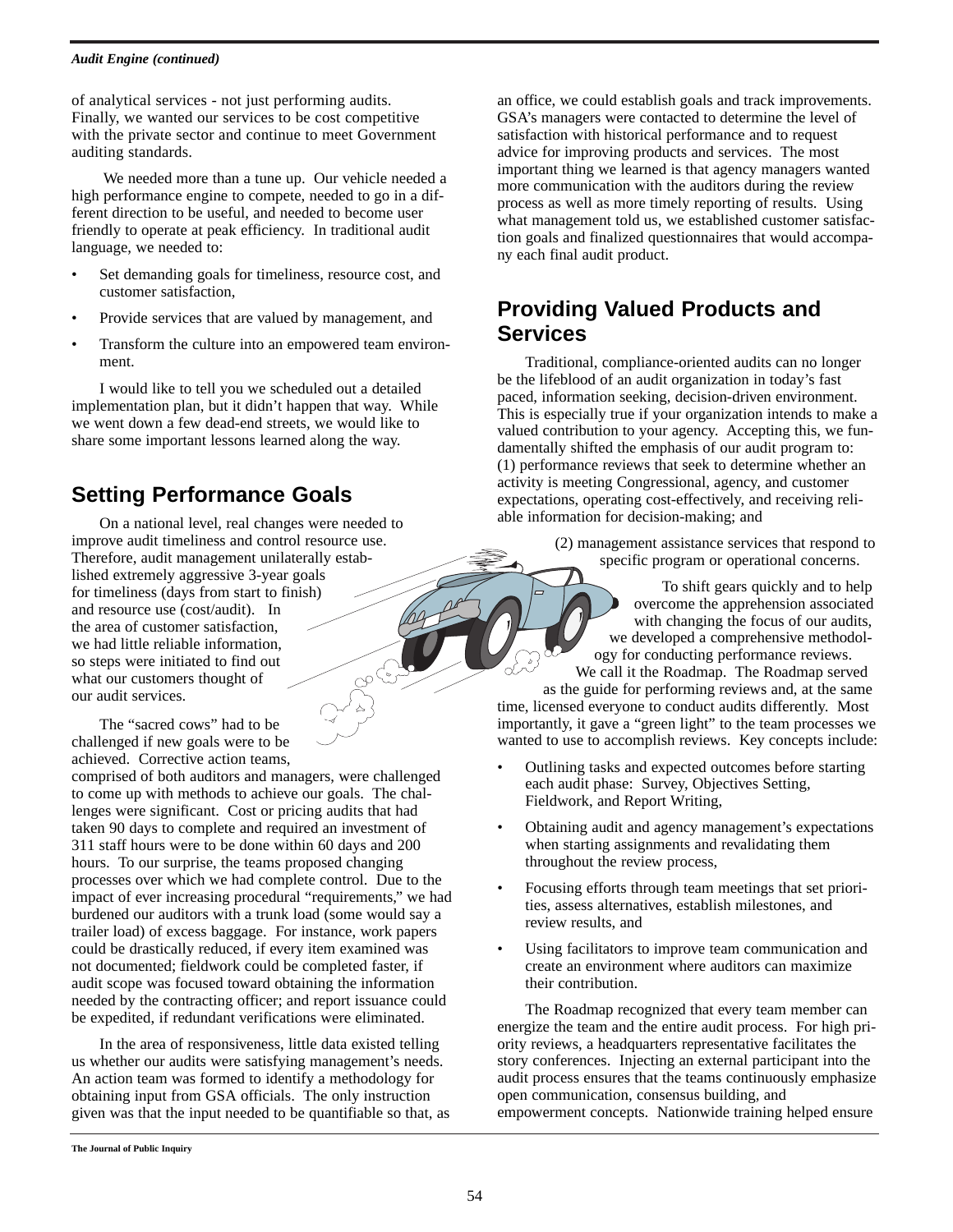*Audit Engine (continued)*

of analytical services - not just performing audits. Finally, we wanted our services to be cost competitive with the private sector and continue to meet Government auditing standards.

We needed more than a tune up. Our vehicle needed a high performance engine to compete, needed to go in a different direction to be useful, and needed to become user friendly to operate at peak efficiency. In traditional audit language, we needed to:

- Set demanding goals for timeliness, resource cost, and customer satisfaction,
- Provide services that are valued by management, and
- Transform the culture into an empowered team environment.

I would like to tell you we scheduled out a detailed implementation plan, but it didn't happen that way. While we went down a few dead-end streets, we would like to share some important lessons learned along the way.

## Setting Performance Goals

On a national level, real changes were needed to improve audit timeliness and control resource use. Therefore, audit management unilaterally established extremely aggressive 3-year goals for timeliness (days from start to finish) and resource use (cost/audit). In the area of customer satisfaction, we had little reliable information, so steps were initiated to find out what our customers thought of our audit services.

The "sacred cows" had to be challenged if new goals were to be achieved. Corrective action teams, comprised of both auditors and managers, were challenged to come up with methods to achieve our goals. The challenges were significant. Cost or pricing audits that had taken 90 days to complete and required an investment of 311 staff hours were to be done within 60 days and 200 hours. To our surprise, the teams proposed changing processes over which we had complete control. Due to the impact of ever increasing procedural "requirements," we had burdened our auditors with a trunk load (some would say a trailer load) of excess baggage. For instance, work papers could be drastically reduced, if every item examined was not documented; fieldwork could be completed faster, if audit scope was focused toward obtaining the information needed by the contracting officer; and report issuance could be expedited, if redundant verifications were eliminated.

In the area of responsiveness, little data existed telling us whether our audits were satisfying management's needs. An action team was formed to identify a methodology for obtaining input from GSA officials. The only instruction given was that the input needed to be quantifiable so that, as an office, we could establish goals and track improvements. GSA's managers were contacted to determine the level of satisfaction with historical performance and to request advice for improving products and services. The most important thing we learned is that agency managers wanted more communication with the auditors during the review process as well as more timely reporting of results. Using what management told us, we established customer satisfaction goals and finalized questionnaires that would accompany each final audit product.

## Providing Valued Products and Services

Traditional, compliance-oriented audits can no longer be the lifeblood of an audit organization in today's fast paced, information seeking, decision-driven environment. This is especially true if your organization intends to make a valued contribution to your agency. Accepting this, we fundamentally shifted the emphasis of our audit program to: (1) performance reviews that seek to determine whether an activity is meeting Congressional, agency, and customer expectations, operating cost-effectively, and receiving reliable information for decision-making; and (2) management assistance services that respond to specific program or operational concerns.

To shift gears quickly and to help overcome the apprehension associated with changing the focus of our audits, we developed a comprehensive methodology for conducting performance reviews. We call it the Roadmap. The Roadmap served as the guide for performing reviews and, at the same time, licensed everyone to conduct audits differently. Most importantly, it gave a "green light" to the team processes we wanted to use to accomplish reviews. Key concepts include:

- Outlining tasks and expected outcomes before starting each audit phase: Survey, Objectives Setting, Fieldwork, and Report Writing,
- Obtaining audit and agency management's expectations when starting assignments and revalidating them throughout the review process,
- Focusing efforts through team meetings that set priorities, assess alternatives, establish milestones, and review results, and
- Using facilitators to improve team communication and create an environment where auditors can maximize their contribution.

The Roadmap recognized that every team member can energize the team and the entire audit process. For high priority reviews, a headquarters representative facilitates the story conferences. Injecting an external participant into the audit process ensures that the teams continuously emphasize open communication, consensus building, and empowerment concepts. Nationwide training helped ensure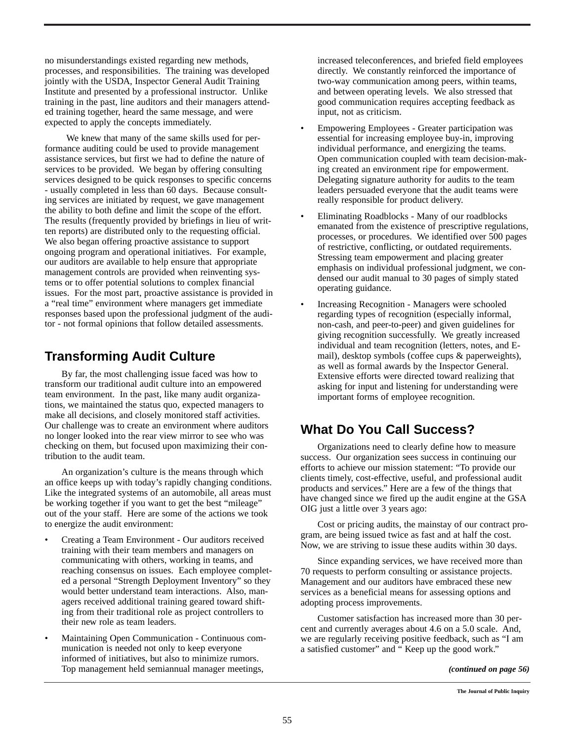no misunderstandings existed regarding new methods, processes, and responsibilities. The training was developed jointly with the USDA, Inspector General Audit Training Institute and presented by a professional instructor. Unlike training in the past, line auditors and their managers attended training together, heard the same message, and were expected to apply the concepts immediately.

We knew that many of the same skills used for performance auditing could be used to provide management assistance services, but first we had to define the nature of services to be provided. We began by offering consulting services designed to be quick responses to specific concerns - usually completed in less than 60 days. Because consulting services are initiated by request, we gave management the ability to both define and limit the scope of the effort. The results (frequently provided by briefings in lieu of written reports) are distributed only to the requesting official. We also began offering proactive assistance to support ongoing program and operational initiatives. For example, our auditors are available to help ensure that appropriate management controls are provided when reinventing systems or to offer potential solutions to complex financial issues. For the most part, proactive assistance is provided in a "real time" environment where managers get immediate responses based upon the professional judgment of the auditor - not formal opinions that follow detailed assessments.

## Transforming Audit Culture

By far, the most challenging issue faced was how to transform our traditional audit culture into an empowered team environment. In the past, like many audit organizations, we maintained the status quo, expected managers to make all decisions, and closely monitored staff activities. Our challenge was to create an environment where auditors no longer looked into the rear view mirror to see who was checking on them, but focused upon maximizing their contribution to the audit team.

An organization's culture is the means through which an office keeps up with today's rapidly changing conditions. Like the integrated systems of an automobile, all areas must be working together if you want to get the best "mileage" out of the your staff. Here are some of the actions we took to energize the audit environment:

- Creating a Team Environment - Our auditors received training with their team members and managers on communicating with others, working in teams, and reaching consensus on issues. Each employee completed a personal "Strength Deployment Inventory" so they would better understand team interactions. Also, managers received additional training geared toward shifting from their traditional role as project controllers to their new role as team leaders.
- Maintaining Open Communication - Continuous communication is needed not only to keep everyone informed of initiatives, but also to minimize rumors. Top management held semiannual manager meetings, increased teleconferences, and briefed field employees directly. We constantly reinforced the importance of two-way communication among peers, within teams, and between operating levels. We also stressed that good communication requires accepting feedback as input, not as criticism.
- Empowering Employees - Greater participation was essential for increasing employee buy-in, improving individual performance, and energizing the teams. Open communication coupled with team decision-making created an environment ripe for empowerment. Delegating signature authority for audits to the team leaders persuaded everyone that the audit teams were really responsible for product delivery.
- Eliminating Roadblocks - Many of our roadblocks emanated from the existence of prescriptive regulations, processes, or procedures. We identified over 500 pages of restrictive, conflicting, or outdated requirements. Stressing team empowerment and placing greater emphasis on individual professional judgment, we condensed our audit manual to 30 pages of simply stated operating guidance.
- Increasing Recognition - Managers were schooled regarding types of recognition (especially informal, non-cash, and peer-to-peer) and given guidelines for giving recognition successfully. We greatly increased individual and team recognition (letters, notes, and E-mail), desktop symbols (coffee cups & paperweights), as well as formal awards by the Inspector General. Extensive efforts were directed toward realizing that asking for input and listening for understanding were important forms of employee recognition.

## What Do You Call Success?

Organizations need to clearly define how to measure success. Our organization sees success in continuing our efforts to achieve our mission statement: "To provide our clients timely, cost-effective, useful, and professional audit products and services." Here are a few of the things that have changed since we fired up the audit engine at the GSA OIG just a little over 3 years ago:

Cost or pricing audits, the mainstay of our contract program, are being issued twice as fast and at half the cost. Now, we are striving to issue these audits within 30 days.

Since expanding services, we have received more than 70 requests to perform consulting or assistance projects. Management and our auditors have embraced these new services as a beneficial means for assessing options and adopting process improvements.

Customer satisfaction has increased more than 30 percent and currently averages about 4.6 on a 5.0 scale. And, we are regularly receiving positive feedback, such as "I am a satisfied customer" and " Keep up the good work."

***(continued on page 56)***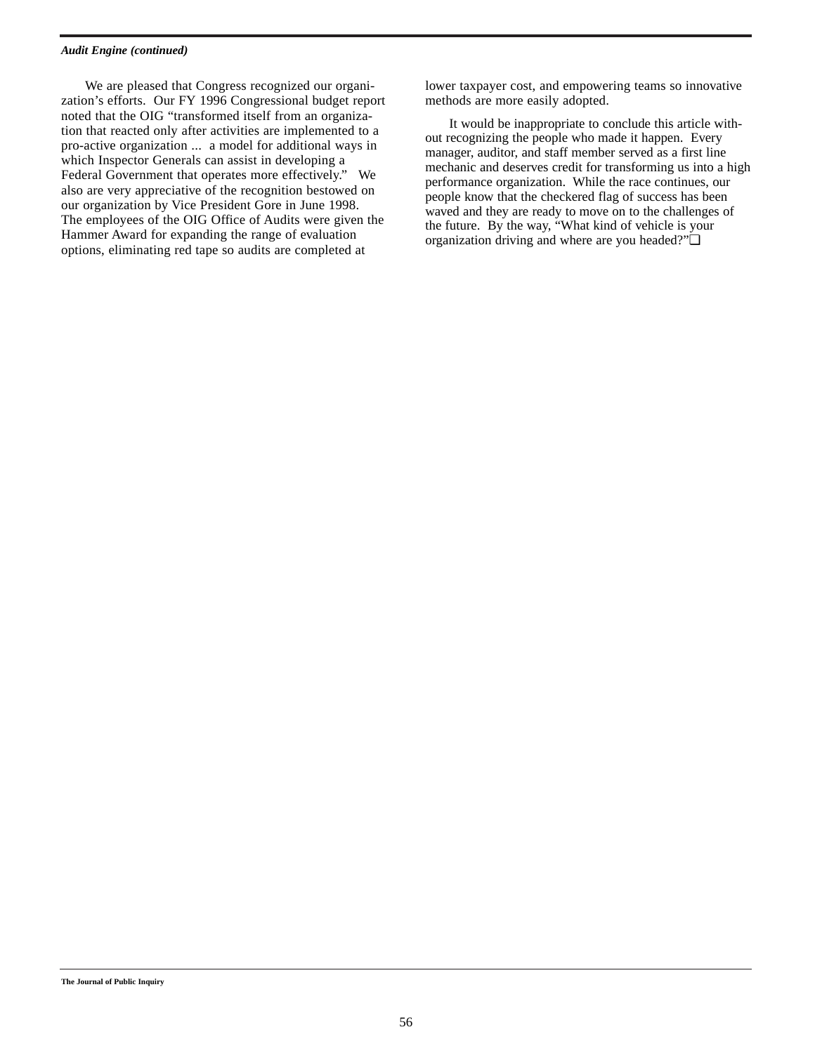*Audit Engine (continued)*

We are pleased that Congress recognized our organization's efforts. Our FY 1996 Congressional budget report noted that the OIG "transformed itself from an organization that reacted only after activities are implemented to a pro-active organization ... a model for additional ways in which Inspector Generals can assist in developing a Federal Government that operates more effectively." We also are very appreciative of the recognition bestowed on our organization by Vice President Gore in June 1998. The employees of the OIG Office of Audits were given the Hammer Award for expanding the range of evaluation options, eliminating red tape so audits are completed at lower taxpayer cost, and empowering teams so innovative methods are more easily adopted.

It would be inappropriate to conclude this article without recognizing the people who made it happen. Every manager, auditor, and staff member served as a first line mechanic and deserves credit for transforming us into a high performance organization. While the race continues, our people know that the checkered flag of success has been waved and they are ready to move on to the challenges of the future. By the way, "What kind of vehicle is your organization driving and where are you headed?"❑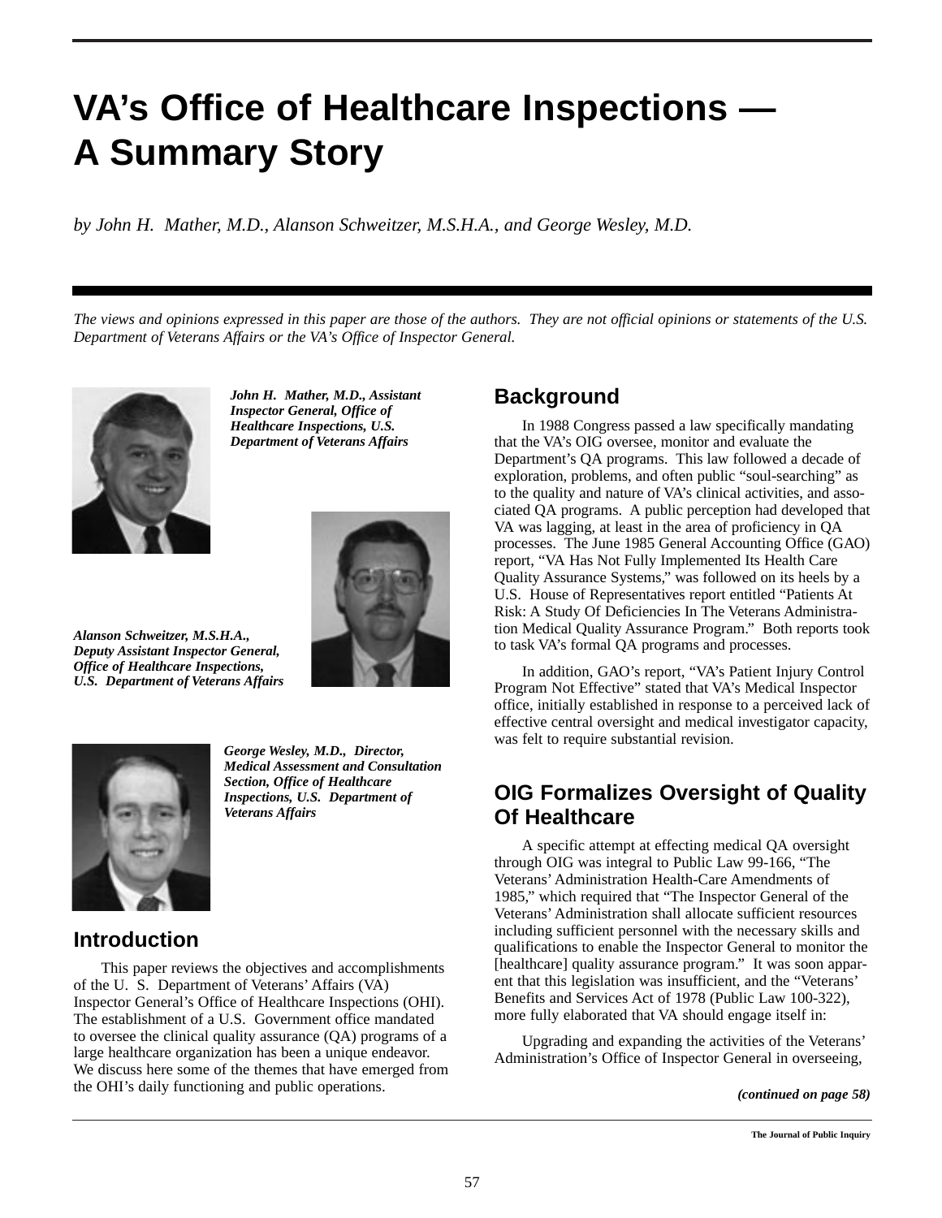# VA's Office of Healthcare Inspections — A Summary Story

*by John H. Mather, M.D., Alanson Schweitzer, M.S.H.A., and George Wesley, M.D.*

*The views and opinions expressed in this paper are those of the authors. They are not official opinions or statements of the U.S. Department of Veterans Affairs or the VA's Office of Inspector General.*

***John H. Mather, M.D., Assistant Inspector General, Office of Healthcare Inspections, U.S. Department of Veterans Affairs***

***Alanson Schweitzer, M.S.H.A., Deputy Assistant Inspector General, Office of Healthcare Inspections, U.S. Department of Veterans Affairs***

***George Wesley, M.D., Director, Medical Assessment and Consultation Section, Office of Healthcare Inspections, U.S. Department of Veterans Affairs***

## Introduction

This paper reviews the objectives and accomplishments of the U. S. Department of Veterans' Affairs (VA) Inspector General's Office of Healthcare Inspections (OHI). The establishment of a U.S. Government office mandated to oversee the clinical quality assurance (QA) programs of a large healthcare organization has been a unique endeavor. We discuss here some of the themes that have emerged from the OHI's daily functioning and public operations.

## Background

In 1988 Congress passed a law specifically mandating that the VA's OIG oversee, monitor and evaluate the Department's QA programs. This law followed a decade of exploration, problems, and often public "soul-searching" as to the quality and nature of VA's clinical activities, and associated QA programs. A public perception had developed that VA was lagging, at least in the area of proficiency in QA processes. The June 1985 General Accounting Office (GAO) report, "VA Has Not Fully Implemented Its Health Care Quality Assurance Systems," was followed on its heels by a U.S. House of Representatives report entitled "Patients At Risk: A Study Of Deficiencies In The Veterans Administration Medical Quality Assurance Program." Both reports took to task VA's formal QA programs and processes.

In addition, GAO's report, "VA's Patient Injury Control Program Not Effective" stated that VA's Medical Inspector office, initially established in response to a perceived lack of effective central oversight and medical investigator capacity, was felt to require substantial revision.

## OIG Formalizes Oversight of Quality Of Healthcare

A specific attempt at effecting medical QA oversight through OIG was integral to Public Law 99-166, "The Veterans' Administration Health-Care Amendments of 1985," which required that "The Inspector General of the Veterans' Administration shall allocate sufficient resources including sufficient personnel with the necessary skills and qualifications to enable the Inspector General to monitor the [healthcare] quality assurance program." It was soon apparent that this legislation was insufficient, and the "Veterans' Benefits and Services Act of 1978 (Public Law 100-322), more fully elaborated that VA should engage itself in:

Upgrading and expanding the activities of the Veterans' Administration's Office of Inspector General in overseeing,

***(continued on page 58)***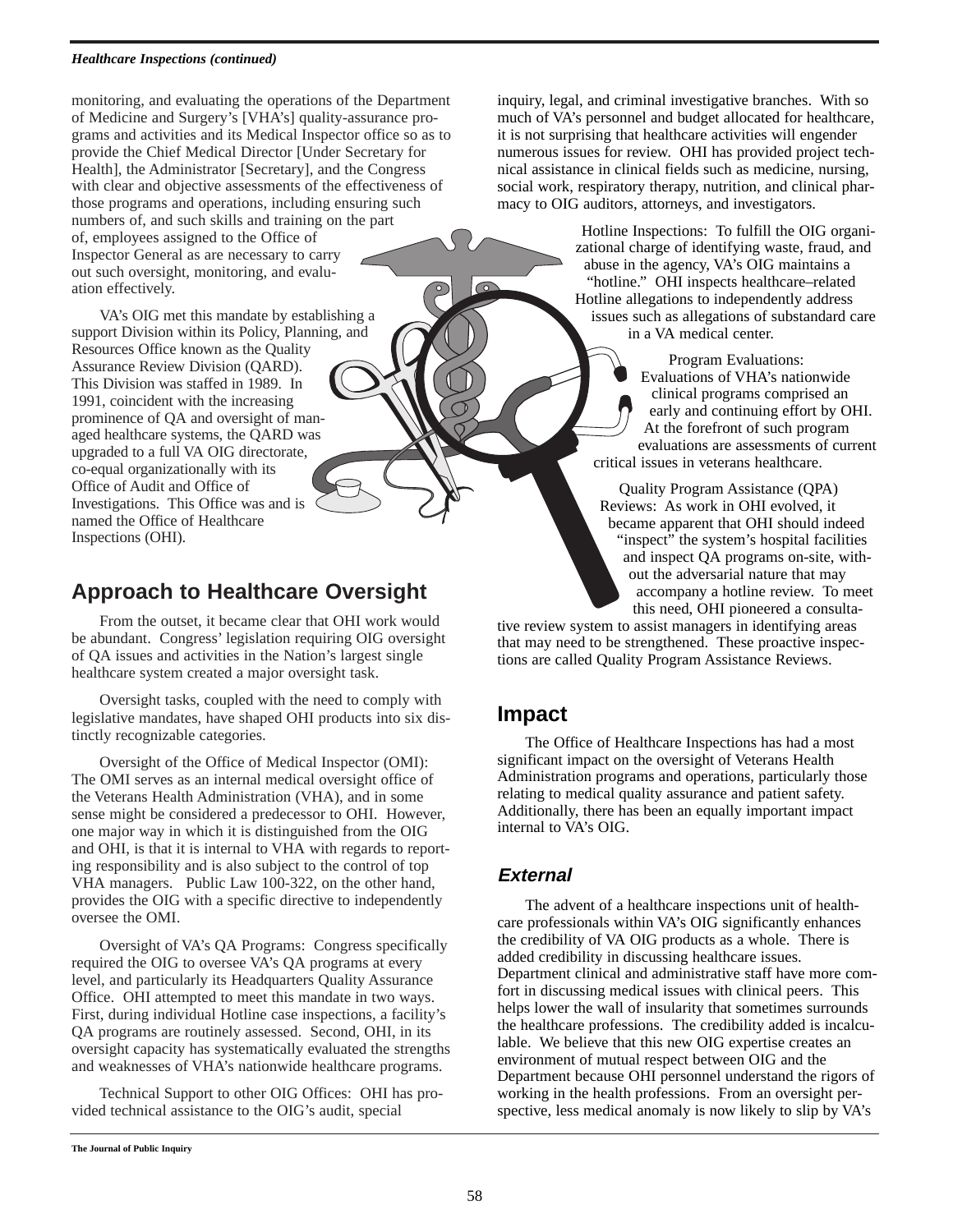monitoring, and evaluating the operations of the Department of Medicine and Surgery's [VHA's] quality-assurance programs and activities and its Medical Inspector office so as to provide the Chief Medical Director [Under Secretary for Health], the Administrator [Secretary], and the Congress with clear and objective assessments of the effectiveness of those programs and operations, including ensuring such numbers of, and such skills and training on the part of, employees assigned to the Office of Inspector General as are necessary to carry out such oversight, monitoring, and evaluation effectively.

VA's OIG met this mandate by establishing a support Division within its Policy, Planning, and Resources Office known as the Quality Assurance Review Division (QARD). This Division was staffed in 1989. In 1991, coincident with the increasing prominence of QA and oversight of managed healthcare systems, the QARD was upgraded to a full VA OIG directorate, co-equal organizationally with its Office of Audit and Office of Investigations. This Office was and is named the Office of Healthcare Inspections (OHI).

## Approach to Healthcare Oversight

From the outset, it became clear that OHI work would be abundant. Congress' legislation requiring OIG oversight of QA issues and activities in the Nation's largest single healthcare system created a major oversight task.

Oversight tasks, coupled with the need to comply with legislative mandates, have shaped OHI products into six distinctly recognizable categories.

Oversight of the Office of Medical Inspector (OMI): The OMI serves as an internal medical oversight office of the Veterans Health Administration (VHA), and in some sense might be considered a predecessor to OHI. However, one major way in which it is distinguished from the OIG and OHI, is that it is internal to VHA with regards to reporting responsibility and is also subject to the control of top VHA managers. Public Law 100-322, on the other hand, provides the OIG with a specific directive to independently oversee the OMI.

Oversight of VA's QA Programs: Congress specifically required the OIG to oversee VA's QA programs at every level, and particularly its Headquarters Quality Assurance Office. OHI attempted to meet this mandate in two ways. First, during individual Hotline case inspections, a facility's QA programs are routinely assessed. Second, OHI, in its oversight capacity has systematically evaluated the strengths and weaknesses of VHA's nationwide healthcare programs.

Technical Support to other OIG Offices: OHI has provided technical assistance to the OIG's audit, special inquiry, legal, and criminal investigative branches. With so much of VA's personnel and budget allocated for healthcare, it is not surprising that healthcare activities will engender numerous issues for review. OHI has provided project technical assistance in clinical fields such as medicine, nursing, social work, respiratory therapy, nutrition, and clinical pharmacy to OIG auditors, attorneys, and investigators.

Hotline Inspections: To fulfill the OIG organizational charge of identifying waste, fraud, and abuse in the agency, VA's OIG maintains a "hotline." OHI inspects healthcare–related Hotline allegations to independently address issues such as allegations of substandard care in a VA medical center.

Program Evaluations: Evaluations of VHA's nationwide clinical programs comprised an early and continuing effort by OHI. At the forefront of such program evaluations are assessments of current critical issues in veterans healthcare.

Quality Program Assistance (QPA) Reviews: As work in OHI evolved, it became apparent that OHI should indeed "inspect" the system's hospital facilities and inspect QA programs on-site, without the adversarial nature that may accompany a hotline review. To meet this need, OHI pioneered a consultative review system to assist managers in identifying areas that may need to be strengthened. These proactive inspections are called Quality Program Assistance Reviews.

## Impact

The Office of Healthcare Inspections has had a most significant impact on the oversight of Veterans Health Administration programs and operations, particularly those relating to medical quality assurance and patient safety. Additionally, there has been an equally important impact internal to VA's OIG.

### *External*

The advent of a healthcare inspections unit of healthcare professionals within VA's OIG significantly enhances the credibility of VA OIG products as a whole. There is added credibility in discussing healthcare issues. Department clinical and administrative staff have more comfort in discussing medical issues with clinical peers. This helps lower the wall of insularity that sometimes surrounds the healthcare professions. The credibility added is incalculable. We believe that this new OIG expertise creates an environment of mutual respect between OIG and the Department because OHI personnel understand the rigors of working in the health professions. From an oversight perspective, less medical anomaly is now likely to slip by VA's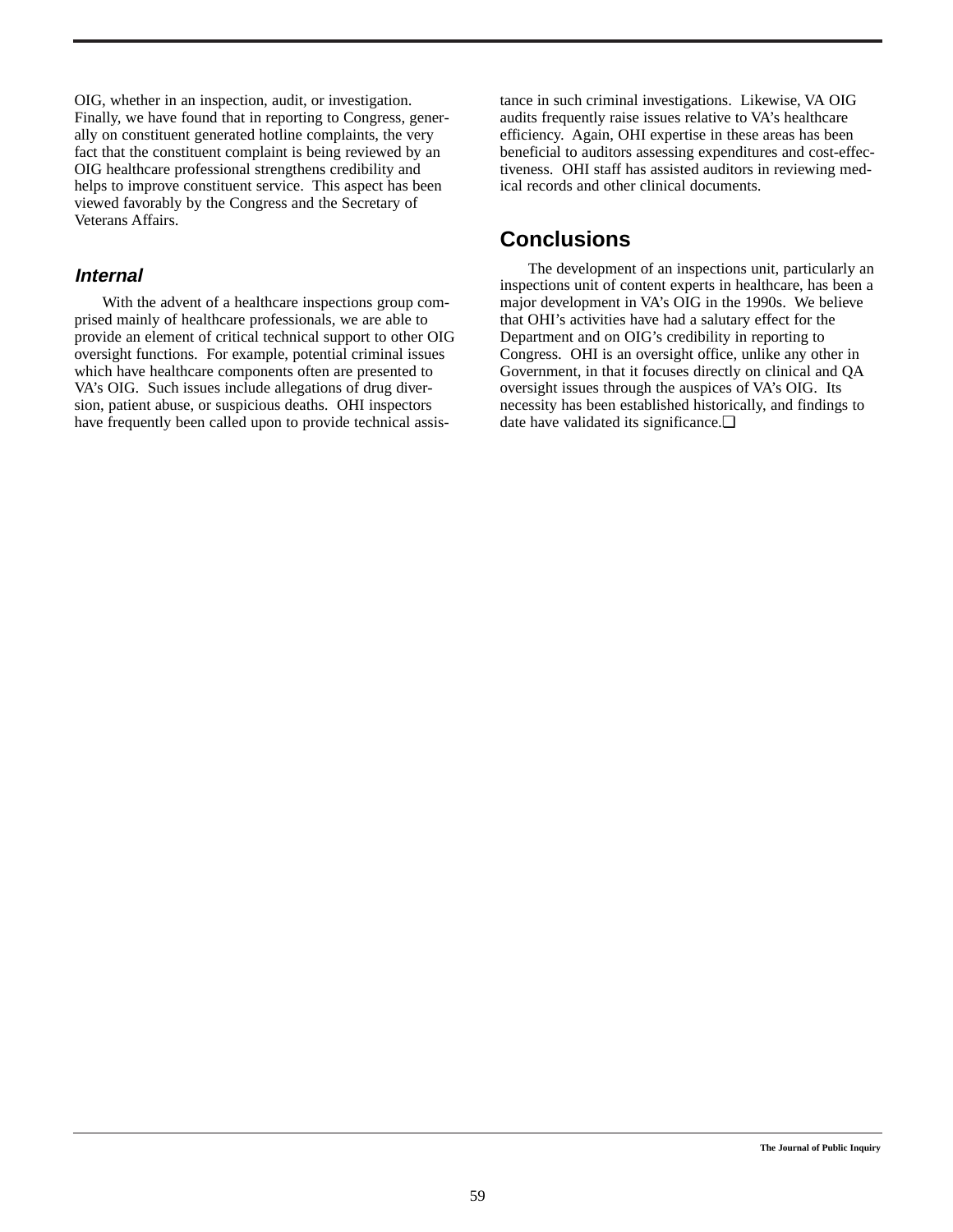OIG, whether in an inspection, audit, or investigation. Finally, we have found that in reporting to Congress, generally on constituent generated hotline complaints, the very fact that the constituent complaint is being reviewed by an OIG healthcare professional strengthens credibility and helps to improve constituent service. This aspect has been viewed favorably by the Congress and the Secretary of Veterans Affairs.

### *Internal*

With the advent of a healthcare inspections group comprised mainly of healthcare professionals, we are able to provide an element of critical technical support to other OIG oversight functions. For example, potential criminal issues which have healthcare components often are presented to VA's OIG. Such issues include allegations of drug diversion, patient abuse, or suspicious deaths. OHI inspectors have frequently been called upon to provide technical assistance in such criminal investigations. Likewise, VA OIG audits frequently raise issues relative to VA's healthcare efficiency. Again, OHI expertise in these areas has been beneficial to auditors assessing expenditures and cost-effectiveness. OHI staff has assisted auditors in reviewing medical records and other clinical documents.

## Conclusions

The development of an inspections unit, particularly an inspections unit of content experts in healthcare, has been a major development in VA's OIG in the 1990s. We believe that OHI's activities have had a salutary effect for the Department and on OIG's credibility in reporting to Congress. OHI is an oversight office, unlike any other in Government, in that it focuses directly on clinical and QA oversight issues through the auspices of VA's OIG. Its necessity has been established historically, and findings to date have validated its significance.❑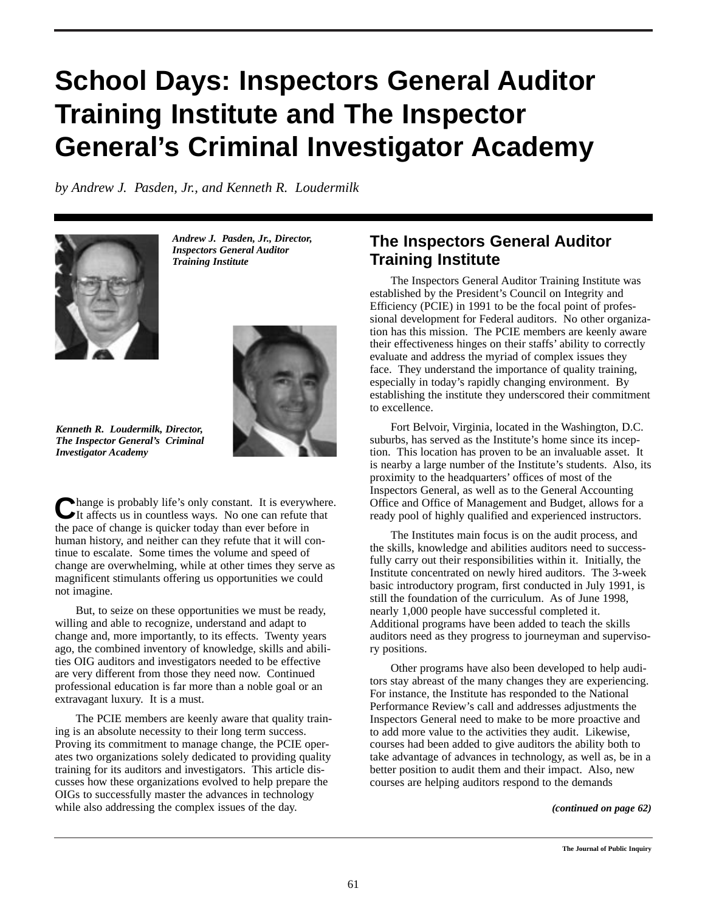# School Days: Inspectors General Auditor Training Institute and The Inspector General's Criminal Investigator Academy

*by Andrew J. Pasden, Jr., and Kenneth R. Loudermilk*

***Andrew J. Pasden, Jr., Director, Inspectors General Auditor Training Institute***

***Kenneth R. Loudermilk, Director, The Inspector General's Criminal Investigator Academy***

Change is probably life's only constant. It is everywhere. It affects us in countless ways. No one can refute that the pace of change is quicker today than ever before in human history, and neither can they refute that it will continue to escalate. Some times the volume and speed of change are overwhelming, while at other times they serve as magnificent stimulants offering us opportunities we could not imagine.

But, to seize on these opportunities we must be ready, willing and able to recognize, understand and adapt to change and, more importantly, to its effects. Twenty years ago, the combined inventory of knowledge, skills and abilities OIG auditors and investigators needed to be effective are very different from those they need now. Continued professional education is far more than a noble goal or an extravagant luxury. It is a must.

The PCIE members are keenly aware that quality training is an absolute necessity to their long term success. Proving its commitment to manage change, the PCIE operates two organizations solely dedicated to providing quality training for its auditors and investigators. This article discusses how these organizations evolved to help prepare the OIGs to successfully master the advances in technology while also addressing the complex issues of the day.

## The Inspectors General Auditor Training Institute

The Inspectors General Auditor Training Institute was established by the President's Council on Integrity and Efficiency (PCIE) in 1991 to be the focal point of professional development for Federal auditors. No other organization has this mission. The PCIE members are keenly aware their effectiveness hinges on their staffs' ability to correctly evaluate and address the myriad of complex issues they face. They understand the importance of quality training, especially in today's rapidly changing environment. By establishing the institute they underscored their commitment to excellence.

Fort Belvoir, Virginia, located in the Washington, D.C. suburbs, has served as the Institute's home since its inception. This location has proven to be an invaluable asset. It is nearby a large number of the Institute's students. Also, its proximity to the headquarters' offices of most of the Inspectors General, as well as to the General Accounting Office and Office of Management and Budget, allows for a ready pool of highly qualified and experienced instructors.

The Institutes main focus is on the audit process, and the skills, knowledge and abilities auditors need to successfully carry out their responsibilities within it. Initially, the Institute concentrated on newly hired auditors. The 3-week basic introductory program, first conducted in July 1991, is still the foundation of the curriculum. As of June 1998, nearly 1,000 people have successful completed it. Additional programs have been added to teach the skills auditors need as they progress to journeyman and supervisory positions.

Other programs have also been developed to help auditors stay abreast of the many changes they are experiencing. For instance, the Institute has responded to the National Performance Review's call and addresses adjustments the Inspectors General need to make to be more proactive and to add more value to the activities they audit. Likewise, courses had been added to give auditors the ability both to take advantage of advances in technology, as well as, be in a better position to audit them and their impact. Also, new courses are helping auditors respond to the demands

***(continued on page 62)***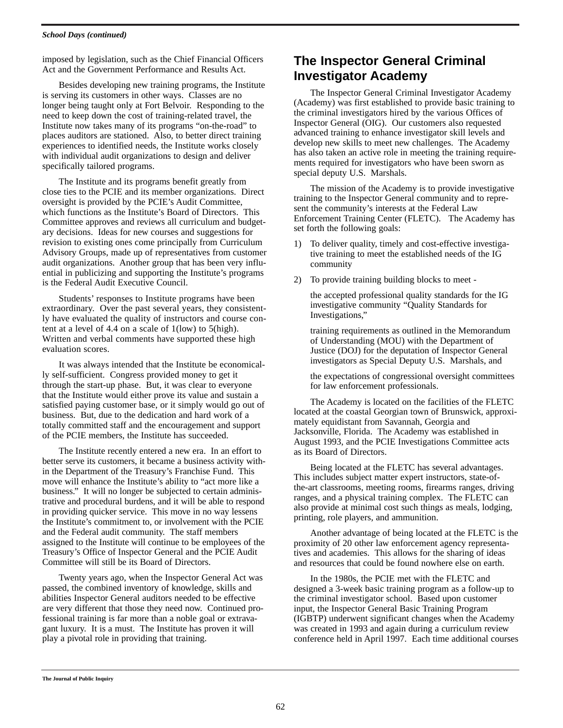imposed by legislation, such as the Chief Financial Officers Act and the Government Performance and Results Act.

Besides developing new training programs, the Institute is serving its customers in other ways. Classes are no longer being taught only at Fort Belvoir. Responding to the need to keep down the cost of training-related travel, the Institute now takes many of its programs "on-the-road" to places auditors are stationed. Also, to better direct training experiences to identified needs, the Institute works closely with individual audit organizations to design and deliver specifically tailored programs.

The Institute and its programs benefit greatly from close ties to the PCIE and its member organizations. Direct oversight is provided by the PCIE's Audit Committee, which functions as the Institute's Board of Directors. This Committee approves and reviews all curriculum and budgetary decisions. Ideas for new courses and suggestions for revision to existing ones come principally from Curriculum Advisory Groups, made up of representatives from customer audit organizations. Another group that has been very influential in publicizing and supporting the Institute's programs is the Federal Audit Executive Council.

Students' responses to Institute programs have been extraordinary. Over the past several years, they consistently have evaluated the quality of instructors and course content at a level of 4.4 on a scale of 1(low) to 5(high). Written and verbal comments have supported these high evaluation scores.

It was always intended that the Institute be economically self-sufficient. Congress provided money to get it through the start-up phase. But, it was clear to everyone that the Institute would either prove its value and sustain a satisfied paying customer base, or it simply would go out of business. But, due to the dedication and hard work of a totally committed staff and the encouragement and support of the PCIE members, the Institute has succeeded.

The Institute recently entered a new era. In an effort to better serve its customers, it became a business activity within the Department of the Treasury's Franchise Fund. This move will enhance the Institute's ability to "act more like a business." It will no longer be subjected to certain administrative and procedural burdens, and it will be able to respond in providing quicker service. This move in no way lessens the Institute's commitment to, or involvement with the PCIE and the Federal audit community. The staff members assigned to the Institute will continue to be employees of the Treasury's Office of Inspector General and the PCIE Audit Committee will still be its Board of Directors.

Twenty years ago, when the Inspector General Act was passed, the combined inventory of knowledge, skills and abilities Inspector General auditors needed to be effective are very different that those they need now. Continued professional training is far more than a noble goal or extravagant luxury. It is a must. The Institute has proven it will play a pivotal role in providing that training.

## The Inspector General Criminal Investigator Academy

The Inspector General Criminal Investigator Academy (Academy) was first established to provide basic training to the criminal investigators hired by the various Offices of Inspector General (OIG). Our customers also requested advanced training to enhance investigator skill levels and develop new skills to meet new challenges. The Academy has also taken an active role in meeting the training requirements required for investigators who have been sworn as special deputy U.S. Marshals.

The mission of the Academy is to provide investigative training to the Inspector General community and to represent the community's interests at the Federal Law Enforcement Training Center (FLETC). The Academy has set forth the following goals:

1) To deliver quality, timely and cost-effective investigative training to meet the established needs of the IG community

2) To provide training building blocks to meet -

   the accepted professional quality standards for the IG investigative community "Quality Standards for Investigations,"

   training requirements as outlined in the Memorandum of Understanding (MOU) with the Department of Justice (DOJ) for the deputation of Inspector General investigators as Special Deputy U.S. Marshals, and

   the expectations of congressional oversight committees for law enforcement professionals.

The Academy is located on the facilities of the FLETC located at the coastal Georgian town of Brunswick, approximately equidistant from Savannah, Georgia and Jacksonville, Florida. The Academy was established in August 1993, and the PCIE Investigations Committee acts as its Board of Directors.

Being located at the FLETC has several advantages. This includes subject matter expert instructors, state-of-the-art classrooms, meeting rooms, firearms ranges, driving ranges, and a physical training complex. The FLETC can also provide at minimal cost such things as meals, lodging, printing, role players, and ammunition.

Another advantage of being located at the FLETC is the proximity of 20 other law enforcement agency representatives and academies. This allows for the sharing of ideas and resources that could be found nowhere else on earth.

In the 1980s, the PCIE met with the FLETC and designed a 3-week basic training program as a follow-up to the criminal investigator school. Based upon customer input, the Inspector General Basic Training Program (IGBTP) underwent significant changes when the Academy was created in 1993 and again during a curriculum review conference held in April 1997. Each time additional courses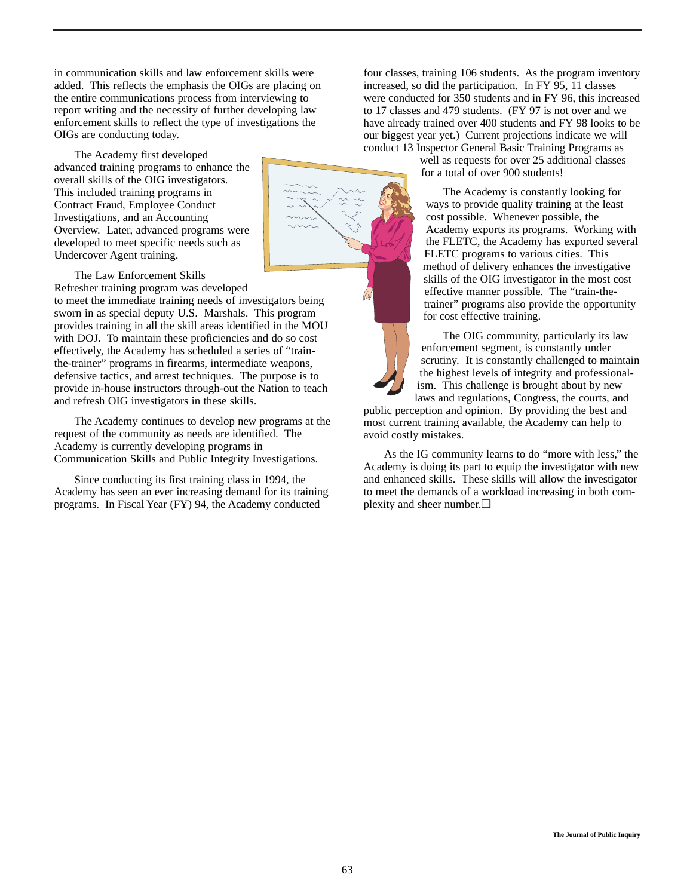in communication skills and law enforcement skills were added. This reflects the emphasis the OIGs are placing on the entire communications process from interviewing to report writing and the necessity of further developing law enforcement skills to reflect the type of investigations the OIGs are conducting today.

The Academy first developed advanced training programs to enhance the overall skills of the OIG investigators. This included training programs in Contract Fraud, Employee Conduct Investigations, and an Accounting Overview. Later, advanced programs were developed to meet specific needs such as Undercover Agent training.

The Law Enforcement Skills Refresher training program was developed to meet the immediate training needs of investigators being sworn in as special deputy U.S. Marshals. This program provides training in all the skill areas identified in the MOU with DOJ. To maintain these proficiencies and do so cost effectively, the Academy has scheduled a series of "train-the-trainer" programs in firearms, intermediate weapons, defensive tactics, and arrest techniques. The purpose is to provide in-house instructors through-out the Nation to teach and refresh OIG investigators in these skills.

The Academy continues to develop new programs at the request of the community as needs are identified. The Academy is currently developing programs in Communication Skills and Public Integrity Investigations.

Since conducting its first training class in 1994, the Academy has seen an ever increasing demand for its training programs. In Fiscal Year (FY) 94, the Academy conducted four classes, training 106 students. As the program inventory increased, so did the participation. In FY 95, 11 classes were conducted for 350 students and in FY 96, this increased to 17 classes and 479 students. (FY 97 is not over and we have already trained over 400 students and FY 98 looks to be our biggest year yet.) Current projections indicate we will conduct 13 Inspector General Basic Training Programs as well as requests for over 25 additional classes for a total of over 900 students!

The Academy is constantly looking for ways to provide quality training at the least cost possible. Whenever possible, the Academy exports its programs. Working with the FLETC, the Academy has exported several FLETC programs to various cities. This method of delivery enhances the investigative skills of the OIG investigator in the most cost effective manner possible. The "train-the-trainer" programs also provide the opportunity for cost effective training.

The OIG community, particularly its law enforcement segment, is constantly under scrutiny. It is constantly challenged to maintain the highest levels of integrity and professionalism. This challenge is brought about by new laws and regulations, Congress, the courts, and public perception and opinion. By providing the best and most current training available, the Academy can help to avoid costly mistakes.

As the IG community learns to do "more with less," the Academy is doing its part to equip the investigator with new and enhanced skills. These skills will allow the investigator to meet the demands of a workload increasing in both complexity and sheer number.❑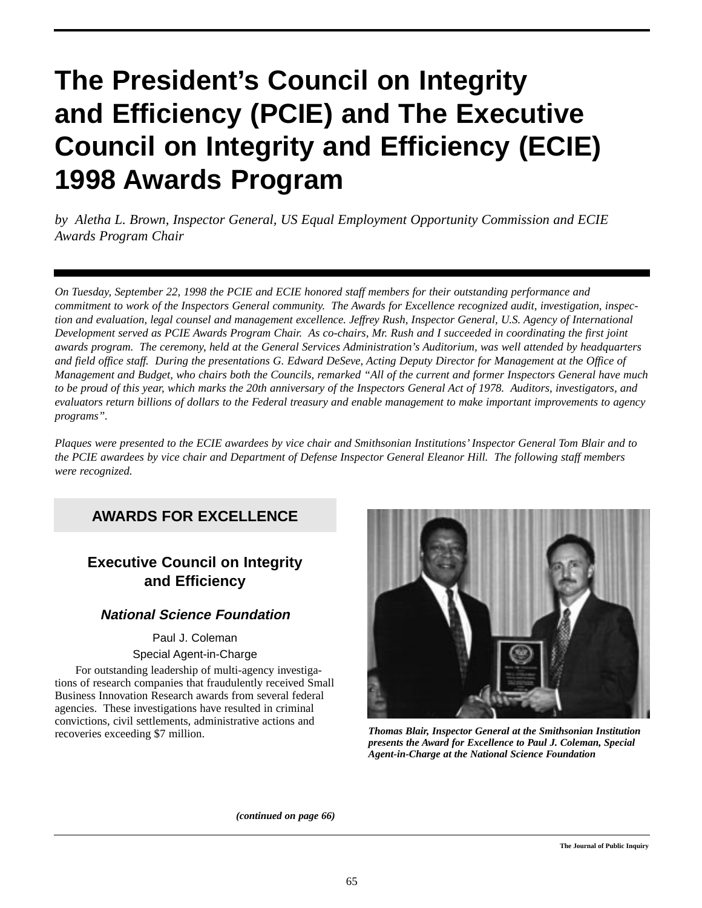# The President's Council on Integrity and Efficiency (PCIE) and The Executive Council on Integrity and Efficiency (ECIE) 1998 Awards Program

*by Aletha L. Brown, Inspector General, US Equal Employment Opportunity Commission and ECIE Awards Program Chair*

*On Tuesday, September 22, 1998 the PCIE and ECIE honored staff members for their outstanding performance and commitment to work of the Inspectors General community. The Awards for Excellence recognized audit, investigation, inspection and evaluation, legal counsel and management excellence. Jeffrey Rush, Inspector General, U.S. Agency of International Development served as PCIE Awards Program Chair. As co-chairs, Mr. Rush and I succeeded in coordinating the first joint awards program. The ceremony, held at the General Services Administration's Auditorium, was well attended by headquarters and field office staff. During the presentations G. Edward DeSeve, Acting Deputy Director for Management at the Office of Management and Budget, who chairs both the Councils, remarked "All of the current and former Inspectors General have much to be proud of this year, which marks the 20th anniversary of the Inspectors General Act of 1978. Auditors, investigators, and evaluators return billions of dollars to the Federal treasury and enable management to make important improvements to agency programs".*

*Plaques were presented to the ECIE awardees by vice chair and Smithsonian Institutions' Inspector General Tom Blair and to the PCIE awardees by vice chair and Department of Defense Inspector General Eleanor Hill. The following staff members were recognized.*

## AWARDS FOR EXCELLENCE

### Executive Council on Integrity and Efficiency

#### *National Science Foundation*

Paul J. Coleman

Special Agent-in-Charge

For outstanding leadership of multi-agency investigations of research companies that fraudulently received Small Business Innovation Research awards from several federal agencies. These investigations have resulted in criminal convictions, civil settlements, administrative actions and recoveries exceeding $7 million.

***Thomas Blair, Inspector General at the Smithsonian Institution presents the Award for Excellence to Paul J. Coleman, Special Agent-in-Charge at the National Science Foundation***

***(continued on page 66)***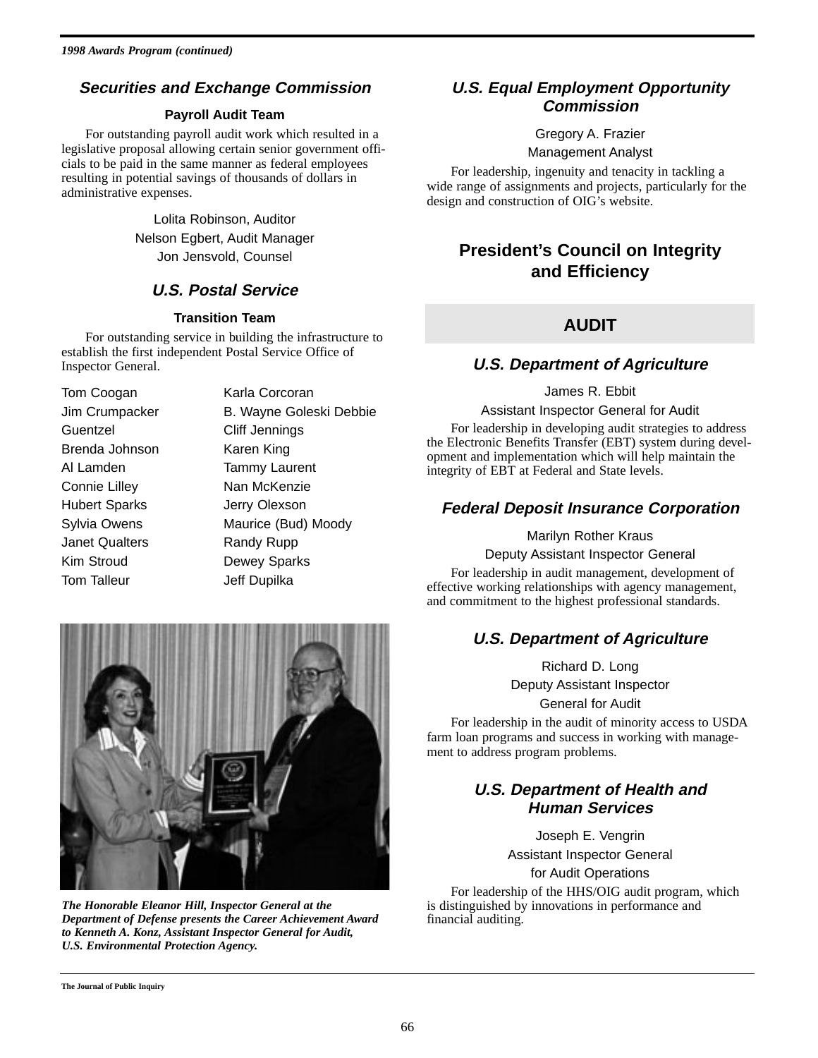*1998 Awards Program (continued)*

### *Securities and Exchange Commission*

**Payroll Audit Team**

For outstanding payroll audit work which resulted in a legislative proposal allowing certain senior government officials to be paid in the same manner as federal employees resulting in potential savings of thousands of dollars in administrative expenses.

Lolita Robinson, Auditor
Nelson Egbert, Audit Manager
Jon Jensvold, Counsel

### *U.S. Postal Service*

**Transition Team**

For outstanding service in building the infrastructure to establish the first independent Postal Service Office of Inspector General.

Tom Coogan
Jim Crumpacker
Debbie Guentzel
Brenda Johnson
Al Lamden
Connie Lilley
Hubert Sparks
Sylvia Owens
Janet Qualters
Kim Stroud
Tom Talleur
Karla Corcoran
B. Wayne Goleski
Cliff Jennings
Karen King
Tammy Laurent
Nan McKenzie
Jerry Olexson
Maurice (Bud) Moody
Randy Rupp
Dewey Sparks
Jeff Dupilka

***The Honorable Eleanor Hill, Inspector General at the Department of Defense presents the Career Achievement Award to Kenneth A. Konz, Assistant Inspector General for Audit, U.S. Environmental Protection Agency.***

### *U.S. Equal Employment Opportunity Commission*

Gregory A. Frazier
Management Analyst

For leadership, ingenuity and tenacity in tackling a wide range of assignments and projects, particularly for the design and construction of OIG's website.

## President's Council on Integrity and Efficiency

## AUDIT

### *U.S. Department of Agriculture*

James R. Ebbit
Assistant Inspector General for Audit

For leadership in developing audit strategies to address the Electronic Benefits Transfer (EBT) system during development and implementation which will help maintain the integrity of EBT at Federal and State levels.

### *Federal Deposit Insurance Corporation*

Marilyn Rother Kraus
Deputy Assistant Inspector General

For leadership in audit management, development of effective working relationships with agency management, and commitment to the highest professional standards.

### *U.S. Department of Agriculture*

Richard D. Long
Deputy Assistant Inspector General for Audit

For leadership in the audit of minority access to USDA farm loan programs and success in working with management to address program problems.

### *U.S. Department of Health and Human Services*

Joseph E. Vengrin
Assistant Inspector General for Audit Operations

For leadership of the HHS/OIG audit program, which is distinguished by innovations in performance and financial auditing.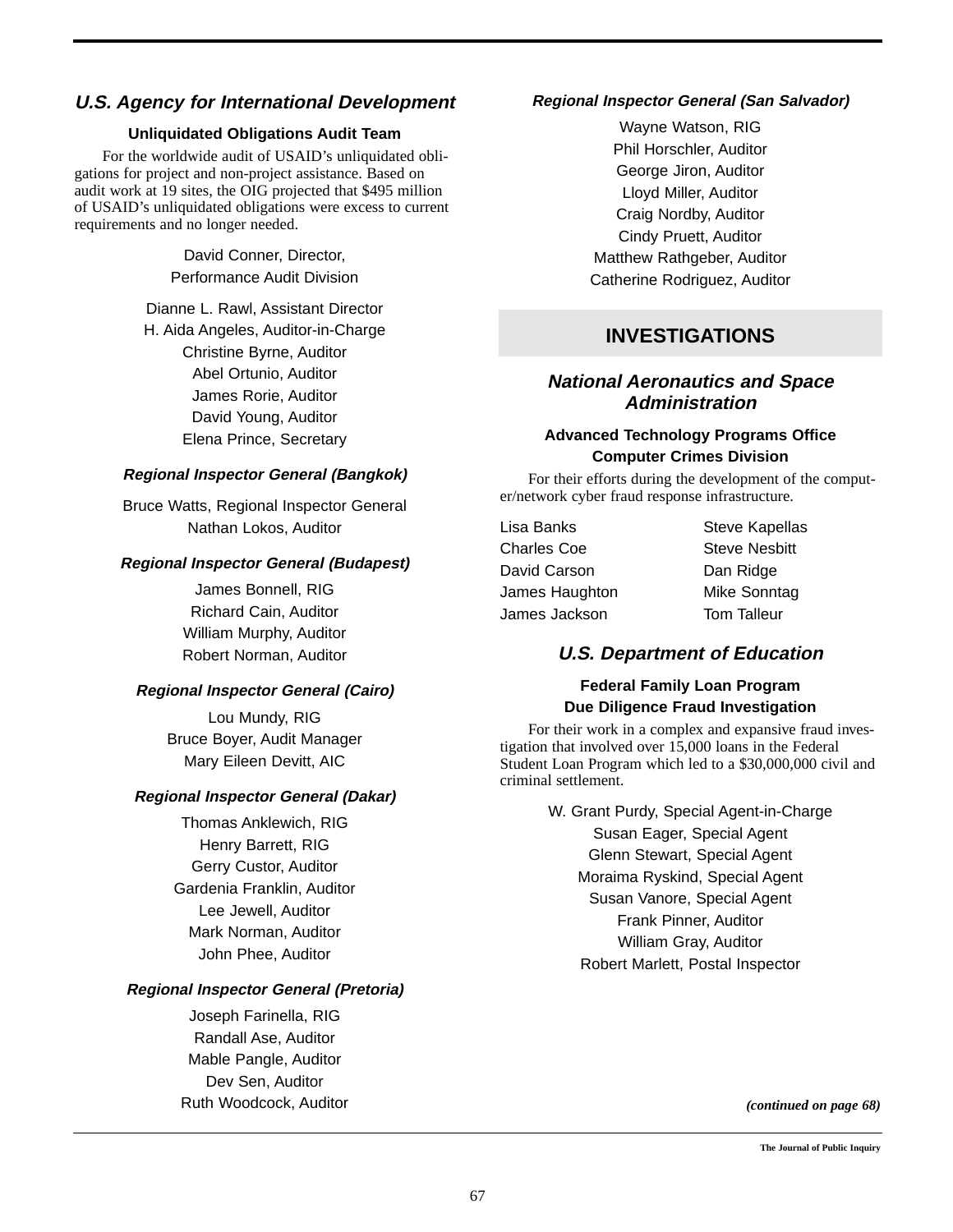### *U.S. Agency for International Development*

#### Unliquidated Obligations Audit Team

For the worldwide audit of USAID's unliquidated obligations for project and non-project assistance. Based on audit work at 19 sites, the OIG projected that $495 million of USAID's unliquidated obligations were excess to current requirements and no longer needed.

David Conner, Director,
Performance Audit Division

Dianne L. Rawl, Assistant Director
H. Aida Angeles, Auditor-in-Charge
Christine Byrne, Auditor
Abel Ortunio, Auditor
James Rorie, Auditor
David Young, Auditor
Elena Prince, Secretary

#### *Regional Inspector General (Bangkok)*

Bruce Watts, Regional Inspector General
Nathan Lokos, Auditor

#### *Regional Inspector General (Budapest)*

James Bonnell, RIG
Richard Cain, Auditor
William Murphy, Auditor
Robert Norman, Auditor

#### *Regional Inspector General (Cairo)*

Lou Mundy, RIG
Bruce Boyer, Audit Manager
Mary Eileen Devitt, AIC

#### *Regional Inspector General (Dakar)*

Thomas Anklewich, RIG
Henry Barrett, RIG
Gerry Custor, Auditor
Gardenia Franklin, Auditor
Lee Jewell, Auditor
Mark Norman, Auditor
John Phee, Auditor

#### *Regional Inspector General (Pretoria)*

Joseph Farinella, RIG
Randall Ase, Auditor
Mable Pangle, Auditor
Dev Sen, Auditor
Ruth Woodcock, Auditor

#### *Regional Inspector General (San Salvador)*

Wayne Watson, RIG
Phil Horschler, Auditor
George Jiron, Auditor
Lloyd Miller, Auditor
Craig Nordby, Auditor
Cindy Pruett, Auditor
Matthew Rathgeber, Auditor
Catherine Rodriguez, Auditor

## INVESTIGATIONS

### *National Aeronautics and Space Administration*

#### Advanced Technology Programs Office
#### Computer Crimes Division

For their efforts during the development of the computer/network cyber fraud response infrastructure.

Lisa Banks
Charles Coe
David Carson
James Haughton
James Jackson
Steve Kapellas
Steve Nesbitt
Dan Ridge
Mike Sonntag
Tom Talleur

### *U.S. Department of Education*

#### Federal Family Loan Program
#### Due Diligence Fraud Investigation

For their work in a complex and expansive fraud investigation that involved over 15,000 loans in the Federal Student Loan Program which led to a $30,000,000 civil and criminal settlement.

W. Grant Purdy, Special Agent-in-Charge
Susan Eager, Special Agent
Glenn Stewart, Special Agent
Moraima Ryskind, Special Agent
Susan Vanore, Special Agent
Frank Pinner, Auditor
William Gray, Auditor
Robert Marlett, Postal Inspector

*(continued on page 68)*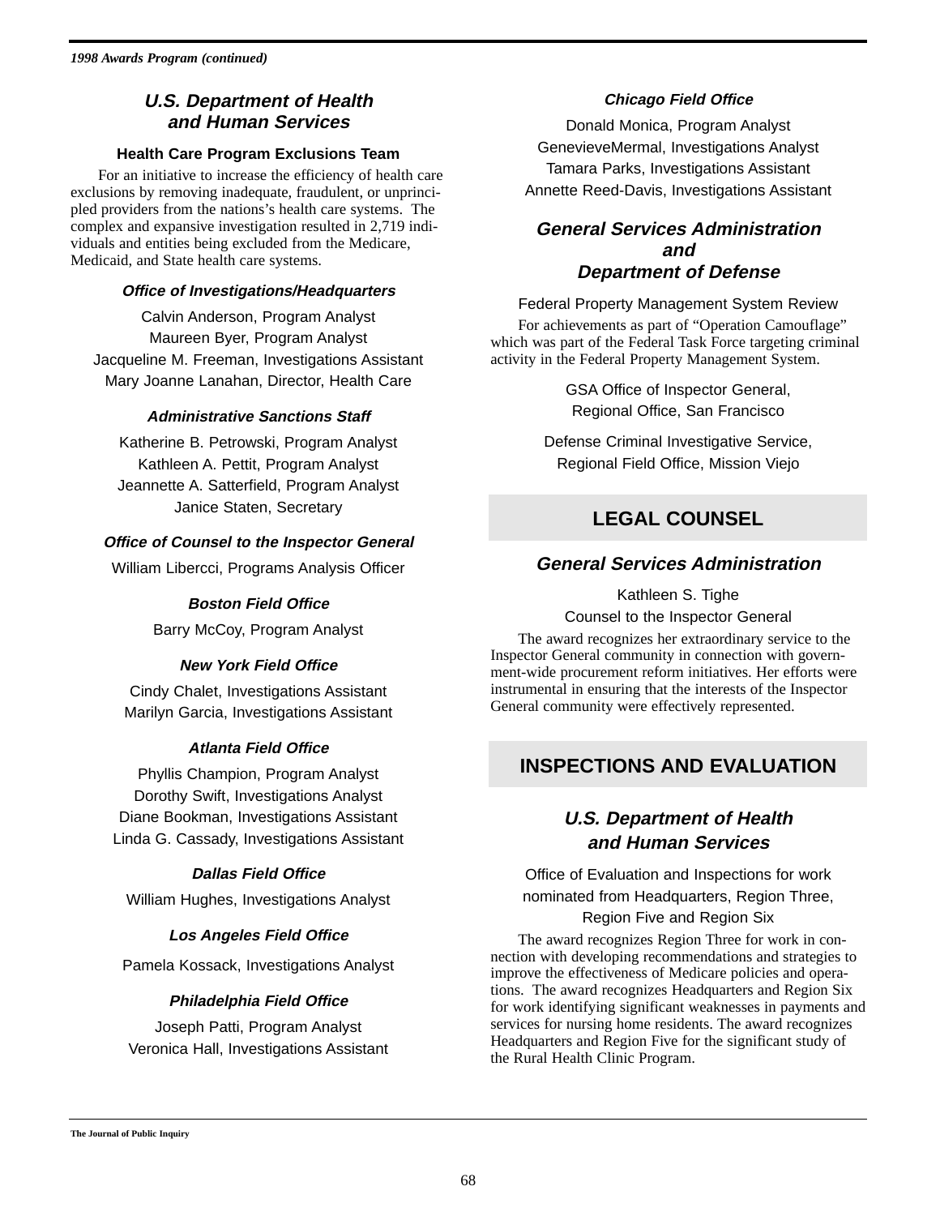*1998 Awards Program (continued)*

## *U.S. Department of Health and Human Services*

**Health Care Program Exclusions Team**

For an initiative to increase the efficiency of health care exclusions by removing inadequate, fraudulent, or unprincipled providers from the nations's health care systems. The complex and expansive investigation resulted in 2,719 individuals and entities being excluded from the Medicare, Medicaid, and State health care systems.

***Office of Investigations/Headquarters***

Calvin Anderson, Program Analyst
Maureen Byer, Program Analyst
Jacqueline M. Freeman, Investigations Assistant
Mary Joanne Lanahan, Director, Health Care

***Administrative Sanctions Staff***

Katherine B. Petrowski, Program Analyst
Kathleen A. Pettit, Program Analyst
Jeannette A. Satterfield, Program Analyst
Janice Staten, Secretary

***Office of Counsel to the Inspector General***

William Libercci, Programs Analysis Officer

***Boston Field Office***

Barry McCoy, Program Analyst

***New York Field Office***

Cindy Chalet, Investigations Assistant
Marilyn Garcia, Investigations Assistant

***Atlanta Field Office***

Phyllis Champion, Program Analyst
Dorothy Swift, Investigations Analyst
Diane Bookman, Investigations Assistant
Linda G. Cassady, Investigations Assistant

***Dallas Field Office***

William Hughes, Investigations Analyst

***Los Angeles Field Office***

Pamela Kossack, Investigations Analyst

***Philadelphia Field Office***

Joseph Patti, Program Analyst
Veronica Hall, Investigations Assistant

***Chicago Field Office***

Donald Monica, Program Analyst
GenevieveMermal, Investigations Analyst
Tamara Parks, Investigations Assistant
Annette Reed-Davis, Investigations Assistant

## *General Services Administration and Department of Defense*

Federal Property Management System Review

For achievements as part of "Operation Camouflage" which was part of the Federal Task Force targeting criminal activity in the Federal Property Management System.

GSA Office of Inspector General,
Regional Office, San Francisco

Defense Criminal Investigative Service,
Regional Field Office, Mission Viejo

# LEGAL COUNSEL

## *General Services Administration*

Kathleen S. Tighe
Counsel to the Inspector General

The award recognizes her extraordinary service to the Inspector General community in connection with government-wide procurement reform initiatives. Her efforts were instrumental in ensuring that the interests of the Inspector General community were effectively represented.

# INSPECTIONS AND EVALUATION

## *U.S. Department of Health and Human Services*

Office of Evaluation and Inspections for work nominated from Headquarters, Region Three, Region Five and Region Six

The award recognizes Region Three for work in connection with developing recommendations and strategies to improve the effectiveness of Medicare policies and operations. The award recognizes Headquarters and Region Six for work identifying significant weaknesses in payments and services for nursing home residents. The award recognizes Headquarters and Region Five for the significant study of the Rural Health Clinic Program.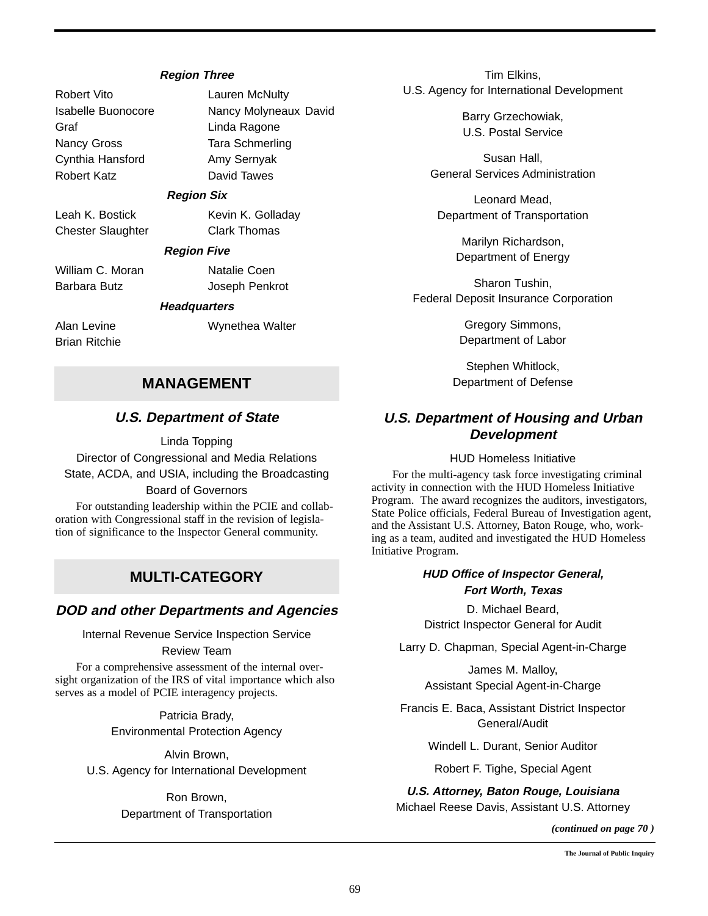***Region Three***

Robert Vito
Isabelle Buonocore
Graf
Nancy Gross
Cynthia Hansford
Robert Katz
Lauren McNulty
Nancy Molyneaux David
Linda Ragone
Tara Schmerling
Amy Sernyak
David Tawes

***Region Six***

Leah K. Bostick
Chester Slaughter
Kevin K. Golladay
Clark Thomas

***Region Five***

William C. Moran
Barbara Butz
Natalie Coen
Joseph Penkrot

***Headquarters***

Alan Levine
Brian Ritchie
Wynethea Walter

## MANAGEMENT

### *U.S. Department of State*

Linda Topping
Director of Congressional and Media Relations
State, ACDA, and USIA, including the Broadcasting Board of Governors

For outstanding leadership within the PCIE and collaboration with Congressional staff in the revision of legislation of significance to the Inspector General community.

## MULTI-CATEGORY

### *DOD and other Departments and Agencies*

Internal Revenue Service Inspection Service Review Team

For a comprehensive assessment of the internal oversight organization of the IRS of vital importance which also serves as a model of PCIE interagency projects.

Patricia Brady,
Environmental Protection Agency

Alvin Brown,
U.S. Agency for International Development

Ron Brown,
Department of Transportation

Tim Elkins,
U.S. Agency for International Development

Barry Grzechowiak,
U.S. Postal Service

Susan Hall,
General Services Administration

Leonard Mead,
Department of Transportation

Marilyn Richardson,
Department of Energy

Sharon Tushin,
Federal Deposit Insurance Corporation

Gregory Simmons,
Department of Labor

Stephen Whitlock,
Department of Defense

### *U.S. Department of Housing and Urban Development*

HUD Homeless Initiative

For the multi-agency task force investigating criminal activity in connection with the HUD Homeless Initiative Program. The award recognizes the auditors, investigators, State Police officials, Federal Bureau of Investigation agent, and the Assistant U.S. Attorney, Baton Rouge, who, working as a team, audited and investigated the HUD Homeless Initiative Program.

***HUD Office of Inspector General, Fort Worth, Texas***

D. Michael Beard,
District Inspector General for Audit

Larry D. Chapman, Special Agent-in-Charge

James M. Malloy,
Assistant Special Agent-in-Charge

Francis E. Baca, Assistant District Inspector General/Audit

Windell L. Durant, Senior Auditor

Robert F. Tighe, Special Agent

***U.S. Attorney, Baton Rouge, Louisiana***

Michael Reese Davis, Assistant U.S. Attorney

*(continued on page 70 )*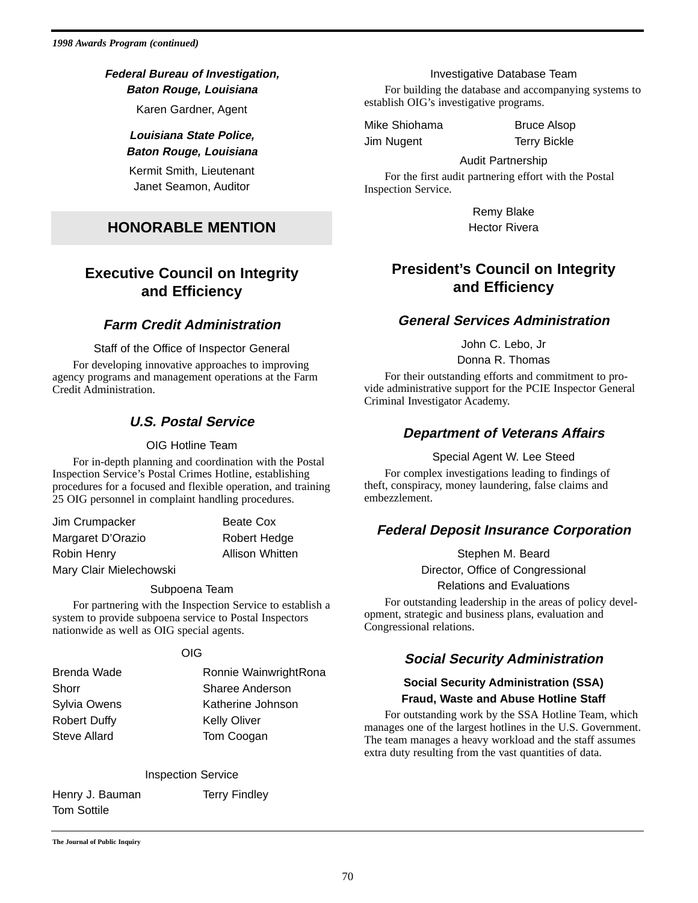*1998 Awards Program (continued)*

***Federal Bureau of Investigation, Baton Rouge, Louisiana***

Karen Gardner, Agent

***Louisiana State Police, Baton Rouge, Louisiana***

Kermit Smith, Lieutenant
Janet Seamon, Auditor

## HONORABLE MENTION

## Executive Council on Integrity and Efficiency

### *Farm Credit Administration*

Staff of the Office of Inspector General

For developing innovative approaches to improving agency programs and management operations at the Farm Credit Administration.

### *U.S. Postal Service*

OIG Hotline Team

For in-depth planning and coordination with the Postal Inspection Service's Postal Crimes Hotline, establishing procedures for a focused and flexible operation, and training 25 OIG personnel in complaint handling procedures.

Jim Crumpacker — Beate Cox
Margaret D'Orazio — Robert Hedge
Robin Henry — Allison Whitten
Mary Clair Mielechowski

Subpoena Team

For partnering with the Inspection Service to establish a system to provide subpoena service to Postal Inspectors nationwide as well as OIG special agents.

OIG

Brenda Wade — Ronnie WainwrightRona
Shorr — Sharee Anderson
Sylvia Owens — Katherine Johnson
Robert Duffy — Kelly Oliver
Steve Allard — Tom Coogan

Inspection Service

Henry J. Bauman — Terry Findley
Tom Sottile

Investigative Database Team

For building the database and accompanying systems to establish OIG's investigative programs.

Mike Shiohama — Bruce Alsop
Jim Nugent — Terry Bickle

Audit Partnership

For the first audit partnering effort with the Postal Inspection Service.

Remy Blake
Hector Rivera

## President's Council on Integrity and Efficiency

### *General Services Administration*

John C. Lebo, Jr
Donna R. Thomas

For their outstanding efforts and commitment to provide administrative support for the PCIE Inspector General Criminal Investigator Academy.

### *Department of Veterans Affairs*

Special Agent W. Lee Steed

For complex investigations leading to findings of theft, conspiracy, money laundering, false claims and embezzlement.

### *Federal Deposit Insurance Corporation*

Stephen M. Beard
Director, Office of Congressional Relations and Evaluations

For outstanding leadership in the areas of policy development, strategic and business plans, evaluation and Congressional relations.

### *Social Security Administration*

**Social Security Administration (SSA) Fraud, Waste and Abuse Hotline Staff**

For outstanding work by the SSA Hotline Team, which manages one of the largest hotlines in the U.S. Government. The team manages a heavy workload and the staff assumes extra duty resulting from the vast quantities of data.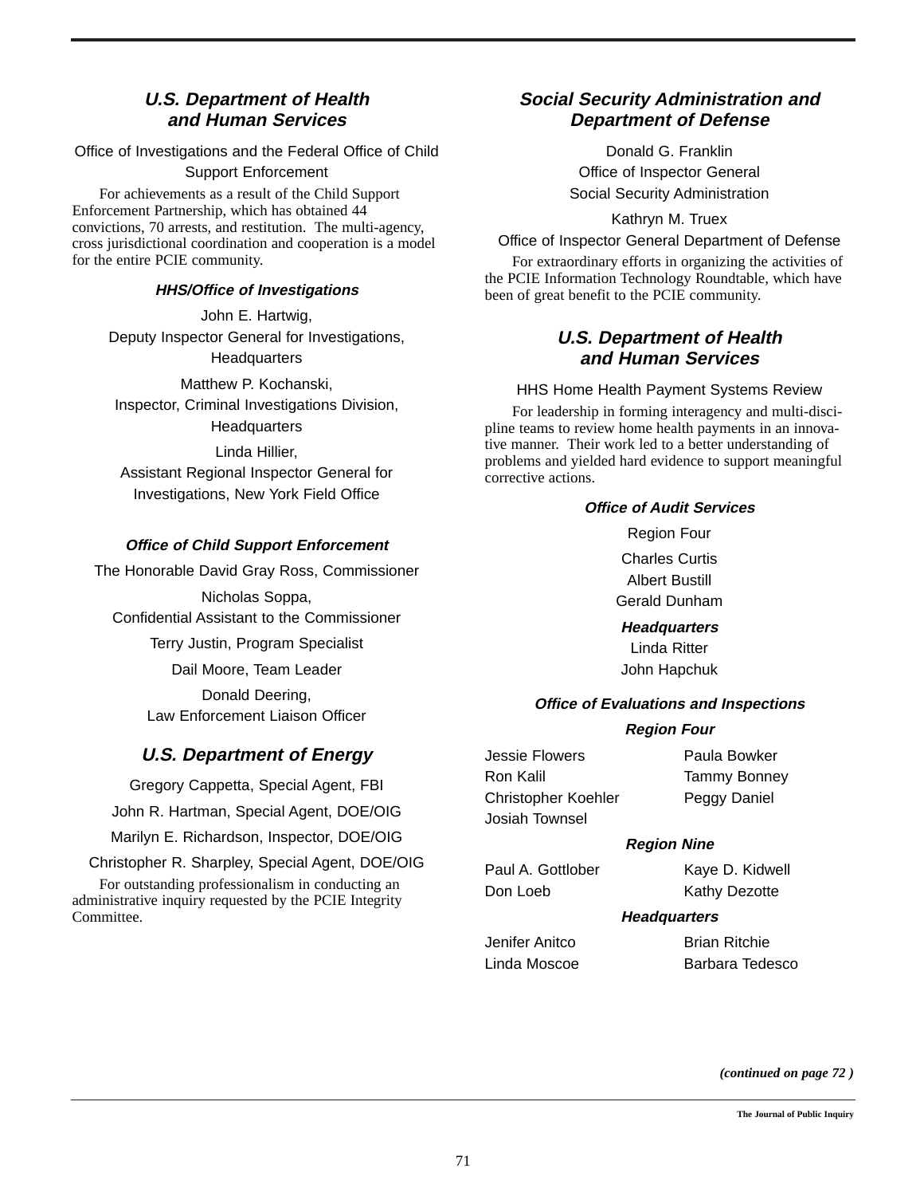### *U.S. Department of Health and Human Services*

Office of Investigations and the Federal Office of Child Support Enforcement

For achievements as a result of the Child Support Enforcement Partnership, which has obtained 44 convictions, 70 arrests, and restitution. The multi-agency, cross jurisdictional coordination and cooperation is a model for the entire PCIE community.

#### *HHS/Office of Investigations*

John E. Hartwig,
Deputy Inspector General for Investigations, Headquarters

Matthew P. Kochanski,
Inspector, Criminal Investigations Division, Headquarters

Linda Hillier,
Assistant Regional Inspector General for Investigations, New York Field Office

#### *Office of Child Support Enforcement*

The Honorable David Gray Ross, Commissioner

Nicholas Soppa,
Confidential Assistant to the Commissioner

Terry Justin, Program Specialist

Dail Moore, Team Leader

Donald Deering,
Law Enforcement Liaison Officer

### *U.S. Department of Energy*

Gregory Cappetta, Special Agent, FBI

John R. Hartman, Special Agent, DOE/OIG

Marilyn E. Richardson, Inspector, DOE/OIG

Christopher R. Sharpley, Special Agent, DOE/OIG

For outstanding professionalism in conducting an administrative inquiry requested by the PCIE Integrity Committee.

### *Social Security Administration and Department of Defense*

Donald G. Franklin
Office of Inspector General
Social Security Administration

Kathryn M. Truex
Office of Inspector General Department of Defense

For extraordinary efforts in organizing the activities of the PCIE Information Technology Roundtable, which have been of great benefit to the PCIE community.

### *U.S. Department of Health and Human Services*

HHS Home Health Payment Systems Review

For leadership in forming interagency and multi-discipline teams to review home health payments in an innovative manner. Their work led to a better understanding of problems and yielded hard evidence to support meaningful corrective actions.

#### *Office of Audit Services*

Region Four

Charles Curtis
Albert Bustill
Gerald Dunham

***Headquarters***

Linda Ritter
John Hapchuk

#### *Office of Evaluations and Inspections*

***Region Four***

Jessie Flowers
Ron Kalil
Christopher Koehler
Josiah Townsel
Paula Bowker
Tammy Bonney
Peggy Daniel

***Region Nine***

Paul A. Gottlober
Don Loeb
Kaye D. Kidwell
Kathy Dezotte

***Headquarters***

Jenifer Anitco
Linda Moscoe
Brian Ritchie
Barbara Tedesco

*(continued on page 72 )*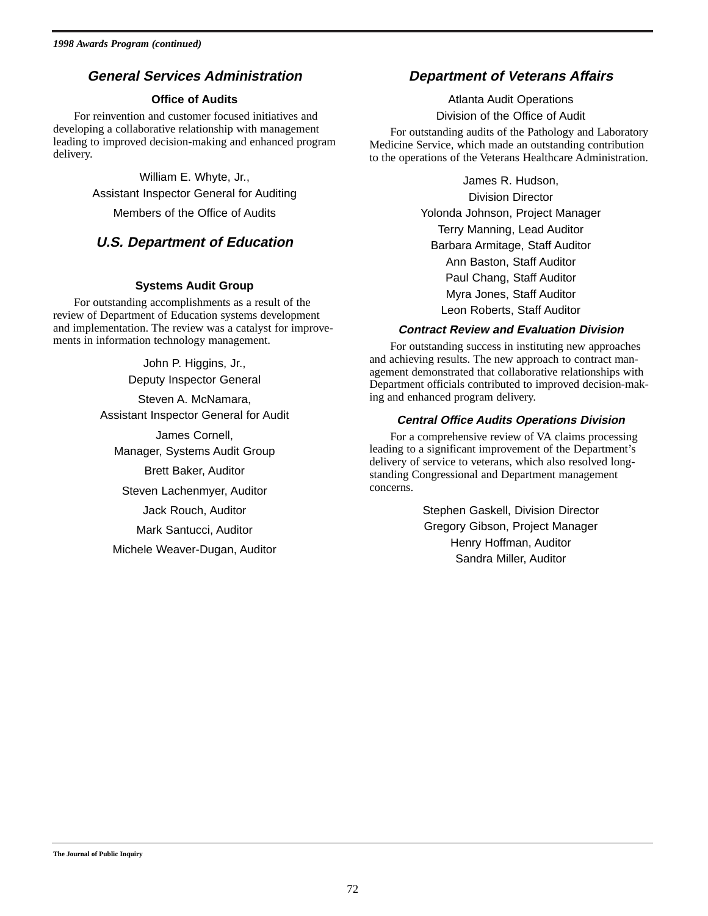*1998 Awards Program (continued)*

## General Services Administration

### Office of Audits

For reinvention and customer focused initiatives and developing a collaborative relationship with management leading to improved decision-making and enhanced program delivery.

William E. Whyte, Jr.,
Assistant Inspector General for Auditing

Members of the Office of Audits

## U.S. Department of Education

### Systems Audit Group

For outstanding accomplishments as a result of the review of Department of Education systems development and implementation. The review was a catalyst for improvements in information technology management.

John P. Higgins, Jr.,
Deputy Inspector General

Steven A. McNamara,
Assistant Inspector General for Audit

James Cornell,
Manager, Systems Audit Group

Brett Baker, Auditor

Steven Lachenmyer, Auditor

Jack Rouch, Auditor

Mark Santucci, Auditor

Michele Weaver-Dugan, Auditor

## Department of Veterans Affairs

Atlanta Audit Operations
Division of the Office of Audit

For outstanding audits of the Pathology and Laboratory Medicine Service, which made an outstanding contribution to the operations of the Veterans Healthcare Administration.

James R. Hudson,
Division Director
Yolonda Johnson, Project Manager
Terry Manning, Lead Auditor
Barbara Armitage, Staff Auditor
Ann Baston, Staff Auditor
Paul Chang, Staff Auditor
Myra Jones, Staff Auditor
Leon Roberts, Staff Auditor

### *Contract Review and Evaluation Division*

For outstanding success in instituting new approaches and achieving results. The new approach to contract management demonstrated that collaborative relationships with Department officials contributed to improved decision-making and enhanced program delivery.

### *Central Office Audits Operations Division*

For a comprehensive review of VA claims processing leading to a significant improvement of the Department's delivery of service to veterans, which also resolved long-standing Congressional and Department management concerns.

Stephen Gaskell, Division Director
Gregory Gibson, Project Manager
Henry Hoffman, Auditor
Sandra Miller, Auditor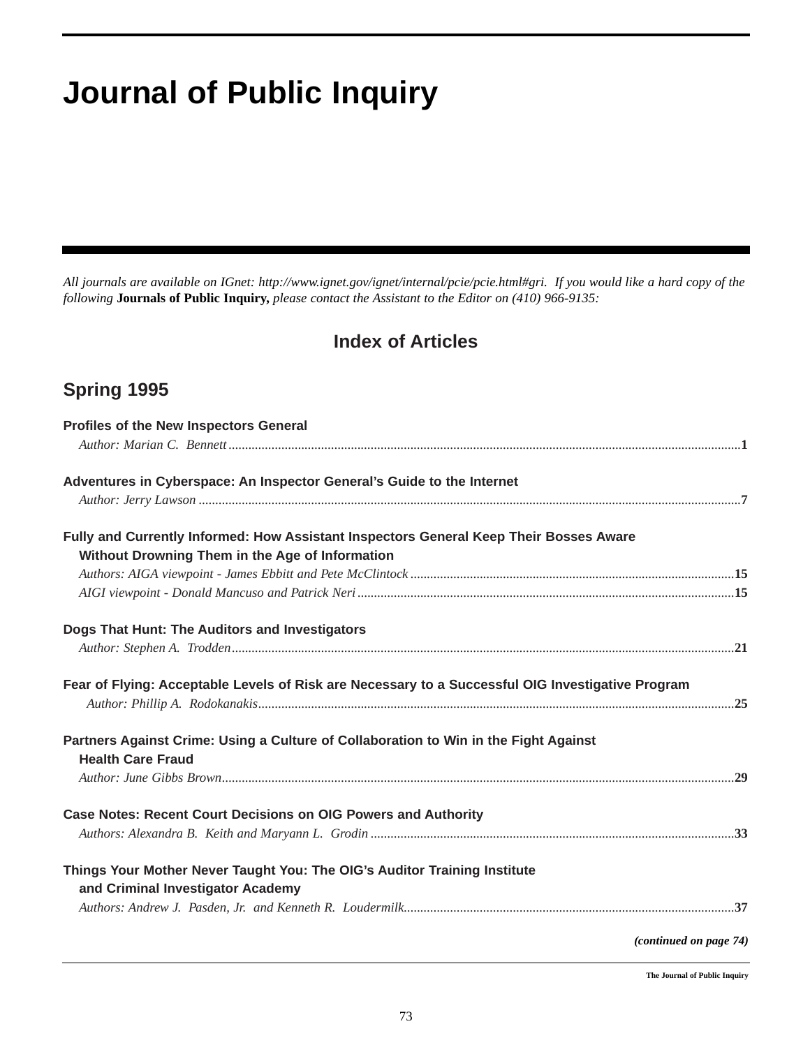# Journal of Public Inquiry

*All journals are available on IGnet: http://www.ignet.gov/ignet/internal/pcie/pcie.html#gri. If you would like a hard copy of the following* **Journals of Public Inquiry,** *please contact the Assistant to the Editor on (410) 966-9135:*

## Index of Articles

### Spring 1995

**Profiles of the New Inspectors General**
*Author: Marian C. Bennett* ........................................ **1**

**Adventures in Cyberspace: An Inspector General's Guide to the Internet**
*Author: Jerry Lawson* ........................................ **7**

**Fully and Currently Informed: How Assistant Inspectors General Keep Their Bosses Aware Without Drowning Them in the Age of Information**
*Authors: AIGA viewpoint - James Ebbitt and Pete McClintock* ........................................ **15**
*AIGI viewpoint - Donald Mancuso and Patrick Neri* ........................................ **15**

**Dogs That Hunt: The Auditors and Investigators**
*Author: Stephen A. Trodden* ........................................ **21**

**Fear of Flying: Acceptable Levels of Risk are Necessary to a Successful OIG Investigative Program**
*Author: Phillip A. Rodokanakis* ........................................ **25**

**Partners Against Crime: Using a Culture of Collaboration to Win in the Fight Against Health Care Fraud**
*Author: June Gibbs Brown* ........................................ **29**

**Case Notes: Recent Court Decisions on OIG Powers and Authority**
*Authors: Alexandra B. Keith and Maryann L. Grodin* ........................................ **33**

**Things Your Mother Never Taught You: The OIG's Auditor Training Institute and Criminal Investigator Academy**
*Authors: Andrew J. Pasden, Jr. and Kenneth R. Loudermilk* ........................................ **37**

***(continued on page 74)***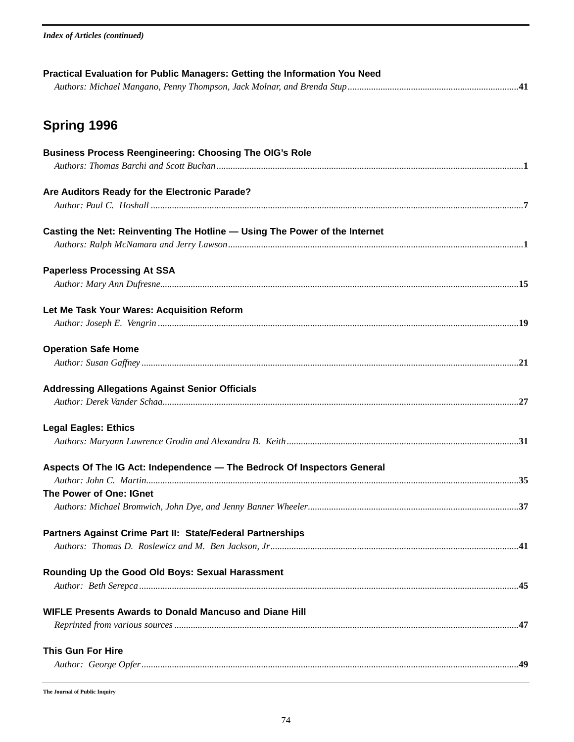**Practical Evaluation for Public Managers: Getting the Information You Need**
*Authors: Michael Mangano, Penny Thompson, Jack Molnar, and Brenda Stup*........................................................................**41**

## Spring 1996

**Business Process Reengineering: Choosing The OIG's Role**
*Authors: Thomas Barchi and Scott Buchan*.................................................................................................................................**1**

**Are Auditors Ready for the Electronic Parade?**
*Author: Paul C. Hoshall* .............................................................................................................................................................**7**

**Casting the Net: Reinventing The Hotline — Using The Power of the Internet**
*Authors: Ralph McNamara and Jerry Lawson*............................................................................................................................**1**

**Paperless Processing At SSA**
*Author: Mary Ann Dufresne*.......................................................................................................................................................**15**

**Let Me Task Your Wares: Acquisition Reform**
*Author: Joseph E. Vengrin* ........................................................................................................................................................**19**

**Operation Safe Home**
*Author: Susan Gaffney* ...............................................................................................................................................................**21**

**Addressing Allegations Against Senior Officials**
*Author: Derek Vander Schaa*......................................................................................................................................................**27**

**Legal Eagles: Ethics**
*Authors: Maryann Lawrence Grodin and Alexandra B. Keith*..................................................................................................**31**

**Aspects Of The IG Act: Independence — The Bedrock Of Inspectors General**
*Author: John C. Martin*..............................................................................................................................................................**35**

**The Power of One: IGnet**
*Authors: Michael Bromwich, John Dye, and Jenny Banner Wheeler*.........................................................................................**37**

**Partners Against Crime Part II: State/Federal Partnerships**
*Authors: Thomas D. Roslewicz and M. Ben Jackson, Jr*.........................................................................................................**41**

**Rounding Up the Good Old Boys: Sexual Harassment**
*Author: Beth Serepca*.................................................................................................................................................................**45**

**WIFLE Presents Awards to Donald Mancuso and Diane Hill**
*Reprinted from various sources* .................................................................................................................................................**47**

**This Gun For Hire**
*Author: George Opfer*................................................................................................................................................................**49**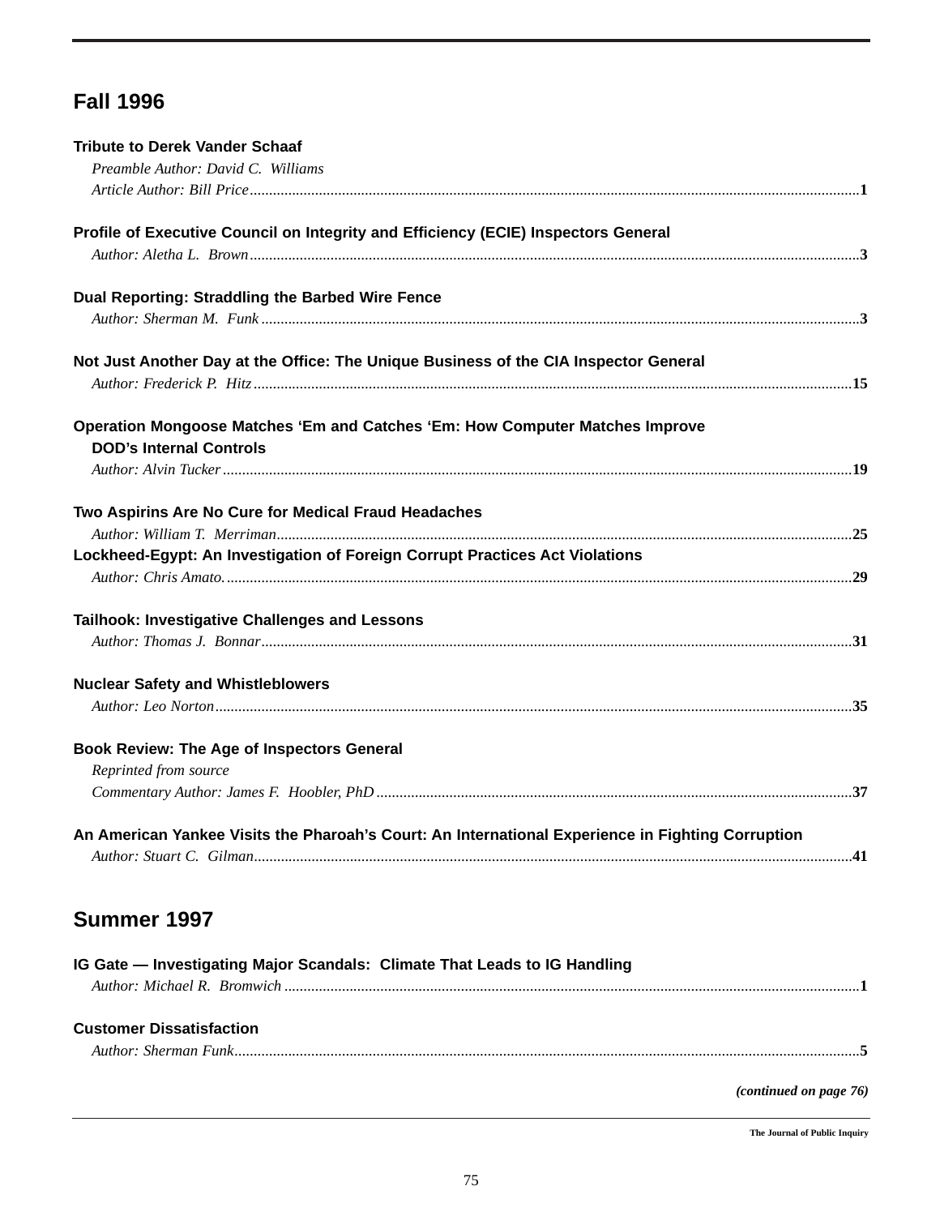## Fall 1996

**Tribute to Derek Vander Schaaf**
*Preamble Author: David C. Williams*
*Article Author: Bill Price*............................................................................................................................................................**1**

**Profile of Executive Council on Integrity and Efficiency (ECIE) Inspectors General**
*Author: Aletha L. Brown*............................................................................................................................................................**3**

**Dual Reporting: Straddling the Barbed Wire Fence**
*Author: Sherman M. Funk* ..........................................................................................................................................................**3**

**Not Just Another Day at the Office: The Unique Business of the CIA Inspector General**
*Author: Frederick P. Hitz*..........................................................................................................................................................**15**

**Operation Mongoose Matches 'Em and Catches 'Em: How Computer Matches Improve DOD's Internal Controls**
*Author: Alvin Tucker*..................................................................................................................................................................**19**

**Two Aspirins Are No Cure for Medical Fraud Headaches**
*Author: William T. Merriman*....................................................................................................................................................**25**

**Lockheed-Egypt: An Investigation of Foreign Corrupt Practices Act Violations**
*Author: Chris Amato.*.................................................................................................................................................................**29**

**Tailhook: Investigative Challenges and Lessons**
*Author: Thomas J. Bonnar*........................................................................................................................................................**31**

**Nuclear Safety and Whistleblowers**
*Author: Leo Norton*...................................................................................................................................................................**35**

**Book Review: The Age of Inspectors General**
*Reprinted from source*
*Commentary Author: James F. Hoobler, PhD*..........................................................................................................................**37**

**An American Yankee Visits the Pharoah's Court: An International Experience in Fighting Corruption**
*Author: Stuart C. Gilman*..........................................................................................................................................................**41**

## Summer 1997

**IG Gate — Investigating Major Scandals: Climate That Leads to IG Handling**
*Author: Michael R. Bromwich* ...................................................................................................................................................**1**

**Customer Dissatisfaction**
*Author: Sherman Funk*...............................................................................................................................................................**5**

***(continued on page 76)***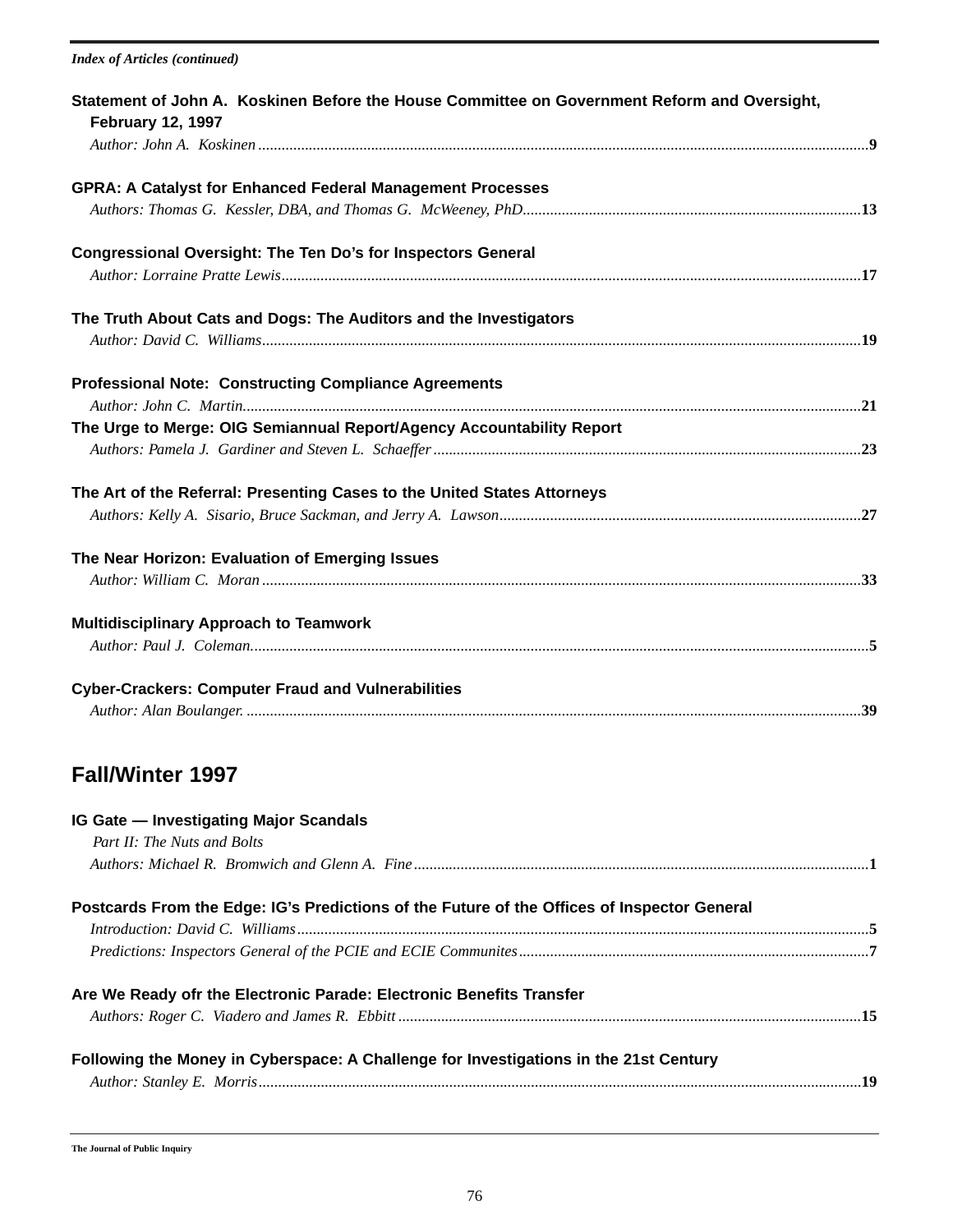*Index of Articles (continued)*

**Statement of John A. Koskinen Before the House Committee on Government Reform and Oversight, February 12, 1997**

*Author: John A. Koskinen* ........ **9**

**GPRA: A Catalyst for Enhanced Federal Management Processes**

*Authors: Thomas G. Kessler, DBA, and Thomas G. McWeeney, PhD* ........ **13**

**Congressional Oversight: The Ten Do's for Inspectors General**

*Author: Lorraine Pratte Lewis* ........ **17**

**The Truth About Cats and Dogs: The Auditors and the Investigators**

*Author: David C. Williams* ........ **19**

**Professional Note: Constructing Compliance Agreements**

*Author: John C. Martin* ........ **21**

**The Urge to Merge: OIG Semiannual Report/Agency Accountability Report**

*Authors: Pamela J. Gardiner and Steven L. Schaeffer* ........ **23**

**The Art of the Referral: Presenting Cases to the United States Attorneys**

*Authors: Kelly A. Sisario, Bruce Sackman, and Jerry A. Lawson* ........ **27**

**The Near Horizon: Evaluation of Emerging Issues**

*Author: William C. Moran* ........ **33**

**Multidisciplinary Approach to Teamwork**

*Author: Paul J. Coleman* ........ **5**

**Cyber-Crackers: Computer Fraud and Vulnerabilities**

*Author: Alan Boulanger* ........ **39**

## Fall/Winter 1997

**IG Gate — Investigating Major Scandals**

*Part II: The Nuts and Bolts*

*Authors: Michael R. Bromwich and Glenn A. Fine* ........ **1**

**Postcards From the Edge: IG's Predictions of the Future of the Offices of Inspector General**

*Introduction: David C. Williams* ........ **5**

*Predictions: Inspectors General of the PCIE and ECIE Communites* ........ **7**

**Are We Ready ofr the Electronic Parade: Electronic Benefits Transfer**

*Authors: Roger C. Viadero and James R. Ebbitt* ........ **15**

**Following the Money in Cyberspace: A Challenge for Investigations in the 21st Century**

*Author: Stanley E. Morris* ........ **19**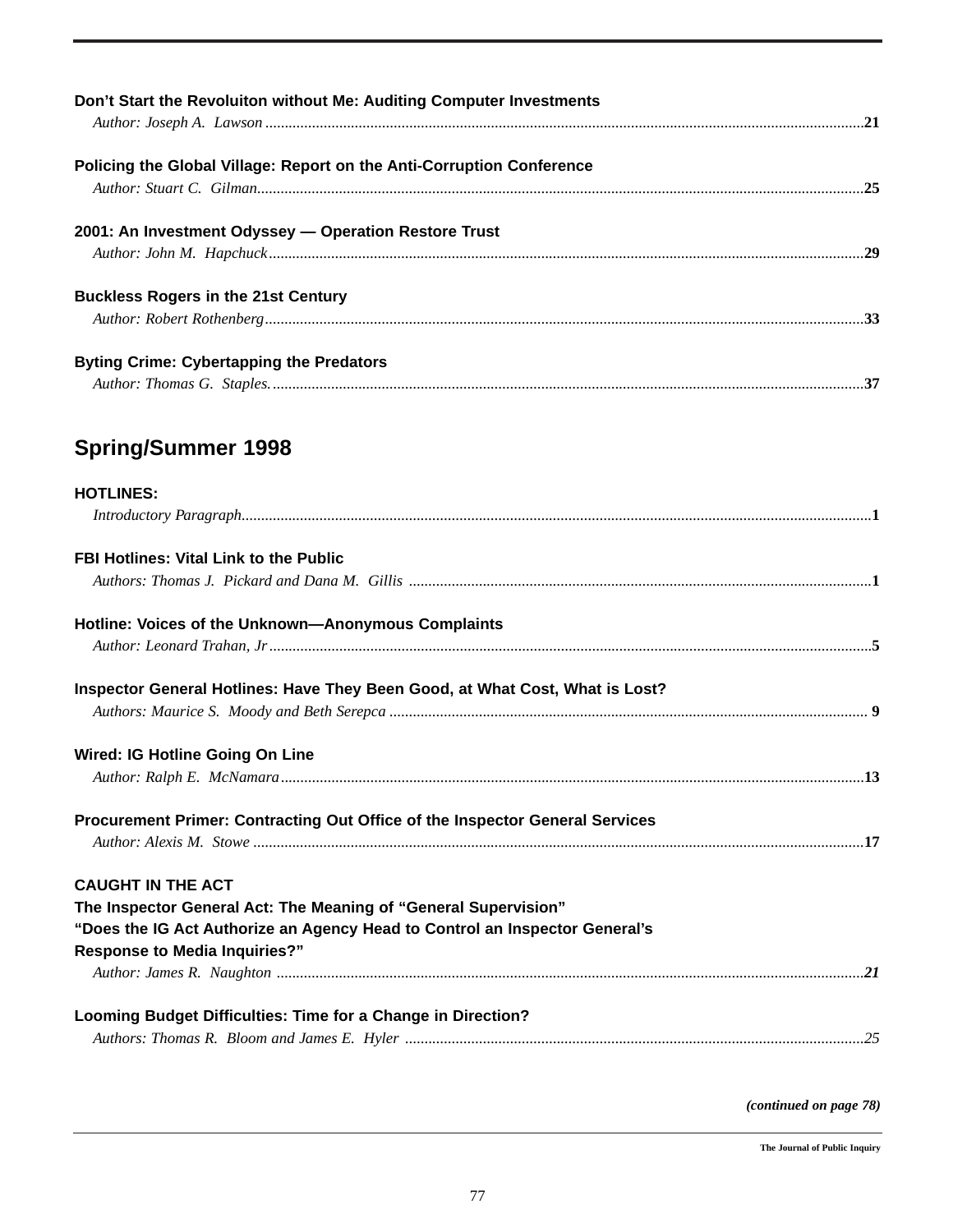**Don’t Start the Revoluiton without Me: Auditing Computer Investments**

*Author: Joseph A. Lawson* ........................................................................................ **21**

**Policing the Global Village: Report on the Anti-Corruption Conference**

*Author: Stuart C. Gilman*........................................................................................ **25**

**2001: An Investment Odyssey — Operation Restore Trust**

*Author: John M. Hapchuck*........................................................................................ **29**

**Buckless Rogers in the 21st Century**

*Author: Robert Rothenberg*........................................................................................ **33**

**Byting Crime: Cybertapping the Predators**

*Author: Thomas G. Staples.*........................................................................................ **37**

## Spring/Summer 1998

**HOTLINES:**

*Introductory Paragraph*........................................................................................ **1**

**FBI Hotlines: Vital Link to the Public**

*Authors: Thomas J. Pickard and Dana M. Gillis* ........................................................................................ **1**

**Hotline: Voices of the Unknown—Anonymous Complaints**

*Author: Leonard Trahan, Jr*........................................................................................ **5**

**Inspector General Hotlines: Have They Been Good, at What Cost, What is Lost?**

*Authors: Maurice S. Moody and Beth Serepca* ........................................................................................ **9**

**Wired: IG Hotline Going On Line**

*Author: Ralph E. McNamara*........................................................................................ **13**

**Procurement Primer: Contracting Out Office of the Inspector General Services**

*Author: Alexis M. Stowe* ........................................................................................ **17**

**CAUGHT IN THE ACT**
**The Inspector General Act: The Meaning of “General Supervision”**
**“Does the IG Act Authorize an Agency Head to Control an Inspector General’s Response to Media Inquiries?”**

*Author: James R. Naughton* ........................................................................................ ***21***

**Looming Budget Difficulties: Time for a Change in Direction?**

*Authors: Thomas R. Bloom and James E. Hyler* ........................................................................................ *25*

***(continued on page 78)***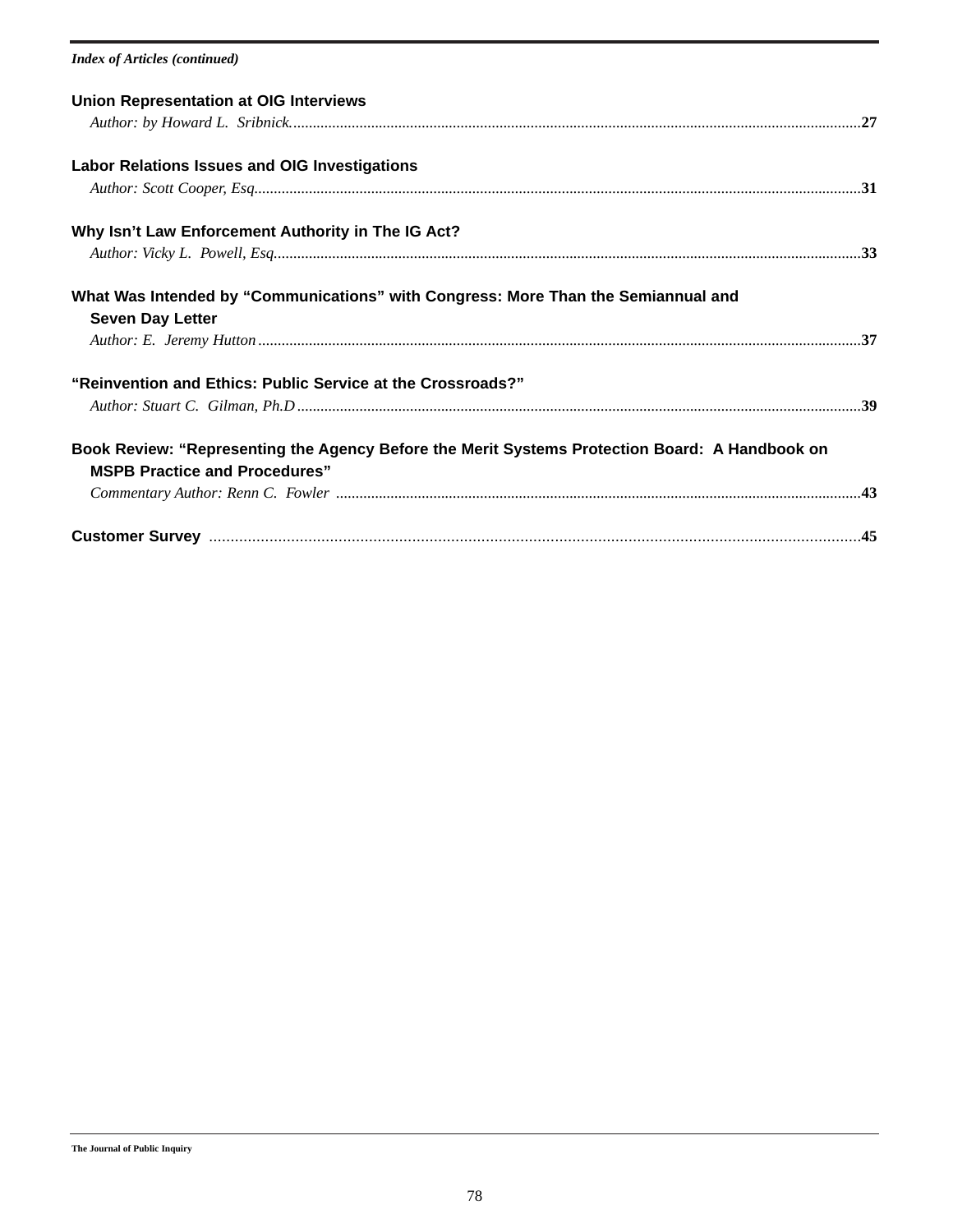*Index of Articles (continued)*

**Union Representation at OIG Interviews**
*Author: by Howard L. Sribnick.*..........27

**Labor Relations Issues and OIG Investigations**
*Author: Scott Cooper, Esq.*..........31

**Why Isn't Law Enforcement Authority in The IG Act?**
*Author: Vicky L. Powell, Esq.*..........33

**What Was Intended by "Communications" with Congress: More Than the Semiannual and Seven Day Letter**
*Author: E. Jeremy Hutton*..........37

**"Reinvention and Ethics: Public Service at the Crossroads?"**
*Author: Stuart C. Gilman, Ph.D*..........39

**Book Review: "Representing the Agency Before the Merit Systems Protection Board: A Handbook on MSPB Practice and Procedures"**
*Commentary Author: Renn C. Fowler*..........43

**Customer Survey**..........45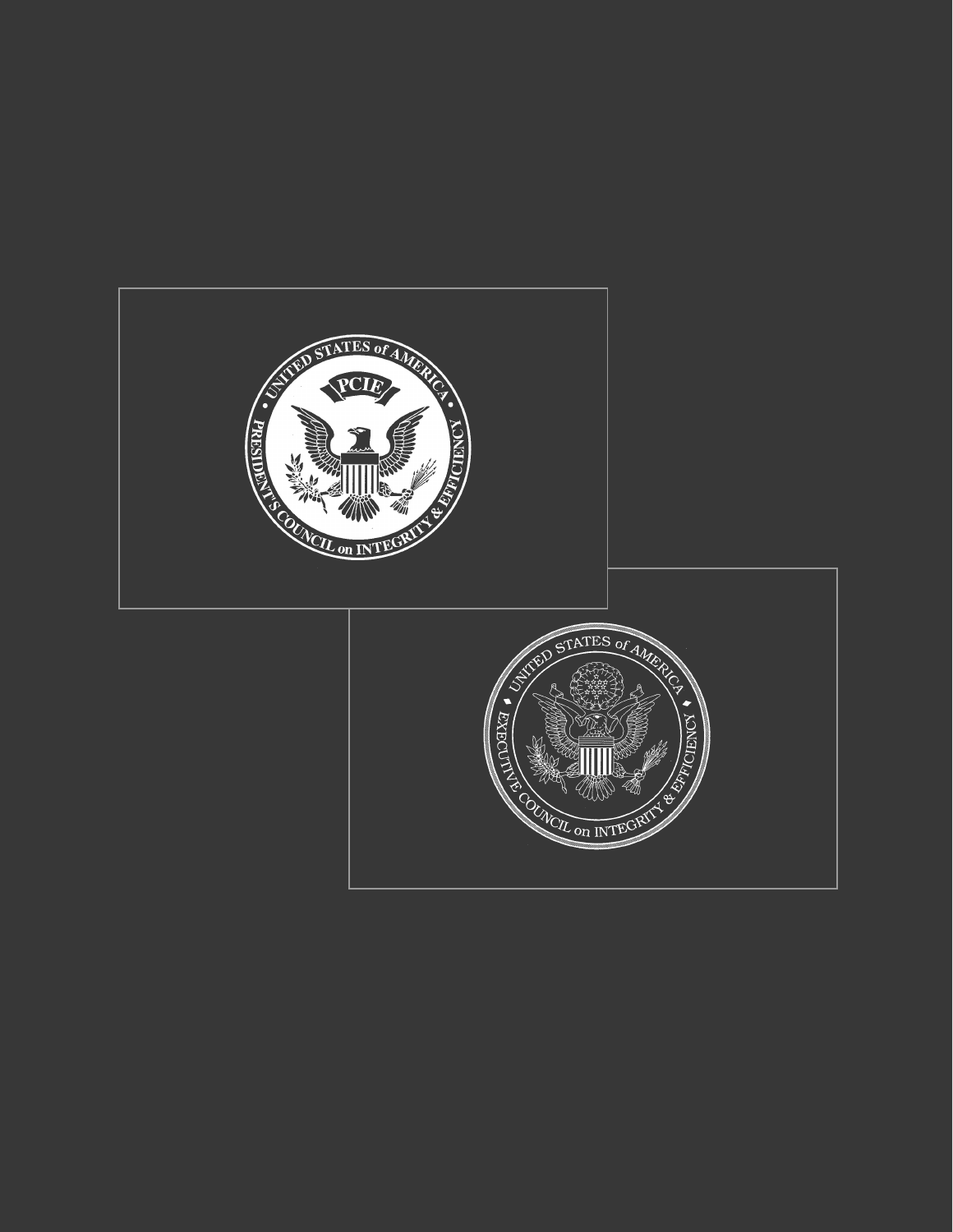UNITED STATES of AMERICA

PCIE

PRESIDENT'S COUNCIL on INTEGRITY & EFFICIENCY

UNITED STATES of AMERICA

EXECUTIVE COUNCIL on INTEGRITY & EFFICIENCY